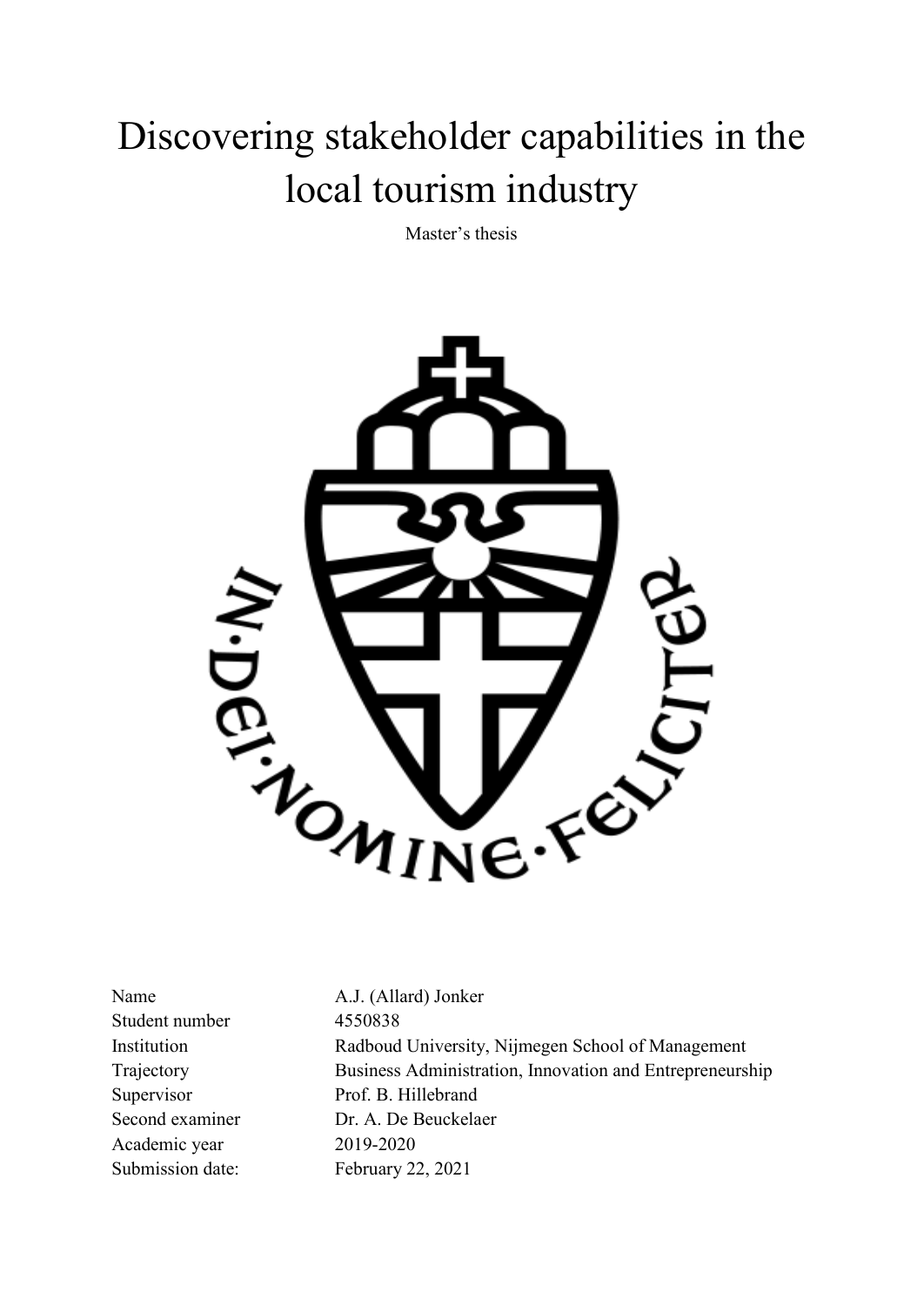# Discovering stakeholder capabilities in the local tourism industry

Master's thesis

| | |
|---|---|
| Name | A.J. (Allard) Jonker |
| Student number | 4550838 |
| Institution | Radboud University, Nijmegen School of Management |
| Trajectory | Business Administration, Innovation and Entrepreneurship |
| Supervisor | Prof. B. Hillebrand |
| Second examiner | Dr. A. De Beuckelaer |
| Academic year | 2019-2020 |
| Submission date: | February 22, 2021 |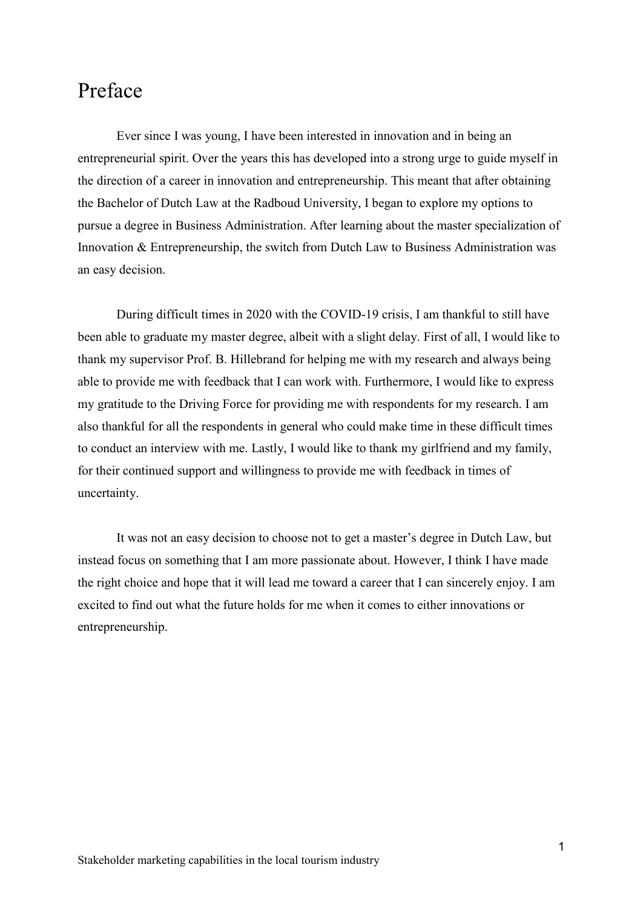# Preface

Ever since I was young, I have been interested in innovation and in being an entrepreneurial spirit. Over the years this has developed into a strong urge to guide myself in the direction of a career in innovation and entrepreneurship. This meant that after obtaining the Bachelor of Dutch Law at the Radboud University, I began to explore my options to pursue a degree in Business Administration. After learning about the master specialization of Innovation & Entrepreneurship, the switch from Dutch Law to Business Administration was an easy decision.

During difficult times in 2020 with the COVID-19 crisis, I am thankful to still have been able to graduate my master degree, albeit with a slight delay. First of all, I would like to thank my supervisor Prof. B. Hillebrand for helping me with my research and always being able to provide me with feedback that I can work with. Furthermore, I would like to express my gratitude to the Driving Force for providing me with respondents for my research. I am also thankful for all the respondents in general who could make time in these difficult times to conduct an interview with me. Lastly, I would like to thank my girlfriend and my family, for their continued support and willingness to provide me with feedback in times of uncertainty.

It was not an easy decision to choose not to get a master's degree in Dutch Law, but instead focus on something that I am more passionate about. However, I think I have made the right choice and hope that it will lead me toward a career that I can sincerely enjoy. I am excited to find out what the future holds for me when it comes to either innovations or entrepreneurship.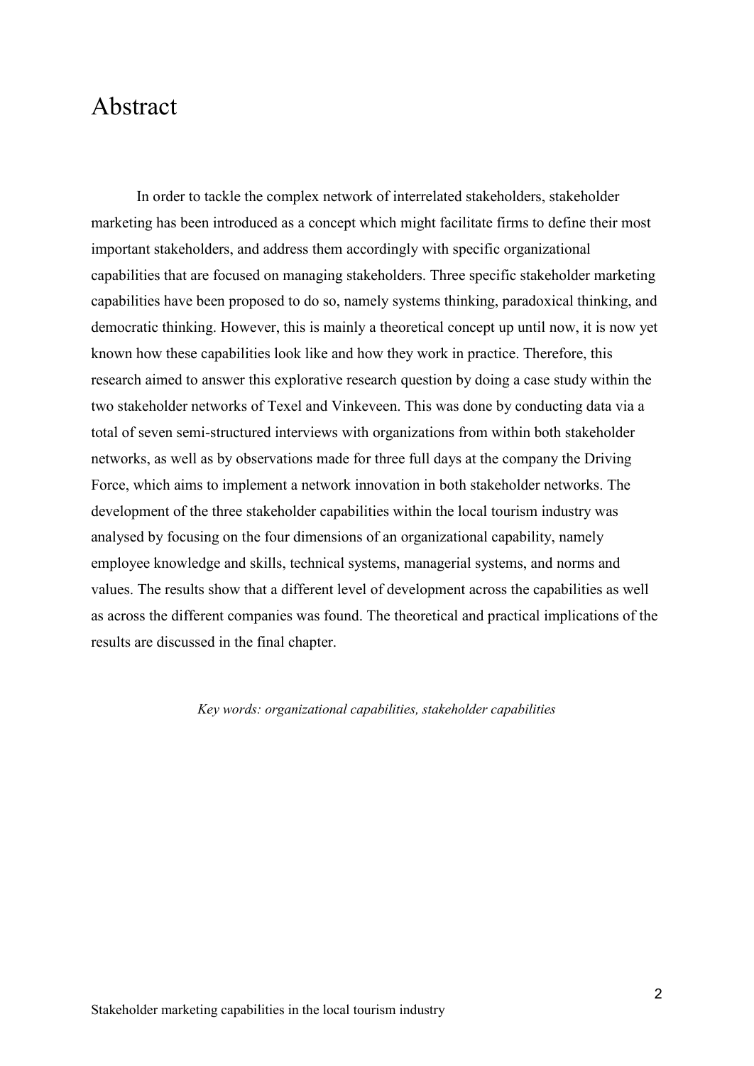# Abstract

In order to tackle the complex network of interrelated stakeholders, stakeholder marketing has been introduced as a concept which might facilitate firms to define their most important stakeholders, and address them accordingly with specific organizational capabilities that are focused on managing stakeholders. Three specific stakeholder marketing capabilities have been proposed to do so, namely systems thinking, paradoxical thinking, and democratic thinking. However, this is mainly a theoretical concept up until now, it is now yet known how these capabilities look like and how they work in practice. Therefore, this research aimed to answer this explorative research question by doing a case study within the two stakeholder networks of Texel and Vinkeveen. This was done by conducting data via a total of seven semi-structured interviews with organizations from within both stakeholder networks, as well as by observations made for three full days at the company the Driving Force, which aims to implement a network innovation in both stakeholder networks. The development of the three stakeholder capabilities within the local tourism industry was analysed by focusing on the four dimensions of an organizational capability, namely employee knowledge and skills, technical systems, managerial systems, and norms and values. The results show that a different level of development across the capabilities as well as across the different companies was found. The theoretical and practical implications of the results are discussed in the final chapter.

*Key words: organizational capabilities, stakeholder capabilities*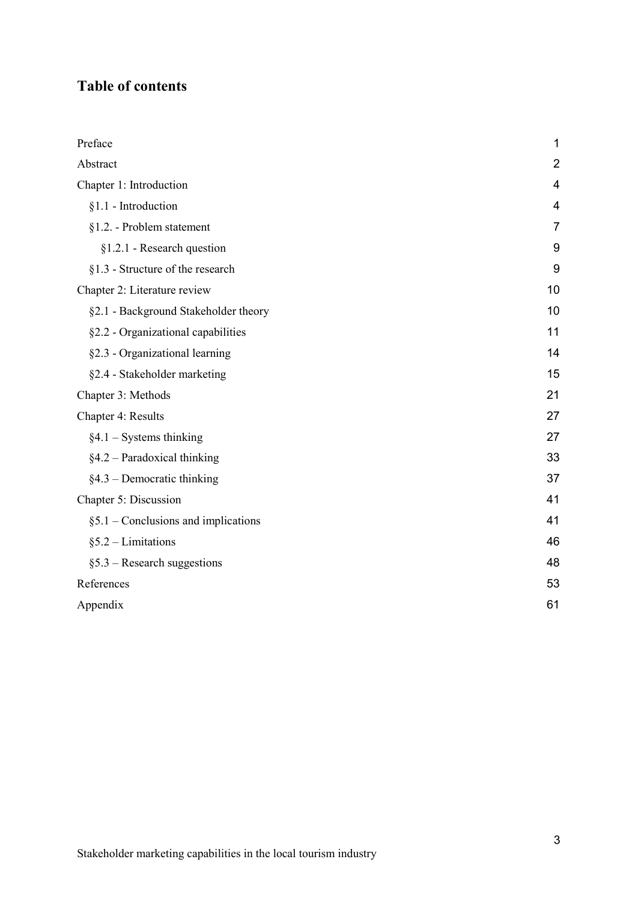## Table of contents

| | |
|---|---|
| Preface | 1 |
| Abstract | 2 |
| Chapter 1: Introduction | 4 |
| §1.1 - Introduction | 4 |
| §1.2. - Problem statement | 7 |
| §1.2.1 - Research question | 9 |
| §1.3 - Structure of the research | 9 |
| Chapter 2: Literature review | 10 |
| §2.1 - Background Stakeholder theory | 10 |
| §2.2 - Organizational capabilities | 11 |
| §2.3 - Organizational learning | 14 |
| §2.4 - Stakeholder marketing | 15 |
| Chapter 3: Methods | 21 |
| Chapter 4: Results | 27 |
| §4.1 – Systems thinking | 27 |
| §4.2 – Paradoxical thinking | 33 |
| §4.3 – Democratic thinking | 37 |
| Chapter 5: Discussion | 41 |
| §5.1 – Conclusions and implications | 41 |
| §5.2 – Limitations | 46 |
| §5.3 – Research suggestions | 48 |
| References | 53 |
| Appendix | 61 |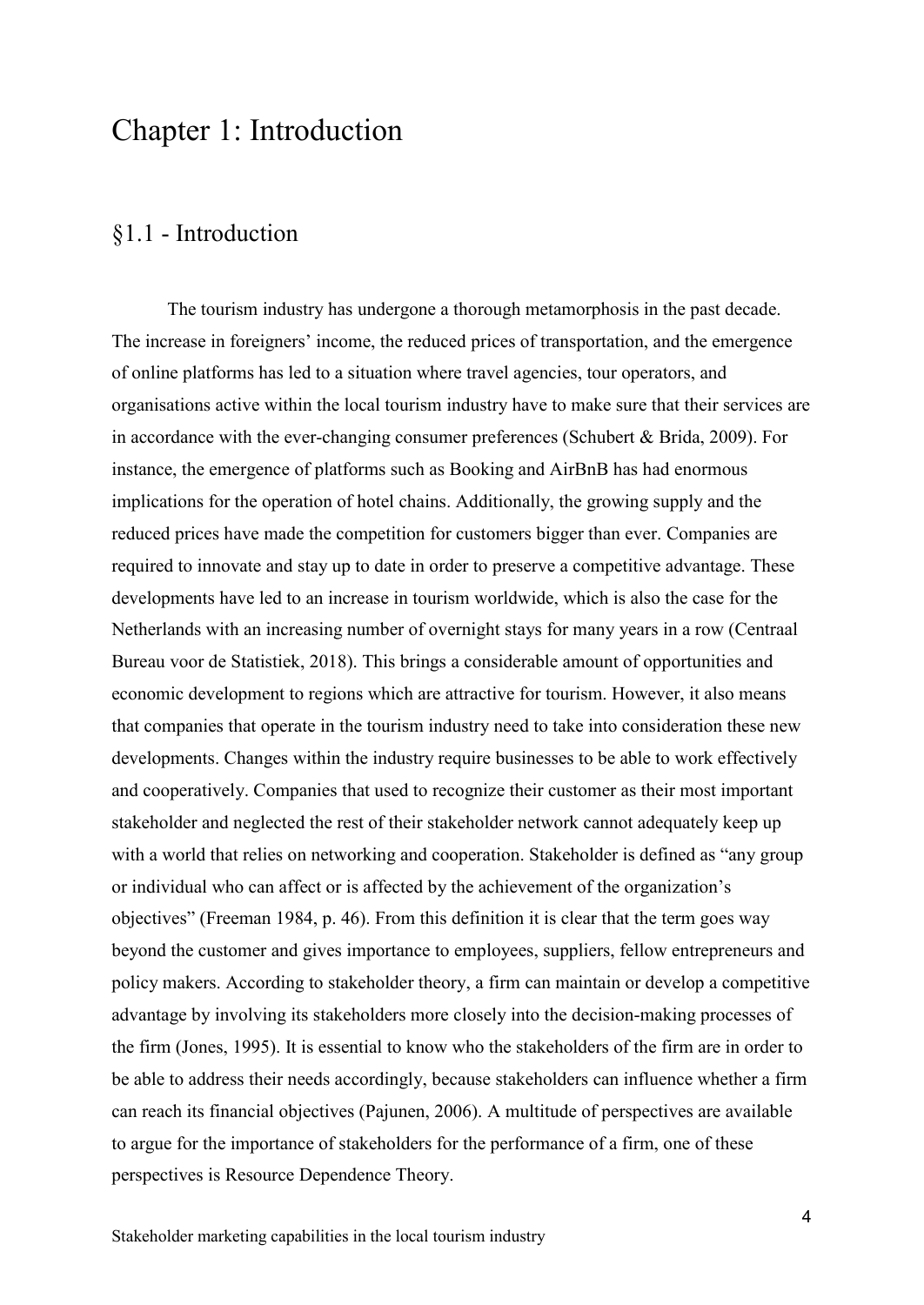# Chapter 1: Introduction

## §1.1 - Introduction

The tourism industry has undergone a thorough metamorphosis in the past decade. The increase in foreigners' income, the reduced prices of transportation, and the emergence of online platforms has led to a situation where travel agencies, tour operators, and organisations active within the local tourism industry have to make sure that their services are in accordance with the ever-changing consumer preferences (Schubert & Brida, 2009). For instance, the emergence of platforms such as Booking and AirBnB has had enormous implications for the operation of hotel chains. Additionally, the growing supply and the reduced prices have made the competition for customers bigger than ever. Companies are required to innovate and stay up to date in order to preserve a competitive advantage. These developments have led to an increase in tourism worldwide, which is also the case for the Netherlands with an increasing number of overnight stays for many years in a row (Centraal Bureau voor de Statistiek, 2018). This brings a considerable amount of opportunities and economic development to regions which are attractive for tourism. However, it also means that companies that operate in the tourism industry need to take into consideration these new developments. Changes within the industry require businesses to be able to work effectively and cooperatively. Companies that used to recognize their customer as their most important stakeholder and neglected the rest of their stakeholder network cannot adequately keep up with a world that relies on networking and cooperation. Stakeholder is defined as "any group or individual who can affect or is affected by the achievement of the organization's objectives" (Freeman 1984, p. 46). From this definition it is clear that the term goes way beyond the customer and gives importance to employees, suppliers, fellow entrepreneurs and policy makers. According to stakeholder theory, a firm can maintain or develop a competitive advantage by involving its stakeholders more closely into the decision-making processes of the firm (Jones, 1995). It is essential to know who the stakeholders of the firm are in order to be able to address their needs accordingly, because stakeholders can influence whether a firm can reach its financial objectives (Pajunen, 2006). A multitude of perspectives are available to argue for the importance of stakeholders for the performance of a firm, one of these perspectives is Resource Dependence Theory.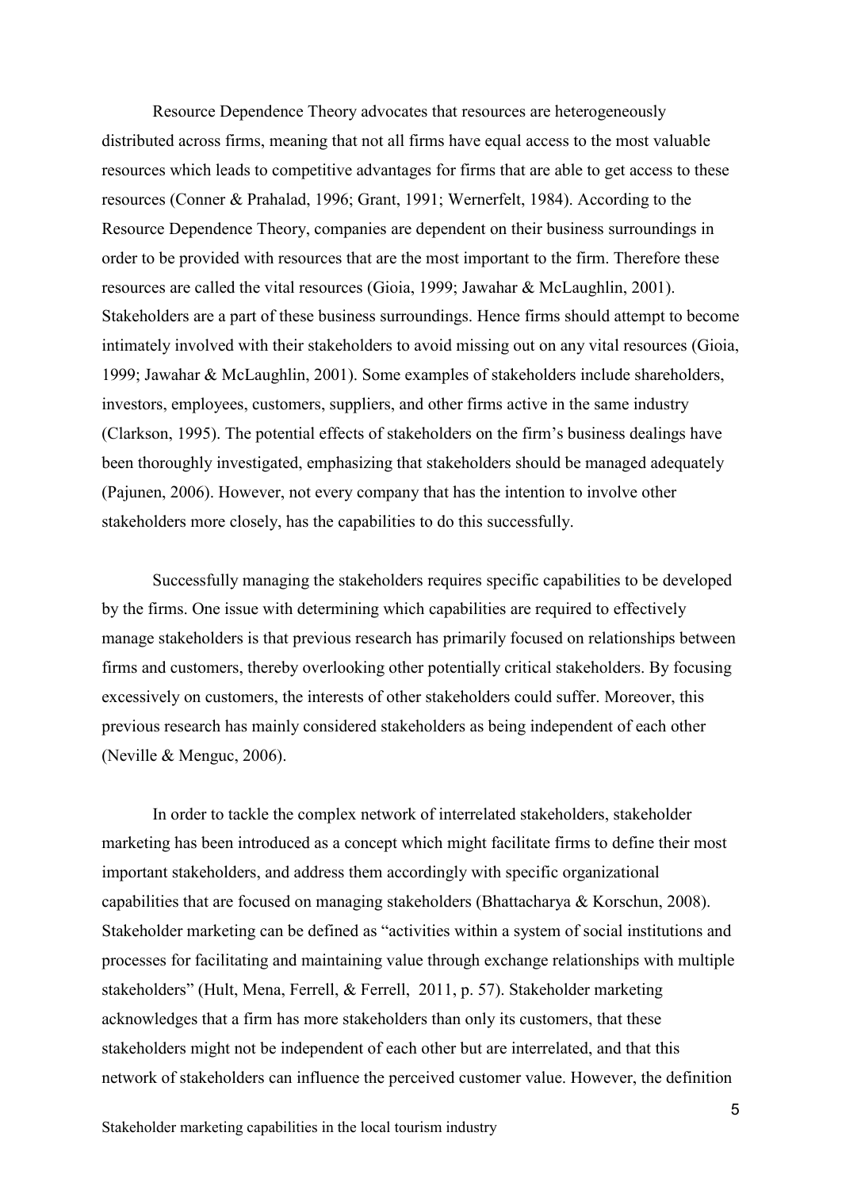Resource Dependence Theory advocates that resources are heterogeneously distributed across firms, meaning that not all firms have equal access to the most valuable resources which leads to competitive advantages for firms that are able to get access to these resources (Conner & Prahalad, 1996; Grant, 1991; Wernerfelt, 1984). According to the Resource Dependence Theory, companies are dependent on their business surroundings in order to be provided with resources that are the most important to the firm. Therefore these resources are called the vital resources (Gioia, 1999; Jawahar & McLaughlin, 2001). Stakeholders are a part of these business surroundings. Hence firms should attempt to become intimately involved with their stakeholders to avoid missing out on any vital resources (Gioia, 1999; Jawahar & McLaughlin, 2001). Some examples of stakeholders include shareholders, investors, employees, customers, suppliers, and other firms active in the same industry (Clarkson, 1995). The potential effects of stakeholders on the firm's business dealings have been thoroughly investigated, emphasizing that stakeholders should be managed adequately (Pajunen, 2006). However, not every company that has the intention to involve other stakeholders more closely, has the capabilities to do this successfully.

Successfully managing the stakeholders requires specific capabilities to be developed by the firms. One issue with determining which capabilities are required to effectively manage stakeholders is that previous research has primarily focused on relationships between firms and customers, thereby overlooking other potentially critical stakeholders. By focusing excessively on customers, the interests of other stakeholders could suffer. Moreover, this previous research has mainly considered stakeholders as being independent of each other (Neville & Menguc, 2006).

In order to tackle the complex network of interrelated stakeholders, stakeholder marketing has been introduced as a concept which might facilitate firms to define their most important stakeholders, and address them accordingly with specific organizational capabilities that are focused on managing stakeholders (Bhattacharya & Korschun, 2008). Stakeholder marketing can be defined as "activities within a system of social institutions and processes for facilitating and maintaining value through exchange relationships with multiple stakeholders" (Hult, Mena, Ferrell, & Ferrell, 2011, p. 57). Stakeholder marketing acknowledges that a firm has more stakeholders than only its customers, that these stakeholders might not be independent of each other but are interrelated, and that this network of stakeholders can influence the perceived customer value. However, the definition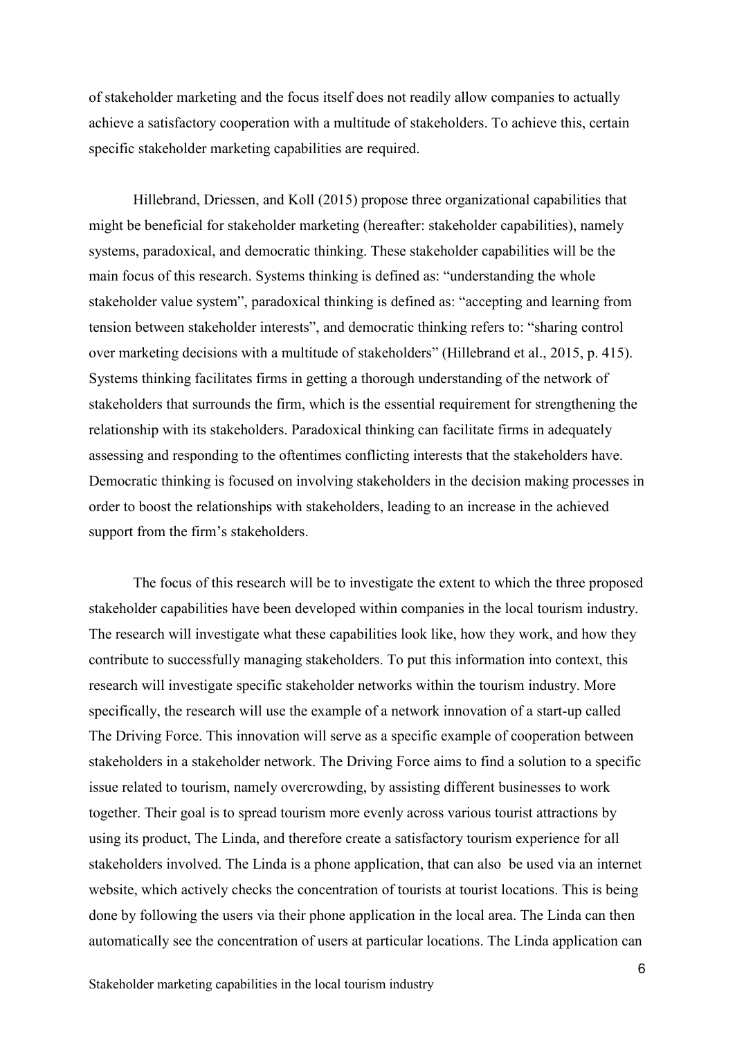of stakeholder marketing and the focus itself does not readily allow companies to actually achieve a satisfactory cooperation with a multitude of stakeholders. To achieve this, certain specific stakeholder marketing capabilities are required.

Hillebrand, Driessen, and Koll (2015) propose three organizational capabilities that might be beneficial for stakeholder marketing (hereafter: stakeholder capabilities), namely systems, paradoxical, and democratic thinking. These stakeholder capabilities will be the main focus of this research. Systems thinking is defined as: "understanding the whole stakeholder value system", paradoxical thinking is defined as: "accepting and learning from tension between stakeholder interests", and democratic thinking refers to: "sharing control over marketing decisions with a multitude of stakeholders" (Hillebrand et al., 2015, p. 415). Systems thinking facilitates firms in getting a thorough understanding of the network of stakeholders that surrounds the firm, which is the essential requirement for strengthening the relationship with its stakeholders. Paradoxical thinking can facilitate firms in adequately assessing and responding to the oftentimes conflicting interests that the stakeholders have. Democratic thinking is focused on involving stakeholders in the decision making processes in order to boost the relationships with stakeholders, leading to an increase in the achieved support from the firm's stakeholders.

The focus of this research will be to investigate the extent to which the three proposed stakeholder capabilities have been developed within companies in the local tourism industry. The research will investigate what these capabilities look like, how they work, and how they contribute to successfully managing stakeholders. To put this information into context, this research will investigate specific stakeholder networks within the tourism industry. More specifically, the research will use the example of a network innovation of a start-up called The Driving Force. This innovation will serve as a specific example of cooperation between stakeholders in a stakeholder network. The Driving Force aims to find a solution to a specific issue related to tourism, namely overcrowding, by assisting different businesses to work together. Their goal is to spread tourism more evenly across various tourist attractions by using its product, The Linda, and therefore create a satisfactory tourism experience for all stakeholders involved. The Linda is a phone application, that can also be used via an internet website, which actively checks the concentration of tourists at tourist locations. This is being done by following the users via their phone application in the local area. The Linda can then automatically see the concentration of users at particular locations. The Linda application can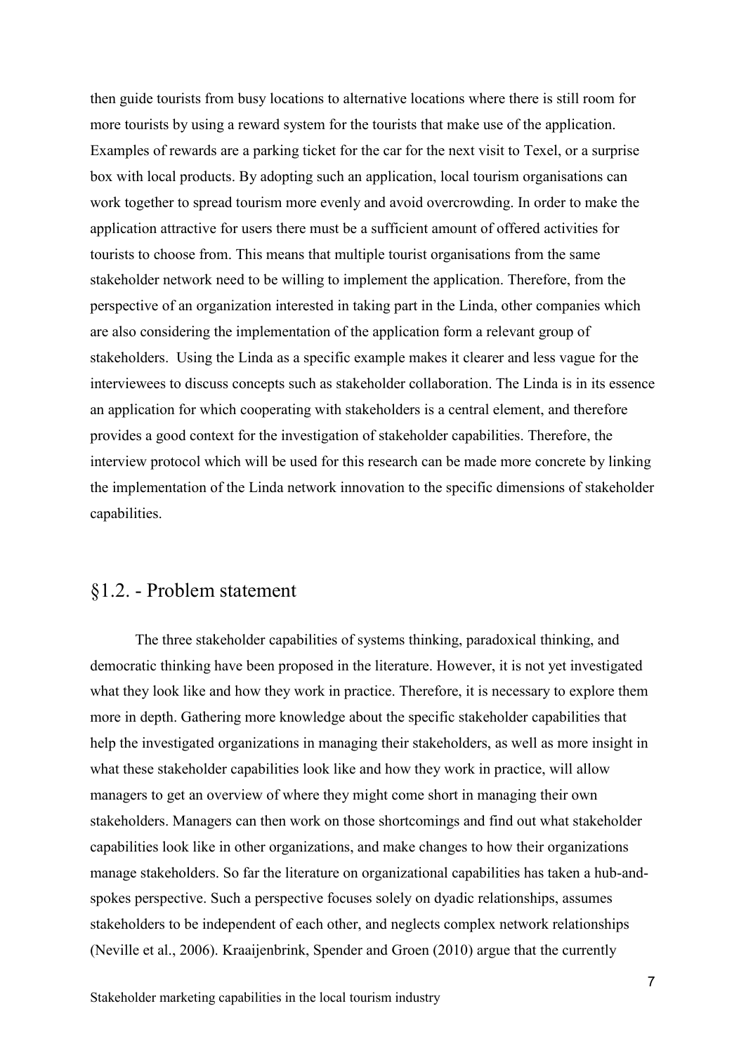then guide tourists from busy locations to alternative locations where there is still room for more tourists by using a reward system for the tourists that make use of the application. Examples of rewards are a parking ticket for the car for the next visit to Texel, or a surprise box with local products. By adopting such an application, local tourism organisations can work together to spread tourism more evenly and avoid overcrowding. In order to make the application attractive for users there must be a sufficient amount of offered activities for tourists to choose from. This means that multiple tourist organisations from the same stakeholder network need to be willing to implement the application. Therefore, from the perspective of an organization interested in taking part in the Linda, other companies which are also considering the implementation of the application form a relevant group of stakeholders. Using the Linda as a specific example makes it clearer and less vague for the interviewees to discuss concepts such as stakeholder collaboration. The Linda is in its essence an application for which cooperating with stakeholders is a central element, and therefore provides a good context for the investigation of stakeholder capabilities. Therefore, the interview protocol which will be used for this research can be made more concrete by linking the implementation of the Linda network innovation to the specific dimensions of stakeholder capabilities.

## §1.2. - Problem statement

The three stakeholder capabilities of systems thinking, paradoxical thinking, and democratic thinking have been proposed in the literature. However, it is not yet investigated what they look like and how they work in practice. Therefore, it is necessary to explore them more in depth. Gathering more knowledge about the specific stakeholder capabilities that help the investigated organizations in managing their stakeholders, as well as more insight in what these stakeholder capabilities look like and how they work in practice, will allow managers to get an overview of where they might come short in managing their own stakeholders. Managers can then work on those shortcomings and find out what stakeholder capabilities look like in other organizations, and make changes to how their organizations manage stakeholders. So far the literature on organizational capabilities has taken a hub-and-spokes perspective. Such a perspective focuses solely on dyadic relationships, assumes stakeholders to be independent of each other, and neglects complex network relationships (Neville et al., 2006). Kraaijenbrink, Spender and Groen (2010) argue that the currently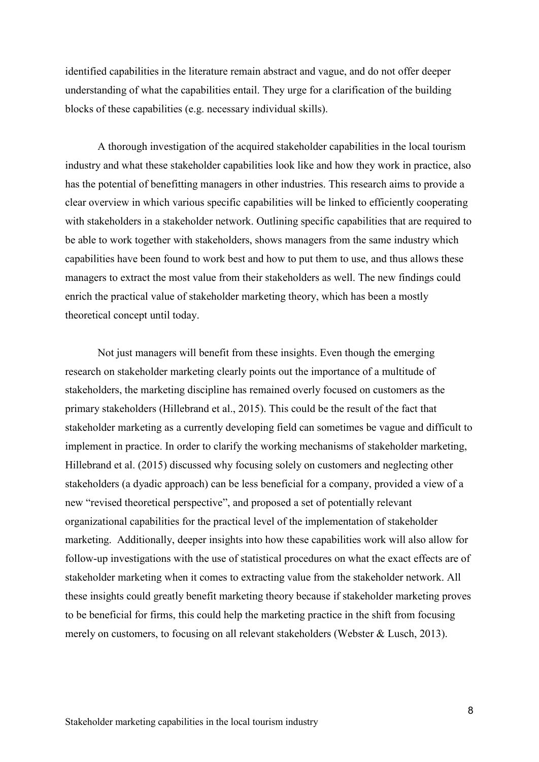identified capabilities in the literature remain abstract and vague, and do not offer deeper understanding of what the capabilities entail. They urge for a clarification of the building blocks of these capabilities (e.g. necessary individual skills).

A thorough investigation of the acquired stakeholder capabilities in the local tourism industry and what these stakeholder capabilities look like and how they work in practice, also has the potential of benefitting managers in other industries. This research aims to provide a clear overview in which various specific capabilities will be linked to efficiently cooperating with stakeholders in a stakeholder network. Outlining specific capabilities that are required to be able to work together with stakeholders, shows managers from the same industry which capabilities have been found to work best and how to put them to use, and thus allows these managers to extract the most value from their stakeholders as well. The new findings could enrich the practical value of stakeholder marketing theory, which has been a mostly theoretical concept until today.

Not just managers will benefit from these insights. Even though the emerging research on stakeholder marketing clearly points out the importance of a multitude of stakeholders, the marketing discipline has remained overly focused on customers as the primary stakeholders (Hillebrand et al., 2015). This could be the result of the fact that stakeholder marketing as a currently developing field can sometimes be vague and difficult to implement in practice. In order to clarify the working mechanisms of stakeholder marketing, Hillebrand et al. (2015) discussed why focusing solely on customers and neglecting other stakeholders (a dyadic approach) can be less beneficial for a company, provided a view of a new "revised theoretical perspective", and proposed a set of potentially relevant organizational capabilities for the practical level of the implementation of stakeholder marketing. Additionally, deeper insights into how these capabilities work will also allow for follow-up investigations with the use of statistical procedures on what the exact effects are of stakeholder marketing when it comes to extracting value from the stakeholder network. All these insights could greatly benefit marketing theory because if stakeholder marketing proves to be beneficial for firms, this could help the marketing practice in the shift from focusing merely on customers, to focusing on all relevant stakeholders (Webster & Lusch, 2013).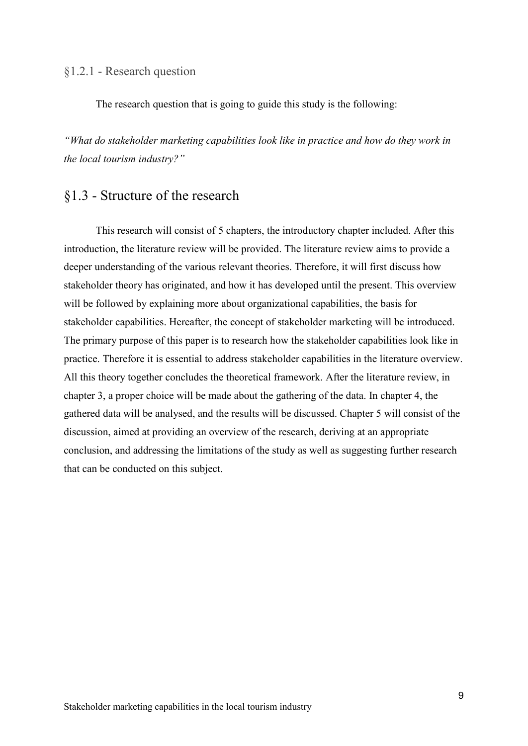### §1.2.1 - Research question

The research question that is going to guide this study is the following:

*"What do stakeholder marketing capabilities look like in practice and how do they work in the local tourism industry?"*

## §1.3 - Structure of the research

This research will consist of 5 chapters, the introductory chapter included. After this introduction, the literature review will be provided. The literature review aims to provide a deeper understanding of the various relevant theories. Therefore, it will first discuss how stakeholder theory has originated, and how it has developed until the present. This overview will be followed by explaining more about organizational capabilities, the basis for stakeholder capabilities. Hereafter, the concept of stakeholder marketing will be introduced. The primary purpose of this paper is to research how the stakeholder capabilities look like in practice. Therefore it is essential to address stakeholder capabilities in the literature overview. All this theory together concludes the theoretical framework. After the literature review, in chapter 3, a proper choice will be made about the gathering of the data. In chapter 4, the gathered data will be analysed, and the results will be discussed. Chapter 5 will consist of the discussion, aimed at providing an overview of the research, deriving at an appropriate conclusion, and addressing the limitations of the study as well as suggesting further research that can be conducted on this subject.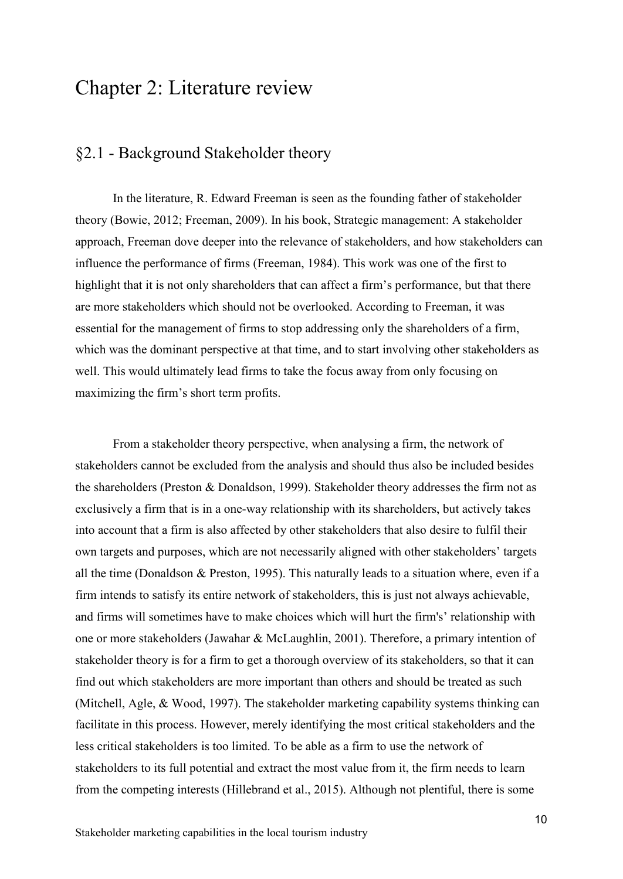# Chapter 2: Literature review

## §2.1 - Background Stakeholder theory

In the literature, R. Edward Freeman is seen as the founding father of stakeholder theory (Bowie, 2012; Freeman, 2009). In his book, Strategic management: A stakeholder approach, Freeman dove deeper into the relevance of stakeholders, and how stakeholders can influence the performance of firms (Freeman, 1984). This work was one of the first to highlight that it is not only shareholders that can affect a firm's performance, but that there are more stakeholders which should not be overlooked. According to Freeman, it was essential for the management of firms to stop addressing only the shareholders of a firm, which was the dominant perspective at that time, and to start involving other stakeholders as well. This would ultimately lead firms to take the focus away from only focusing on maximizing the firm's short term profits.

From a stakeholder theory perspective, when analysing a firm, the network of stakeholders cannot be excluded from the analysis and should thus also be included besides the shareholders (Preston & Donaldson, 1999). Stakeholder theory addresses the firm not as exclusively a firm that is in a one-way relationship with its shareholders, but actively takes into account that a firm is also affected by other stakeholders that also desire to fulfil their own targets and purposes, which are not necessarily aligned with other stakeholders' targets all the time (Donaldson & Preston, 1995). This naturally leads to a situation where, even if a firm intends to satisfy its entire network of stakeholders, this is just not always achievable, and firms will sometimes have to make choices which will hurt the firm's' relationship with one or more stakeholders (Jawahar & McLaughlin, 2001). Therefore, a primary intention of stakeholder theory is for a firm to get a thorough overview of its stakeholders, so that it can find out which stakeholders are more important than others and should be treated as such (Mitchell, Agle, & Wood, 1997). The stakeholder marketing capability systems thinking can facilitate in this process. However, merely identifying the most critical stakeholders and the less critical stakeholders is too limited. To be able as a firm to use the network of stakeholders to its full potential and extract the most value from it, the firm needs to learn from the competing interests (Hillebrand et al., 2015). Although not plentiful, there is some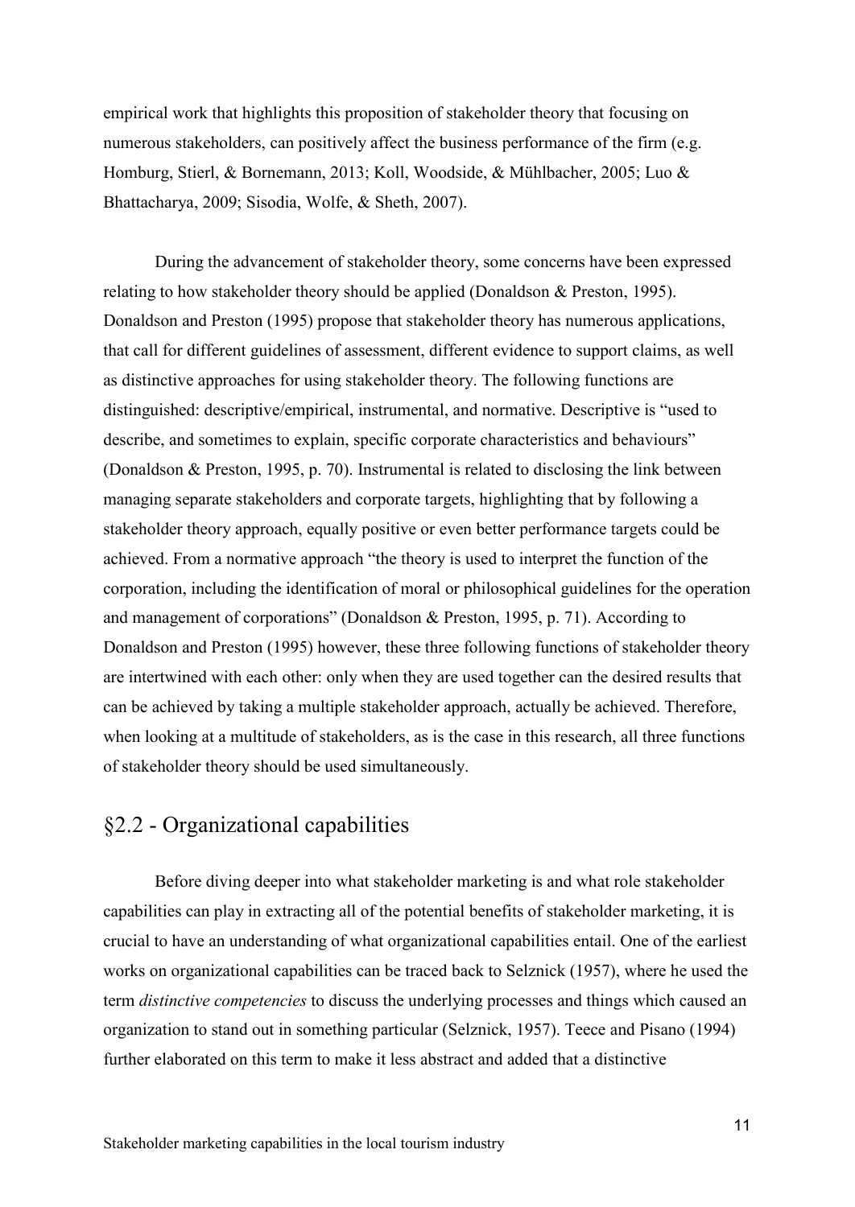empirical work that highlights this proposition of stakeholder theory that focusing on numerous stakeholders, can positively affect the business performance of the firm (e.g. Homburg, Stierl, & Bornemann, 2013; Koll, Woodside, & Mühlbacher, 2005; Luo & Bhattacharya, 2009; Sisodia, Wolfe, & Sheth, 2007).

During the advancement of stakeholder theory, some concerns have been expressed relating to how stakeholder theory should be applied (Donaldson & Preston, 1995). Donaldson and Preston (1995) propose that stakeholder theory has numerous applications, that call for different guidelines of assessment, different evidence to support claims, as well as distinctive approaches for using stakeholder theory. The following functions are distinguished: descriptive/empirical, instrumental, and normative. Descriptive is "used to describe, and sometimes to explain, specific corporate characteristics and behaviours" (Donaldson & Preston, 1995, p. 70). Instrumental is related to disclosing the link between managing separate stakeholders and corporate targets, highlighting that by following a stakeholder theory approach, equally positive or even better performance targets could be achieved. From a normative approach "the theory is used to interpret the function of the corporation, including the identification of moral or philosophical guidelines for the operation and management of corporations" (Donaldson & Preston, 1995, p. 71). According to Donaldson and Preston (1995) however, these three following functions of stakeholder theory are intertwined with each other: only when they are used together can the desired results that can be achieved by taking a multiple stakeholder approach, actually be achieved. Therefore, when looking at a multitude of stakeholders, as is the case in this research, all three functions of stakeholder theory should be used simultaneously.

## §2.2 - Organizational capabilities

Before diving deeper into what stakeholder marketing is and what role stakeholder capabilities can play in extracting all of the potential benefits of stakeholder marketing, it is crucial to have an understanding of what organizational capabilities entail. One of the earliest works on organizational capabilities can be traced back to Selznick (1957), where he used the term *distinctive competencies* to discuss the underlying processes and things which caused an organization to stand out in something particular (Selznick, 1957). Teece and Pisano (1994) further elaborated on this term to make it less abstract and added that a distinctive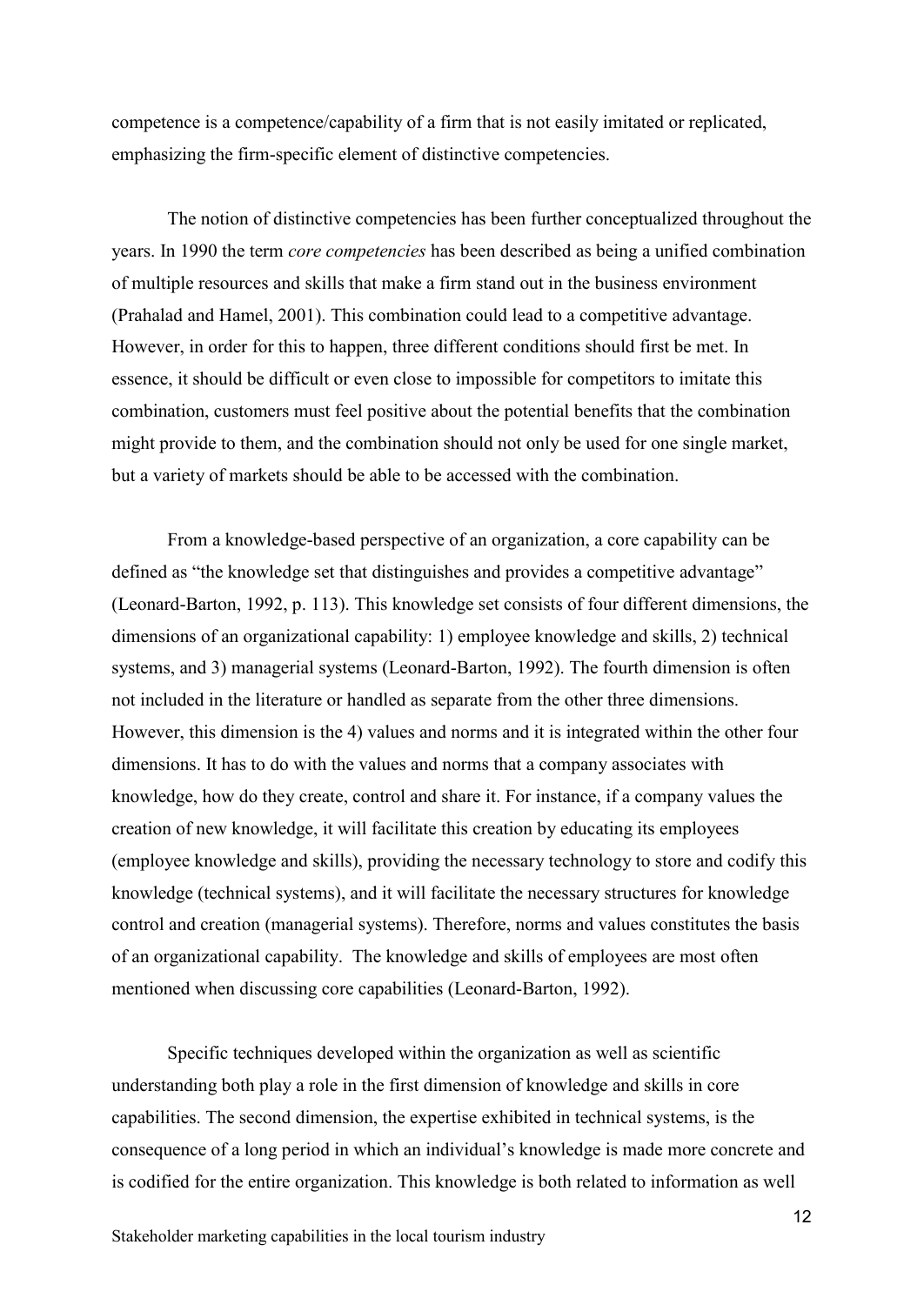competence is a competence/capability of a firm that is not easily imitated or replicated, emphasizing the firm-specific element of distinctive competencies.

The notion of distinctive competencies has been further conceptualized throughout the years. In 1990 the term *core competencies* has been described as being a unified combination of multiple resources and skills that make a firm stand out in the business environment (Prahalad and Hamel, 2001). This combination could lead to a competitive advantage. However, in order for this to happen, three different conditions should first be met. In essence, it should be difficult or even close to impossible for competitors to imitate this combination, customers must feel positive about the potential benefits that the combination might provide to them, and the combination should not only be used for one single market, but a variety of markets should be able to be accessed with the combination.

From a knowledge-based perspective of an organization, a core capability can be defined as "the knowledge set that distinguishes and provides a competitive advantage" (Leonard-Barton, 1992, p. 113). This knowledge set consists of four different dimensions, the dimensions of an organizational capability: 1) employee knowledge and skills, 2) technical systems, and 3) managerial systems (Leonard-Barton, 1992). The fourth dimension is often not included in the literature or handled as separate from the other three dimensions. However, this dimension is the 4) values and norms and it is integrated within the other four dimensions. It has to do with the values and norms that a company associates with knowledge, how do they create, control and share it. For instance, if a company values the creation of new knowledge, it will facilitate this creation by educating its employees (employee knowledge and skills), providing the necessary technology to store and codify this knowledge (technical systems), and it will facilitate the necessary structures for knowledge control and creation (managerial systems). Therefore, norms and values constitutes the basis of an organizational capability. The knowledge and skills of employees are most often mentioned when discussing core capabilities (Leonard-Barton, 1992).

Specific techniques developed within the organization as well as scientific understanding both play a role in the first dimension of knowledge and skills in core capabilities. The second dimension, the expertise exhibited in technical systems, is the consequence of a long period in which an individual's knowledge is made more concrete and is codified for the entire organization. This knowledge is both related to information as well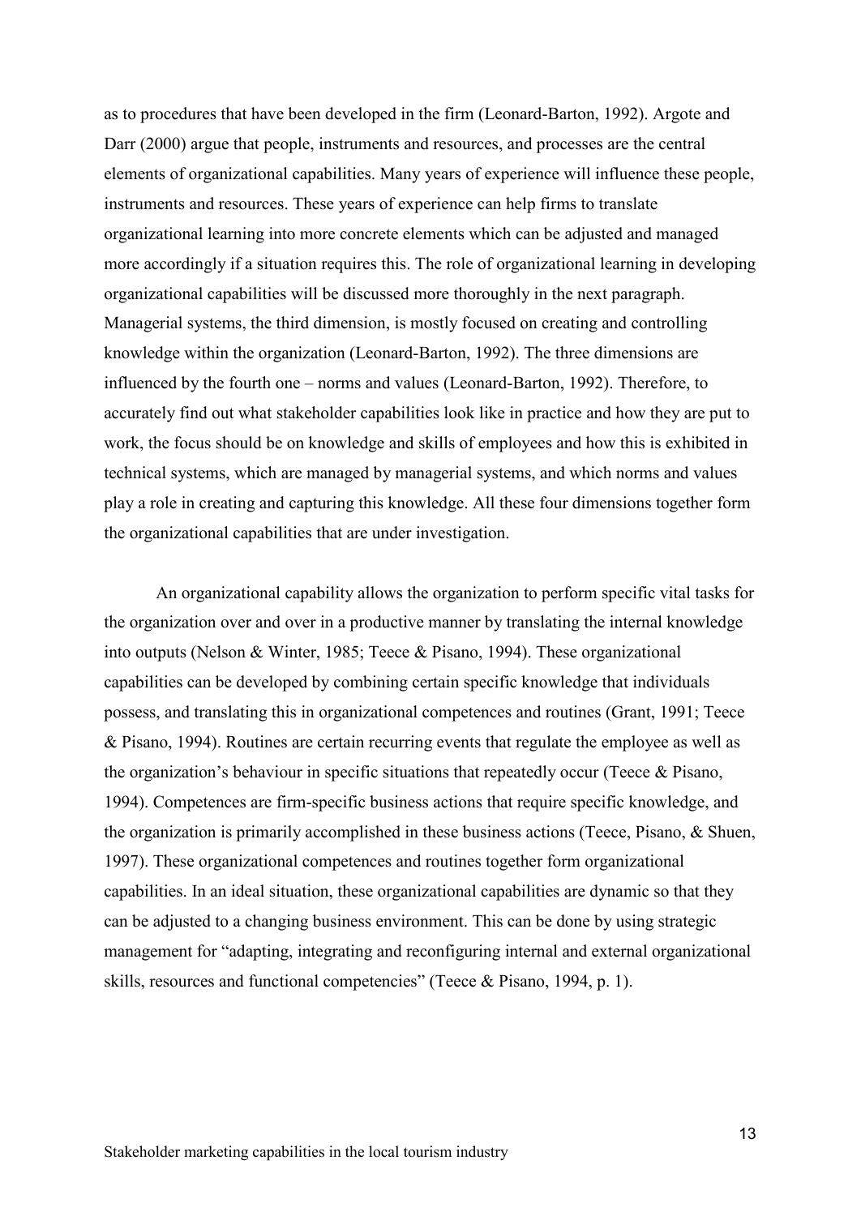as to procedures that have been developed in the firm (Leonard-Barton, 1992). Argote and Darr (2000) argue that people, instruments and resources, and processes are the central elements of organizational capabilities. Many years of experience will influence these people, instruments and resources. These years of experience can help firms to translate organizational learning into more concrete elements which can be adjusted and managed more accordingly if a situation requires this. The role of organizational learning in developing organizational capabilities will be discussed more thoroughly in the next paragraph. Managerial systems, the third dimension, is mostly focused on creating and controlling knowledge within the organization (Leonard-Barton, 1992). The three dimensions are influenced by the fourth one – norms and values (Leonard-Barton, 1992). Therefore, to accurately find out what stakeholder capabilities look like in practice and how they are put to work, the focus should be on knowledge and skills of employees and how this is exhibited in technical systems, which are managed by managerial systems, and which norms and values play a role in creating and capturing this knowledge. All these four dimensions together form the organizational capabilities that are under investigation.

An organizational capability allows the organization to perform specific vital tasks for the organization over and over in a productive manner by translating the internal knowledge into outputs (Nelson & Winter, 1985; Teece & Pisano, 1994). These organizational capabilities can be developed by combining certain specific knowledge that individuals possess, and translating this in organizational competences and routines (Grant, 1991; Teece & Pisano, 1994). Routines are certain recurring events that regulate the employee as well as the organization's behaviour in specific situations that repeatedly occur (Teece & Pisano, 1994). Competences are firm-specific business actions that require specific knowledge, and the organization is primarily accomplished in these business actions (Teece, Pisano, & Shuen, 1997). These organizational competences and routines together form organizational capabilities. In an ideal situation, these organizational capabilities are dynamic so that they can be adjusted to a changing business environment. This can be done by using strategic management for "adapting, integrating and reconfiguring internal and external organizational skills, resources and functional competencies" (Teece & Pisano, 1994, p. 1).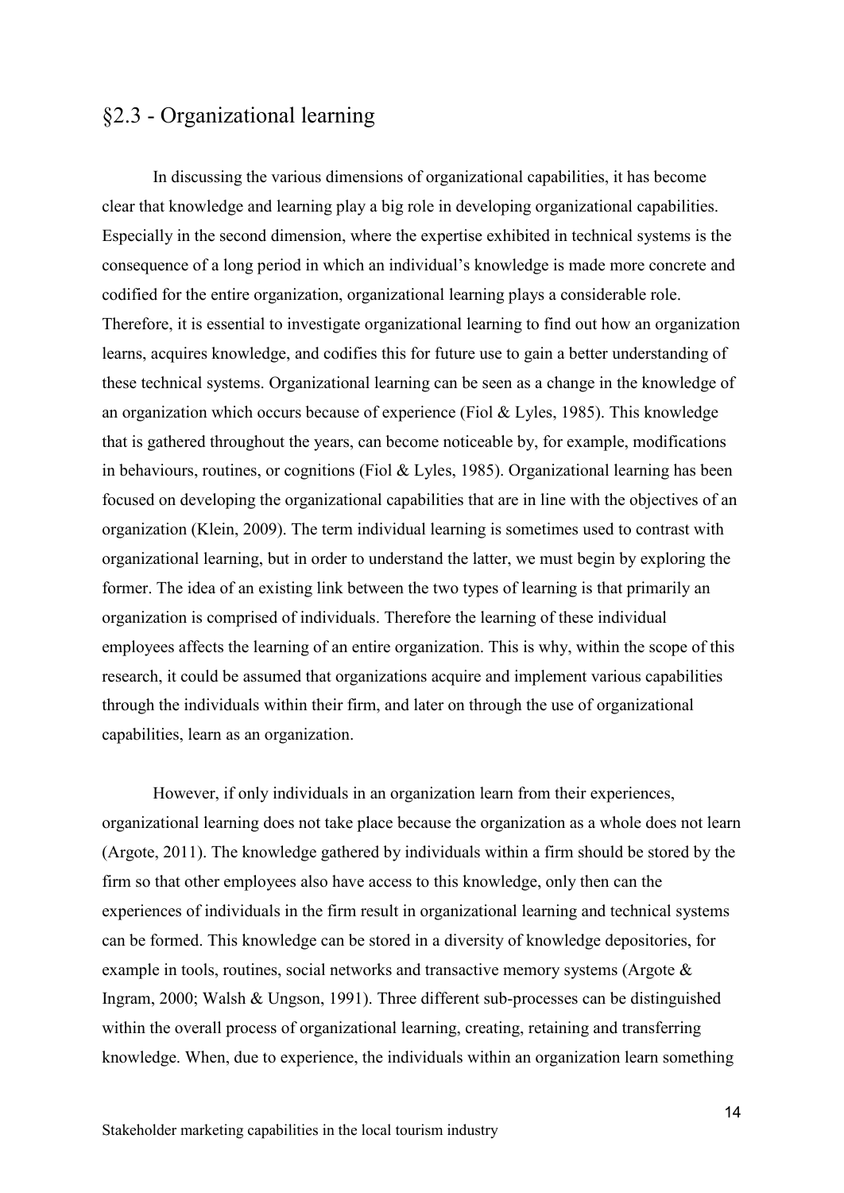## §2.3 - Organizational learning

In discussing the various dimensions of organizational capabilities, it has become clear that knowledge and learning play a big role in developing organizational capabilities. Especially in the second dimension, where the expertise exhibited in technical systems is the consequence of a long period in which an individual's knowledge is made more concrete and codified for the entire organization, organizational learning plays a considerable role. Therefore, it is essential to investigate organizational learning to find out how an organization learns, acquires knowledge, and codifies this for future use to gain a better understanding of these technical systems. Organizational learning can be seen as a change in the knowledge of an organization which occurs because of experience (Fiol & Lyles, 1985). This knowledge that is gathered throughout the years, can become noticeable by, for example, modifications in behaviours, routines, or cognitions (Fiol & Lyles, 1985). Organizational learning has been focused on developing the organizational capabilities that are in line with the objectives of an organization (Klein, 2009). The term individual learning is sometimes used to contrast with organizational learning, but in order to understand the latter, we must begin by exploring the former. The idea of an existing link between the two types of learning is that primarily an organization is comprised of individuals. Therefore the learning of these individual employees affects the learning of an entire organization. This is why, within the scope of this research, it could be assumed that organizations acquire and implement various capabilities through the individuals within their firm, and later on through the use of organizational capabilities, learn as an organization.

However, if only individuals in an organization learn from their experiences, organizational learning does not take place because the organization as a whole does not learn (Argote, 2011). The knowledge gathered by individuals within a firm should be stored by the firm so that other employees also have access to this knowledge, only then can the experiences of individuals in the firm result in organizational learning and technical systems can be formed. This knowledge can be stored in a diversity of knowledge depositories, for example in tools, routines, social networks and transactive memory systems (Argote & Ingram, 2000; Walsh & Ungson, 1991). Three different sub-processes can be distinguished within the overall process of organizational learning, creating, retaining and transferring knowledge. When, due to experience, the individuals within an organization learn something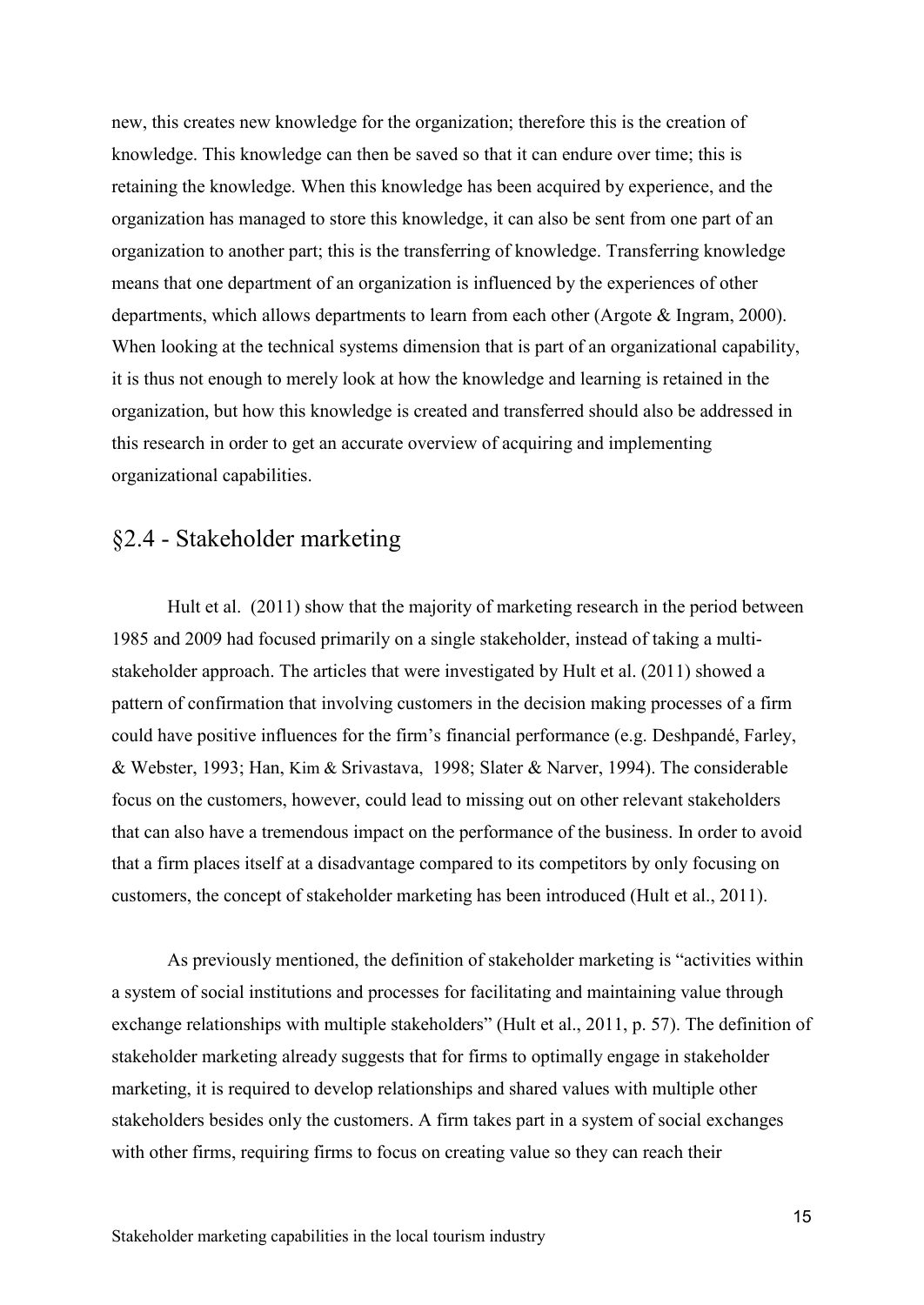new, this creates new knowledge for the organization; therefore this is the creation of knowledge. This knowledge can then be saved so that it can endure over time; this is retaining the knowledge. When this knowledge has been acquired by experience, and the organization has managed to store this knowledge, it can also be sent from one part of an organization to another part; this is the transferring of knowledge. Transferring knowledge means that one department of an organization is influenced by the experiences of other departments, which allows departments to learn from each other (Argote & Ingram, 2000). When looking at the technical systems dimension that is part of an organizational capability, it is thus not enough to merely look at how the knowledge and learning is retained in the organization, but how this knowledge is created and transferred should also be addressed in this research in order to get an accurate overview of acquiring and implementing organizational capabilities.

## §2.4 - Stakeholder marketing

Hult et al. (2011) show that the majority of marketing research in the period between 1985 and 2009 had focused primarily on a single stakeholder, instead of taking a multi-stakeholder approach. The articles that were investigated by Hult et al. (2011) showed a pattern of confirmation that involving customers in the decision making processes of a firm could have positive influences for the firm's financial performance (e.g. Deshpandé, Farley, & Webster, 1993; Han, Kim & Srivastava, 1998; Slater & Narver, 1994). The considerable focus on the customers, however, could lead to missing out on other relevant stakeholders that can also have a tremendous impact on the performance of the business. In order to avoid that a firm places itself at a disadvantage compared to its competitors by only focusing on customers, the concept of stakeholder marketing has been introduced (Hult et al., 2011).

As previously mentioned, the definition of stakeholder marketing is "activities within a system of social institutions and processes for facilitating and maintaining value through exchange relationships with multiple stakeholders" (Hult et al., 2011, p. 57). The definition of stakeholder marketing already suggests that for firms to optimally engage in stakeholder marketing, it is required to develop relationships and shared values with multiple other stakeholders besides only the customers. A firm takes part in a system of social exchanges with other firms, requiring firms to focus on creating value so they can reach their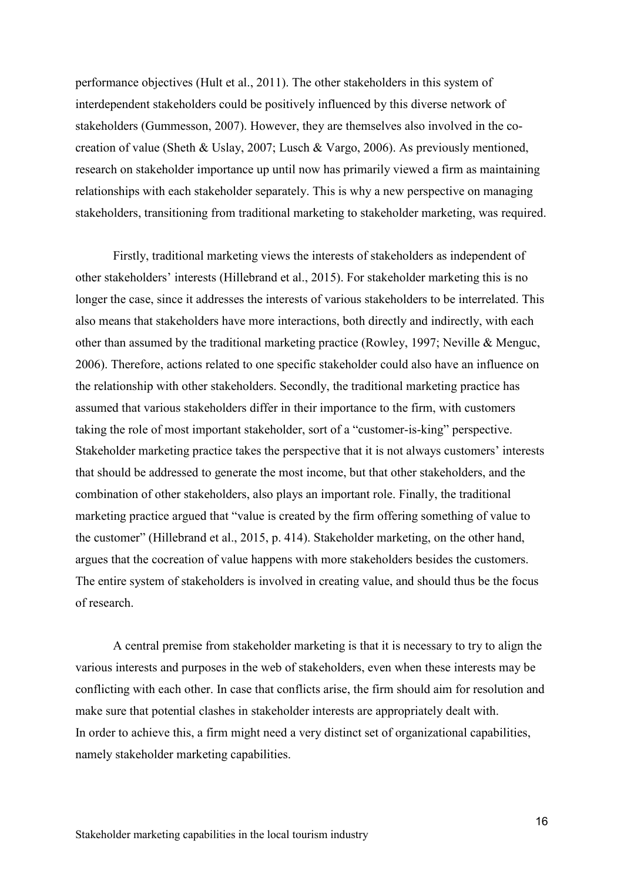performance objectives (Hult et al., 2011). The other stakeholders in this system of interdependent stakeholders could be positively influenced by this diverse network of stakeholders (Gummesson, 2007). However, they are themselves also involved in the co-creation of value (Sheth & Uslay, 2007; Lusch & Vargo, 2006). As previously mentioned, research on stakeholder importance up until now has primarily viewed a firm as maintaining relationships with each stakeholder separately. This is why a new perspective on managing stakeholders, transitioning from traditional marketing to stakeholder marketing, was required.

Firstly, traditional marketing views the interests of stakeholders as independent of other stakeholders' interests (Hillebrand et al., 2015). For stakeholder marketing this is no longer the case, since it addresses the interests of various stakeholders to be interrelated. This also means that stakeholders have more interactions, both directly and indirectly, with each other than assumed by the traditional marketing practice (Rowley, 1997; Neville & Menguc, 2006). Therefore, actions related to one specific stakeholder could also have an influence on the relationship with other stakeholders. Secondly, the traditional marketing practice has assumed that various stakeholders differ in their importance to the firm, with customers taking the role of most important stakeholder, sort of a "customer-is-king" perspective. Stakeholder marketing practice takes the perspective that it is not always customers' interests that should be addressed to generate the most income, but that other stakeholders, and the combination of other stakeholders, also plays an important role. Finally, the traditional marketing practice argued that "value is created by the firm offering something of value to the customer" (Hillebrand et al., 2015, p. 414). Stakeholder marketing, on the other hand, argues that the cocreation of value happens with more stakeholders besides the customers. The entire system of stakeholders is involved in creating value, and should thus be the focus of research.

A central premise from stakeholder marketing is that it is necessary to try to align the various interests and purposes in the web of stakeholders, even when these interests may be conflicting with each other. In case that conflicts arise, the firm should aim for resolution and make sure that potential clashes in stakeholder interests are appropriately dealt with.
In order to achieve this, a firm might need a very distinct set of organizational capabilities, namely stakeholder marketing capabilities.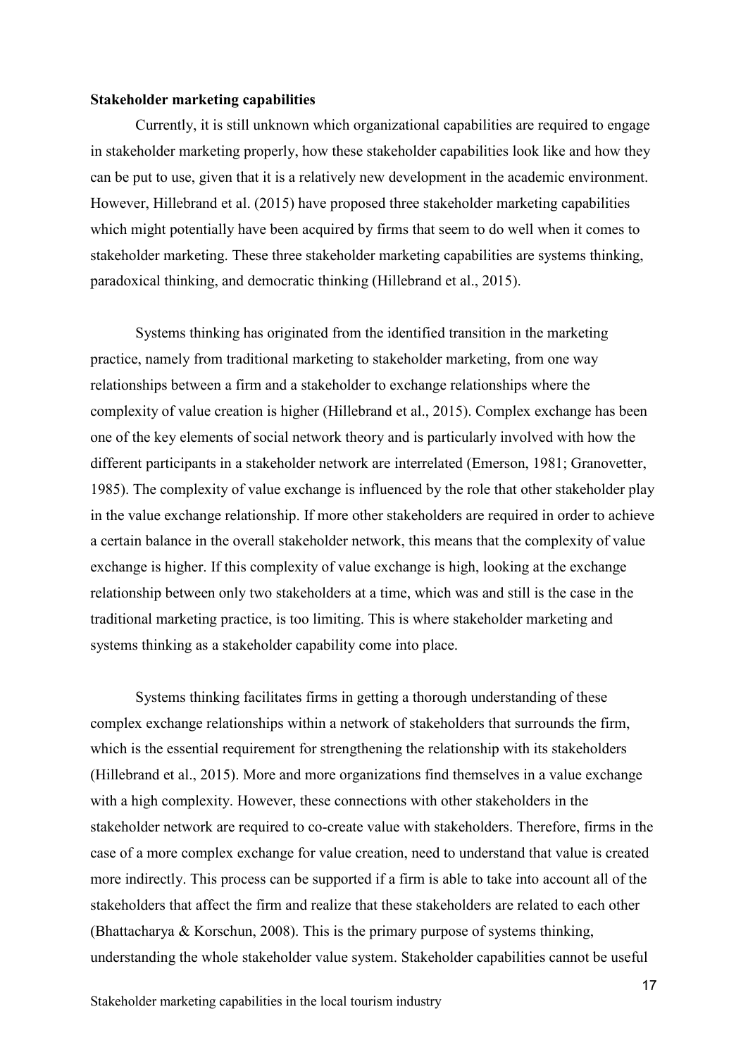**Stakeholder marketing capabilities**

Currently, it is still unknown which organizational capabilities are required to engage in stakeholder marketing properly, how these stakeholder capabilities look like and how they can be put to use, given that it is a relatively new development in the academic environment. However, Hillebrand et al. (2015) have proposed three stakeholder marketing capabilities which might potentially have been acquired by firms that seem to do well when it comes to stakeholder marketing. These three stakeholder marketing capabilities are systems thinking, paradoxical thinking, and democratic thinking (Hillebrand et al., 2015).

Systems thinking has originated from the identified transition in the marketing practice, namely from traditional marketing to stakeholder marketing, from one way relationships between a firm and a stakeholder to exchange relationships where the complexity of value creation is higher (Hillebrand et al., 2015). Complex exchange has been one of the key elements of social network theory and is particularly involved with how the different participants in a stakeholder network are interrelated (Emerson, 1981; Granovetter, 1985). The complexity of value exchange is influenced by the role that other stakeholder play in the value exchange relationship. If more other stakeholders are required in order to achieve a certain balance in the overall stakeholder network, this means that the complexity of value exchange is higher. If this complexity of value exchange is high, looking at the exchange relationship between only two stakeholders at a time, which was and still is the case in the traditional marketing practice, is too limiting. This is where stakeholder marketing and systems thinking as a stakeholder capability come into place.

Systems thinking facilitates firms in getting a thorough understanding of these complex exchange relationships within a network of stakeholders that surrounds the firm, which is the essential requirement for strengthening the relationship with its stakeholders (Hillebrand et al., 2015). More and more organizations find themselves in a value exchange with a high complexity. However, these connections with other stakeholders in the stakeholder network are required to co-create value with stakeholders. Therefore, firms in the case of a more complex exchange for value creation, need to understand that value is created more indirectly. This process can be supported if a firm is able to take into account all of the stakeholders that affect the firm and realize that these stakeholders are related to each other (Bhattacharya & Korschun, 2008). This is the primary purpose of systems thinking, understanding the whole stakeholder value system. Stakeholder capabilities cannot be useful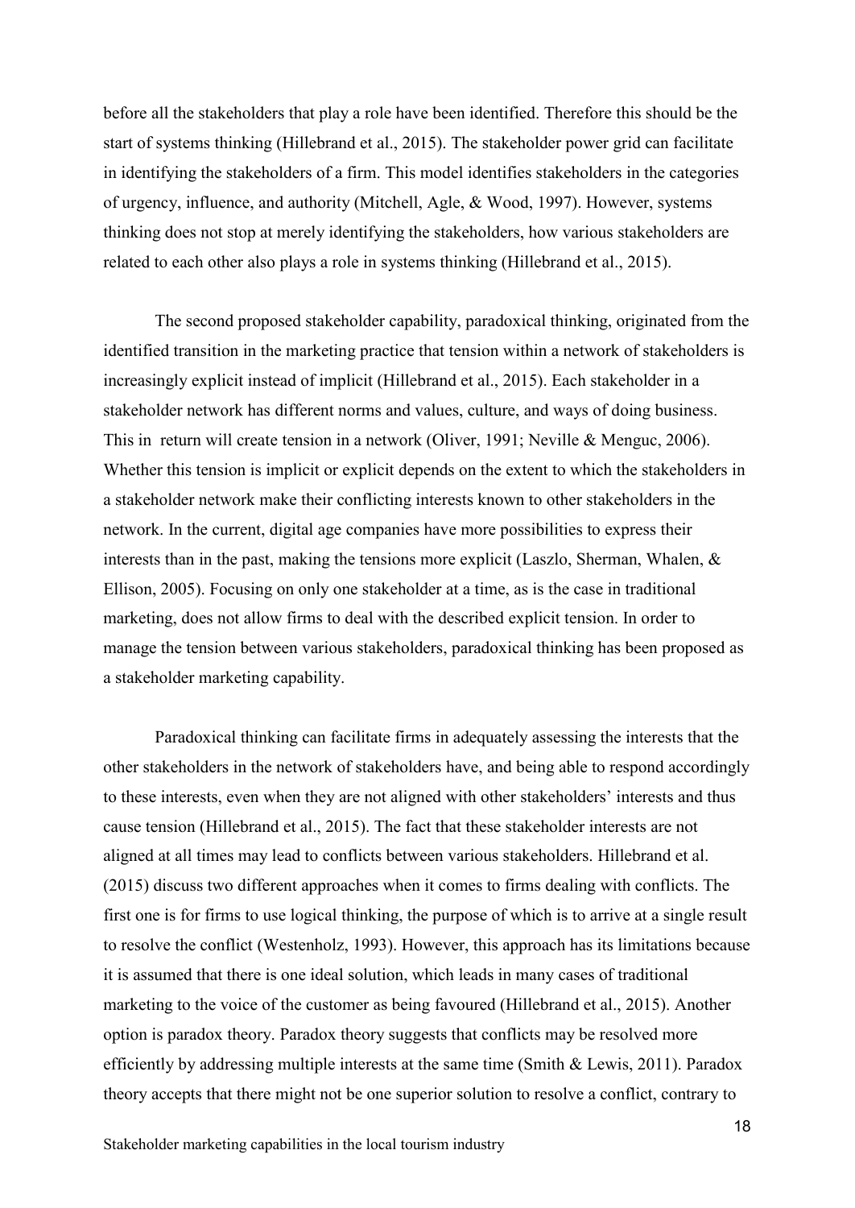before all the stakeholders that play a role have been identified. Therefore this should be the start of systems thinking (Hillebrand et al., 2015). The stakeholder power grid can facilitate in identifying the stakeholders of a firm. This model identifies stakeholders in the categories of urgency, influence, and authority (Mitchell, Agle, & Wood, 1997). However, systems thinking does not stop at merely identifying the stakeholders, how various stakeholders are related to each other also plays a role in systems thinking (Hillebrand et al., 2015).

The second proposed stakeholder capability, paradoxical thinking, originated from the identified transition in the marketing practice that tension within a network of stakeholders is increasingly explicit instead of implicit (Hillebrand et al., 2015). Each stakeholder in a stakeholder network has different norms and values, culture, and ways of doing business. This in return will create tension in a network (Oliver, 1991; Neville & Menguc, 2006). Whether this tension is implicit or explicit depends on the extent to which the stakeholders in a stakeholder network make their conflicting interests known to other stakeholders in the network. In the current, digital age companies have more possibilities to express their interests than in the past, making the tensions more explicit (Laszlo, Sherman, Whalen, & Ellison, 2005). Focusing on only one stakeholder at a time, as is the case in traditional marketing, does not allow firms to deal with the described explicit tension. In order to manage the tension between various stakeholders, paradoxical thinking has been proposed as a stakeholder marketing capability.

Paradoxical thinking can facilitate firms in adequately assessing the interests that the other stakeholders in the network of stakeholders have, and being able to respond accordingly to these interests, even when they are not aligned with other stakeholders' interests and thus cause tension (Hillebrand et al., 2015). The fact that these stakeholder interests are not aligned at all times may lead to conflicts between various stakeholders. Hillebrand et al. (2015) discuss two different approaches when it comes to firms dealing with conflicts. The first one is for firms to use logical thinking, the purpose of which is to arrive at a single result to resolve the conflict (Westenholz, 1993). However, this approach has its limitations because it is assumed that there is one ideal solution, which leads in many cases of traditional marketing to the voice of the customer as being favoured (Hillebrand et al., 2015). Another option is paradox theory. Paradox theory suggests that conflicts may be resolved more efficiently by addressing multiple interests at the same time (Smith & Lewis, 2011). Paradox theory accepts that there might not be one superior solution to resolve a conflict, contrary to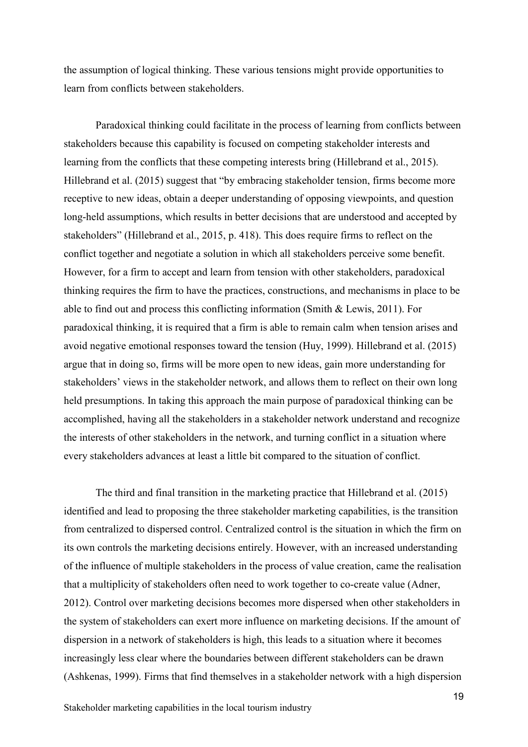the assumption of logical thinking. These various tensions might provide opportunities to learn from conflicts between stakeholders.

Paradoxical thinking could facilitate in the process of learning from conflicts between stakeholders because this capability is focused on competing stakeholder interests and learning from the conflicts that these competing interests bring (Hillebrand et al., 2015). Hillebrand et al. (2015) suggest that "by embracing stakeholder tension, firms become more receptive to new ideas, obtain a deeper understanding of opposing viewpoints, and question long-held assumptions, which results in better decisions that are understood and accepted by stakeholders" (Hillebrand et al., 2015, p. 418). This does require firms to reflect on the conflict together and negotiate a solution in which all stakeholders perceive some benefit. However, for a firm to accept and learn from tension with other stakeholders, paradoxical thinking requires the firm to have the practices, constructions, and mechanisms in place to be able to find out and process this conflicting information (Smith & Lewis, 2011). For paradoxical thinking, it is required that a firm is able to remain calm when tension arises and avoid negative emotional responses toward the tension (Huy, 1999). Hillebrand et al. (2015) argue that in doing so, firms will be more open to new ideas, gain more understanding for stakeholders' views in the stakeholder network, and allows them to reflect on their own long held presumptions. In taking this approach the main purpose of paradoxical thinking can be accomplished, having all the stakeholders in a stakeholder network understand and recognize the interests of other stakeholders in the network, and turning conflict in a situation where every stakeholders advances at least a little bit compared to the situation of conflict.

The third and final transition in the marketing practice that Hillebrand et al. (2015) identified and lead to proposing the three stakeholder marketing capabilities, is the transition from centralized to dispersed control. Centralized control is the situation in which the firm on its own controls the marketing decisions entirely. However, with an increased understanding of the influence of multiple stakeholders in the process of value creation, came the realisation that a multiplicity of stakeholders often need to work together to co-create value (Adner, 2012). Control over marketing decisions becomes more dispersed when other stakeholders in the system of stakeholders can exert more influence on marketing decisions. If the amount of dispersion in a network of stakeholders is high, this leads to a situation where it becomes increasingly less clear where the boundaries between different stakeholders can be drawn (Ashkenas, 1999). Firms that find themselves in a stakeholder network with a high dispersion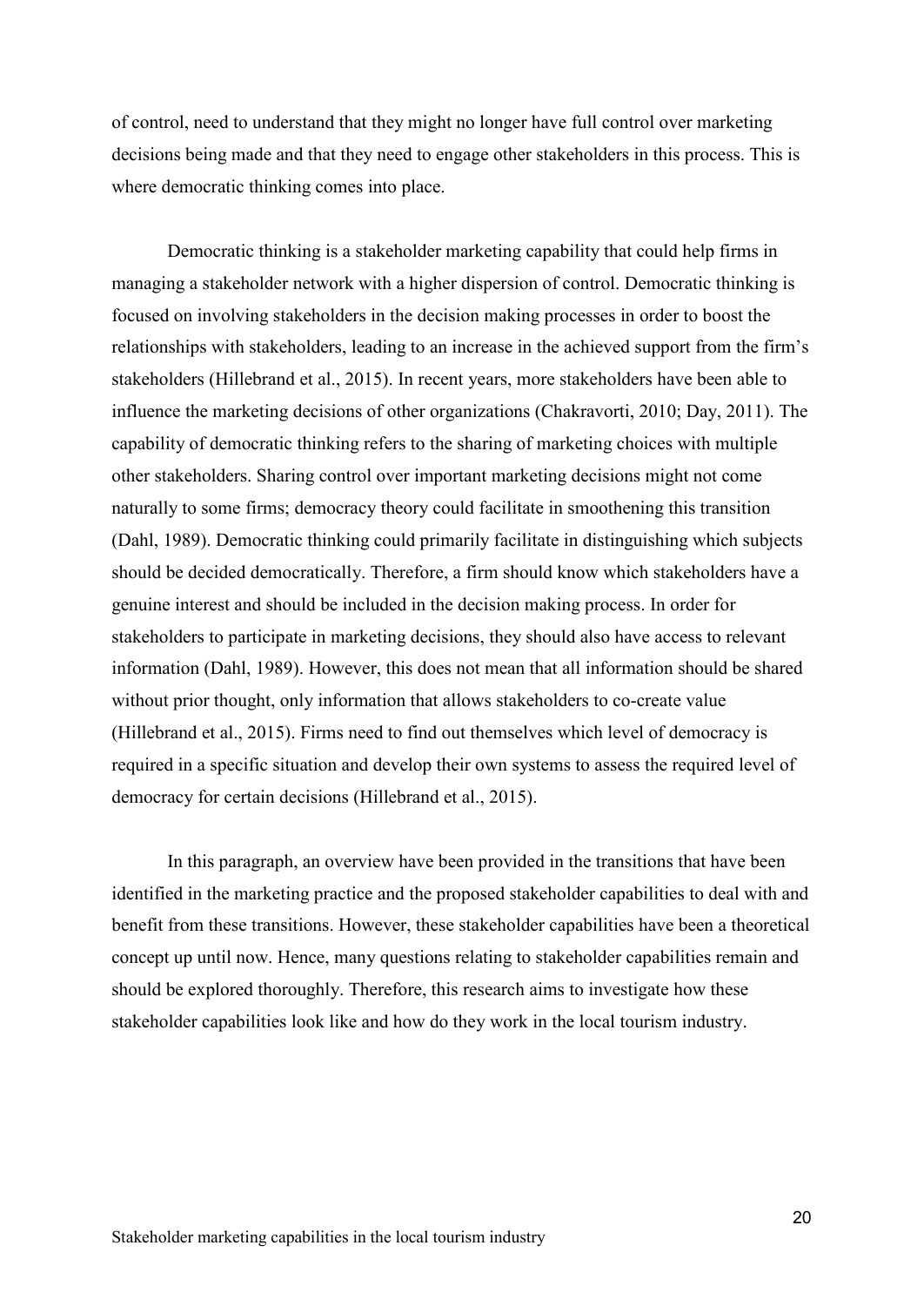of control, need to understand that they might no longer have full control over marketing decisions being made and that they need to engage other stakeholders in this process. This is where democratic thinking comes into place.

Democratic thinking is a stakeholder marketing capability that could help firms in managing a stakeholder network with a higher dispersion of control. Democratic thinking is focused on involving stakeholders in the decision making processes in order to boost the relationships with stakeholders, leading to an increase in the achieved support from the firm's stakeholders (Hillebrand et al., 2015). In recent years, more stakeholders have been able to influence the marketing decisions of other organizations (Chakravorti, 2010; Day, 2011). The capability of democratic thinking refers to the sharing of marketing choices with multiple other stakeholders. Sharing control over important marketing decisions might not come naturally to some firms; democracy theory could facilitate in smoothening this transition (Dahl, 1989). Democratic thinking could primarily facilitate in distinguishing which subjects should be decided democratically. Therefore, a firm should know which stakeholders have a genuine interest and should be included in the decision making process. In order for stakeholders to participate in marketing decisions, they should also have access to relevant information (Dahl, 1989). However, this does not mean that all information should be shared without prior thought, only information that allows stakeholders to co-create value (Hillebrand et al., 2015). Firms need to find out themselves which level of democracy is required in a specific situation and develop their own systems to assess the required level of democracy for certain decisions (Hillebrand et al., 2015).

In this paragraph, an overview have been provided in the transitions that have been identified in the marketing practice and the proposed stakeholder capabilities to deal with and benefit from these transitions. However, these stakeholder capabilities have been a theoretical concept up until now. Hence, many questions relating to stakeholder capabilities remain and should be explored thoroughly. Therefore, this research aims to investigate how these stakeholder capabilities look like and how do they work in the local tourism industry.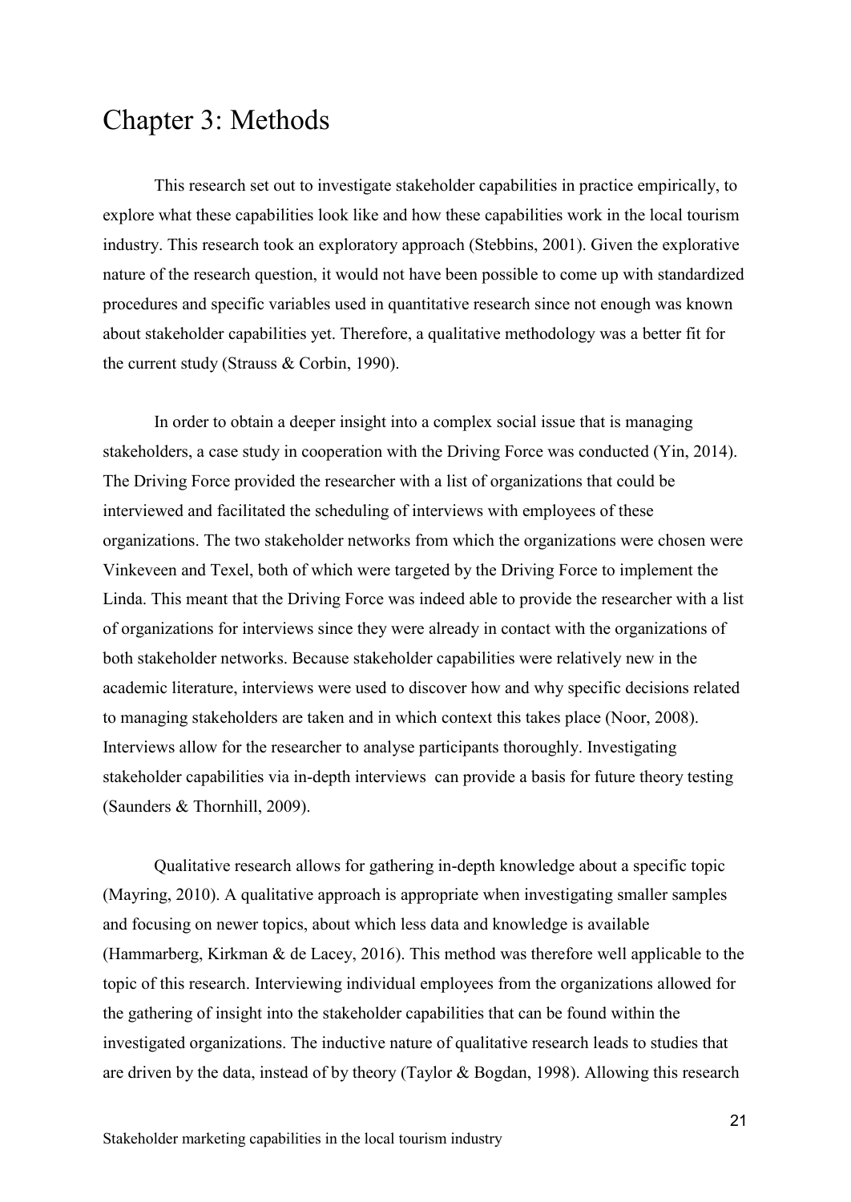# Chapter 3: Methods

This research set out to investigate stakeholder capabilities in practice empirically, to explore what these capabilities look like and how these capabilities work in the local tourism industry. This research took an exploratory approach (Stebbins, 2001). Given the explorative nature of the research question, it would not have been possible to come up with standardized procedures and specific variables used in quantitative research since not enough was known about stakeholder capabilities yet. Therefore, a qualitative methodology was a better fit for the current study (Strauss & Corbin, 1990).

In order to obtain a deeper insight into a complex social issue that is managing stakeholders, a case study in cooperation with the Driving Force was conducted (Yin, 2014). The Driving Force provided the researcher with a list of organizations that could be interviewed and facilitated the scheduling of interviews with employees of these organizations. The two stakeholder networks from which the organizations were chosen were Vinkeveen and Texel, both of which were targeted by the Driving Force to implement the Linda. This meant that the Driving Force was indeed able to provide the researcher with a list of organizations for interviews since they were already in contact with the organizations of both stakeholder networks. Because stakeholder capabilities were relatively new in the academic literature, interviews were used to discover how and why specific decisions related to managing stakeholders are taken and in which context this takes place (Noor, 2008). Interviews allow for the researcher to analyse participants thoroughly. Investigating stakeholder capabilities via in-depth interviews can provide a basis for future theory testing (Saunders & Thornhill, 2009).

Qualitative research allows for gathering in-depth knowledge about a specific topic (Mayring, 2010). A qualitative approach is appropriate when investigating smaller samples and focusing on newer topics, about which less data and knowledge is available (Hammarberg, Kirkman & de Lacey, 2016). This method was therefore well applicable to the topic of this research. Interviewing individual employees from the organizations allowed for the gathering of insight into the stakeholder capabilities that can be found within the investigated organizations. The inductive nature of qualitative research leads to studies that are driven by the data, instead of by theory (Taylor & Bogdan, 1998). Allowing this research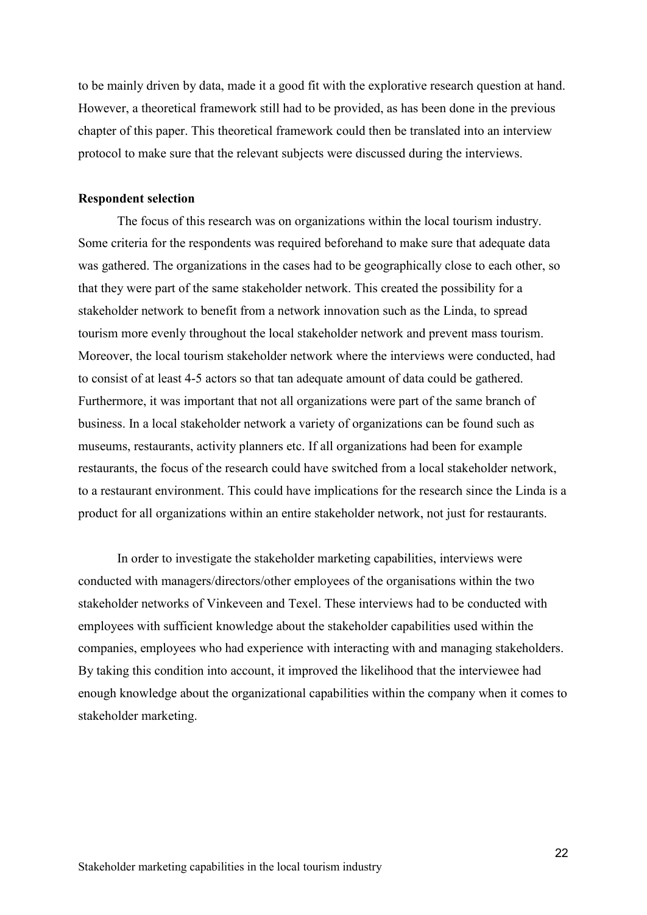to be mainly driven by data, made it a good fit with the explorative research question at hand. However, a theoretical framework still had to be provided, as has been done in the previous chapter of this paper. This theoretical framework could then be translated into an interview protocol to make sure that the relevant subjects were discussed during the interviews.

**Respondent selection**

The focus of this research was on organizations within the local tourism industry. Some criteria for the respondents was required beforehand to make sure that adequate data was gathered. The organizations in the cases had to be geographically close to each other, so that they were part of the same stakeholder network. This created the possibility for a stakeholder network to benefit from a network innovation such as the Linda, to spread tourism more evenly throughout the local stakeholder network and prevent mass tourism. Moreover, the local tourism stakeholder network where the interviews were conducted, had to consist of at least 4-5 actors so that tan adequate amount of data could be gathered. Furthermore, it was important that not all organizations were part of the same branch of business. In a local stakeholder network a variety of organizations can be found such as museums, restaurants, activity planners etc. If all organizations had been for example restaurants, the focus of the research could have switched from a local stakeholder network, to a restaurant environment. This could have implications for the research since the Linda is a product for all organizations within an entire stakeholder network, not just for restaurants.

In order to investigate the stakeholder marketing capabilities, interviews were conducted with managers/directors/other employees of the organisations within the two stakeholder networks of Vinkeveen and Texel. These interviews had to be conducted with employees with sufficient knowledge about the stakeholder capabilities used within the companies, employees who had experience with interacting with and managing stakeholders. By taking this condition into account, it improved the likelihood that the interviewee had enough knowledge about the organizational capabilities within the company when it comes to stakeholder marketing.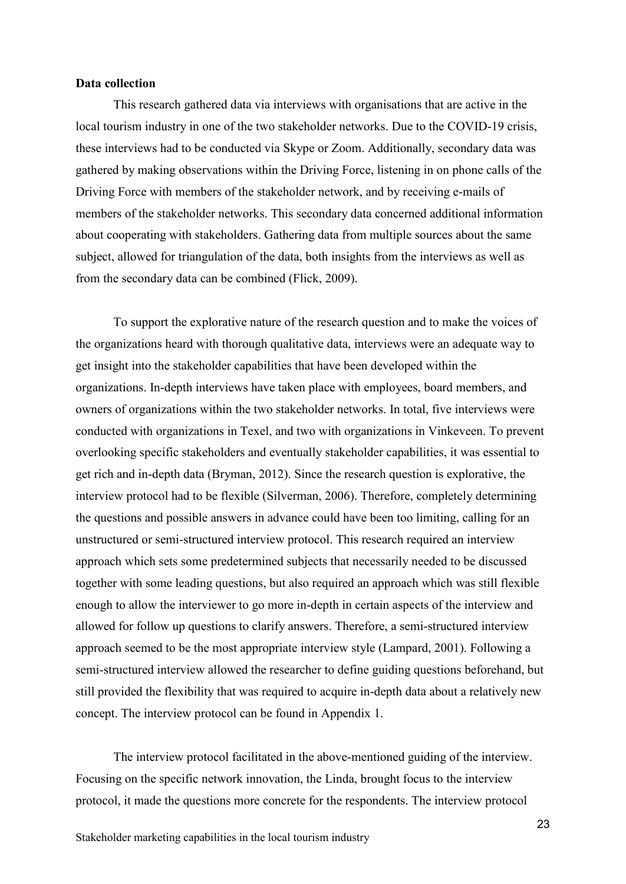**Data collection**

This research gathered data via interviews with organisations that are active in the local tourism industry in one of the two stakeholder networks. Due to the COVID-19 crisis, these interviews had to be conducted via Skype or Zoom. Additionally, secondary data was gathered by making observations within the Driving Force, listening in on phone calls of the Driving Force with members of the stakeholder network, and by receiving e-mails of members of the stakeholder networks. This secondary data concerned additional information about cooperating with stakeholders. Gathering data from multiple sources about the same subject, allowed for triangulation of the data, both insights from the interviews as well as from the secondary data can be combined (Flick, 2009).

To support the explorative nature of the research question and to make the voices of the organizations heard with thorough qualitative data, interviews were an adequate way to get insight into the stakeholder capabilities that have been developed within the organizations. In-depth interviews have taken place with employees, board members, and owners of organizations within the two stakeholder networks. In total, five interviews were conducted with organizations in Texel, and two with organizations in Vinkeveen. To prevent overlooking specific stakeholders and eventually stakeholder capabilities, it was essential to get rich and in-depth data (Bryman, 2012). Since the research question is explorative, the interview protocol had to be flexible (Silverman, 2006). Therefore, completely determining the questions and possible answers in advance could have been too limiting, calling for an unstructured or semi-structured interview protocol. This research required an interview approach which sets some predetermined subjects that necessarily needed to be discussed together with some leading questions, but also required an approach which was still flexible enough to allow the interviewer to go more in-depth in certain aspects of the interview and allowed for follow up questions to clarify answers. Therefore, a semi-structured interview approach seemed to be the most appropriate interview style (Lampard, 2001). Following a semi-structured interview allowed the researcher to define guiding questions beforehand, but still provided the flexibility that was required to acquire in-depth data about a relatively new concept. The interview protocol can be found in Appendix 1.

The interview protocol facilitated in the above-mentioned guiding of the interview. Focusing on the specific network innovation, the Linda, brought focus to the interview protocol, it made the questions more concrete for the respondents. The interview protocol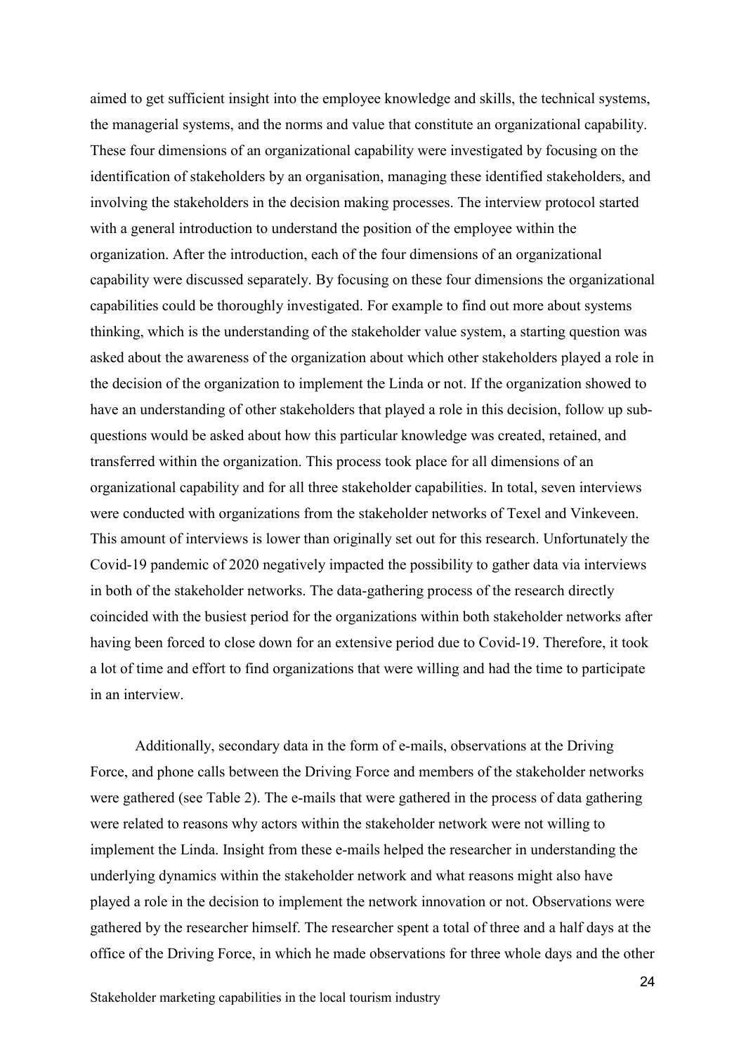aimed to get sufficient insight into the employee knowledge and skills, the technical systems, the managerial systems, and the norms and value that constitute an organizational capability. These four dimensions of an organizational capability were investigated by focusing on the identification of stakeholders by an organisation, managing these identified stakeholders, and involving the stakeholders in the decision making processes. The interview protocol started with a general introduction to understand the position of the employee within the organization. After the introduction, each of the four dimensions of an organizational capability were discussed separately. By focusing on these four dimensions the organizational capabilities could be thoroughly investigated. For example to find out more about systems thinking, which is the understanding of the stakeholder value system, a starting question was asked about the awareness of the organization about which other stakeholders played a role in the decision of the organization to implement the Linda or not. If the organization showed to have an understanding of other stakeholders that played a role in this decision, follow up sub-questions would be asked about how this particular knowledge was created, retained, and transferred within the organization. This process took place for all dimensions of an organizational capability and for all three stakeholder capabilities. In total, seven interviews were conducted with organizations from the stakeholder networks of Texel and Vinkeveen. This amount of interviews is lower than originally set out for this research. Unfortunately the Covid-19 pandemic of 2020 negatively impacted the possibility to gather data via interviews in both of the stakeholder networks. The data-gathering process of the research directly coincided with the busiest period for the organizations within both stakeholder networks after having been forced to close down for an extensive period due to Covid-19. Therefore, it took a lot of time and effort to find organizations that were willing and had the time to participate in an interview.

Additionally, secondary data in the form of e-mails, observations at the Driving Force, and phone calls between the Driving Force and members of the stakeholder networks were gathered (see Table 2). The e-mails that were gathered in the process of data gathering were related to reasons why actors within the stakeholder network were not willing to implement the Linda. Insight from these e-mails helped the researcher in understanding the underlying dynamics within the stakeholder network and what reasons might also have played a role in the decision to implement the network innovation or not. Observations were gathered by the researcher himself. The researcher spent a total of three and a half days at the office of the Driving Force, in which he made observations for three whole days and the other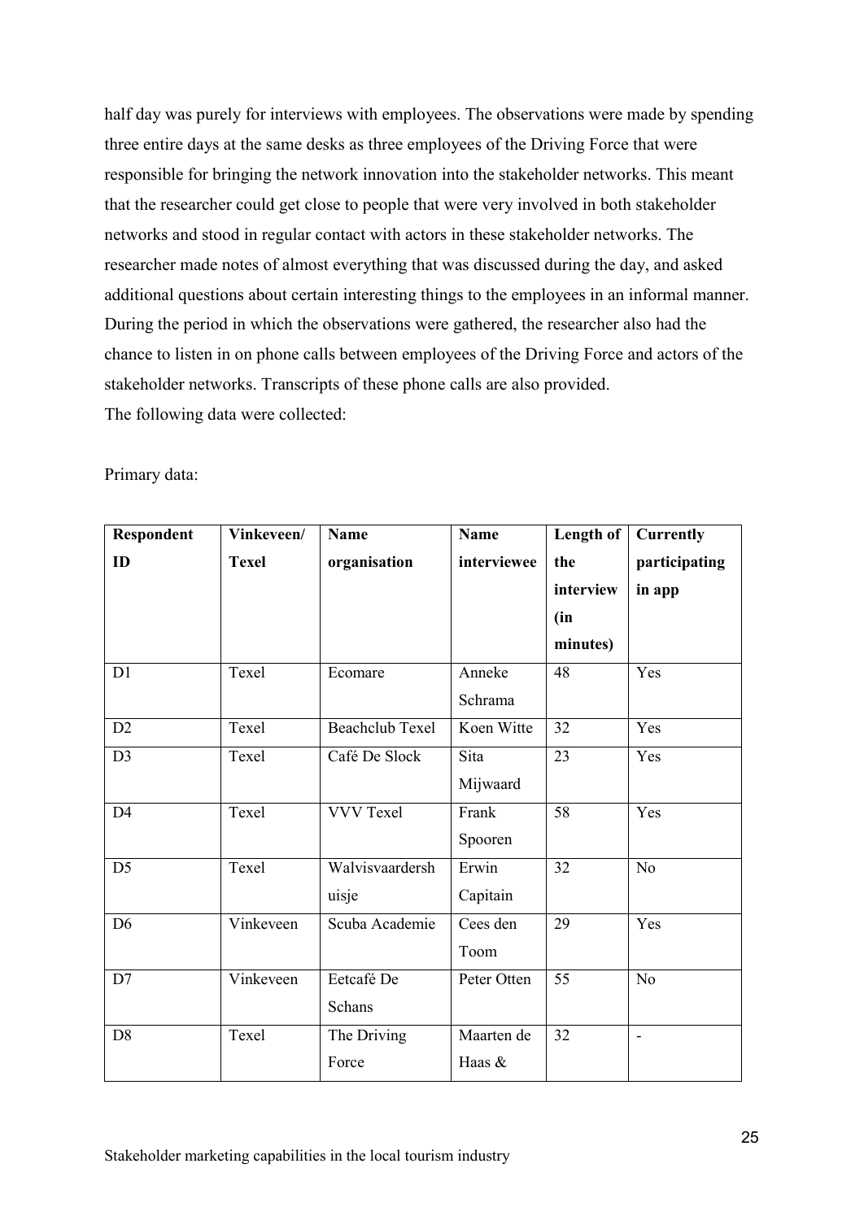half day was purely for interviews with employees. The observations were made by spending three entire days at the same desks as three employees of the Driving Force that were responsible for bringing the network innovation into the stakeholder networks. This meant that the researcher could get close to people that were very involved in both stakeholder networks and stood in regular contact with actors in these stakeholder networks. The researcher made notes of almost everything that was discussed during the day, and asked additional questions about certain interesting things to the employees in an informal manner. During the period in which the observations were gathered, the researcher also had the chance to listen in on phone calls between employees of the Driving Force and actors of the stakeholder networks. Transcripts of these phone calls are also provided.
The following data were collected:

Primary data:

| Respondent ID | Vinkeveen/ Texel | Name organisation | Name interviewee | Length of the interview (in minutes) | Currently participating in app |
|---|---|---|---|---|---|
| D1 | Texel | Ecomare | Anneke Schrama | 48 | Yes |
| D2 | Texel | Beachclub Texel | Koen Witte | 32 | Yes |
| D3 | Texel | Café De Slock | Sita Mijwaard | 23 | Yes |
| D4 | Texel | VVV Texel | Frank Spooren | 58 | Yes |
| D5 | Texel | Walvisvaardershuisje | Erwin Capitain | 32 | No |
| D6 | Vinkeveen | Scuba Academie | Cees den Toom | 29 | Yes |
| D7 | Vinkeveen | Eetcafé De Schans | Peter Otten | 55 | No |
| D8 | Texel | The Driving Force | Maarten de Haas & | 32 | - |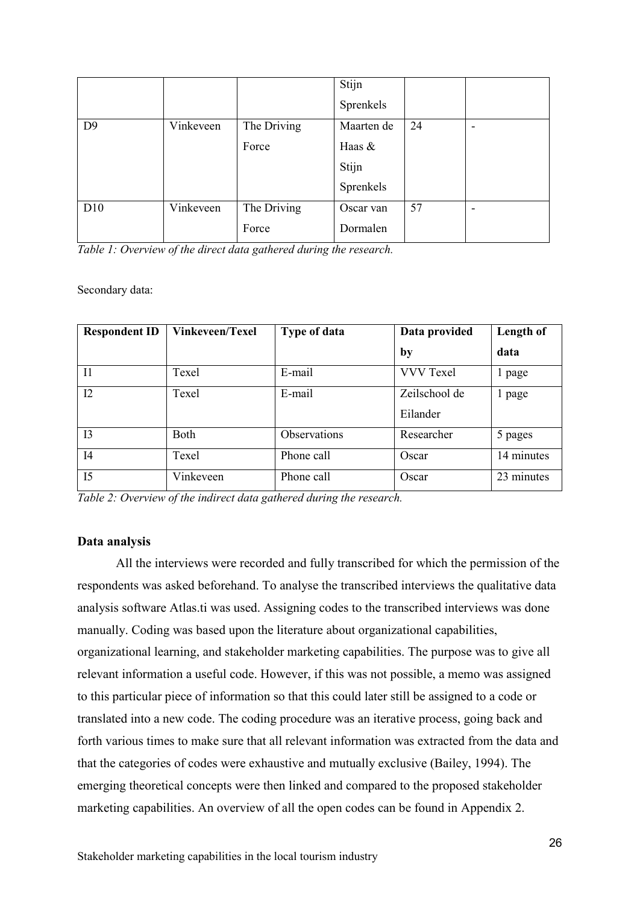| | | | Stijn Sprenkels | | |
|---|---|---|---|---|---|
| D9 | Vinkeveen | The Driving Force | Maarten de Haas & Stijn Sprenkels | 24 | - |
| D10 | Vinkeveen | The Driving Force | Oscar van Dormalen | 57 | - |

*Table 1: Overview of the direct data gathered during the research.*

Secondary data:

| **Respondent ID** | **Vinkeveen/Texel** | **Type of data** | **Data provided by** | **Length of data** |
|---|---|---|---|---|
| I1 | Texel | E-mail | VVV Texel | 1 page |
| I2 | Texel | E-mail | Zeilschool de Eilander | 1 page |
| I3 | Both | Observations | Researcher | 5 pages |
| I4 | Texel | Phone call | Oscar | 14 minutes |
| I5 | Vinkeveen | Phone call | Oscar | 23 minutes |

*Table 2: Overview of the indirect data gathered during the research.*

**Data analysis**

All the interviews were recorded and fully transcribed for which the permission of the respondents was asked beforehand. To analyse the transcribed interviews the qualitative data analysis software Atlas.ti was used. Assigning codes to the transcribed interviews was done manually. Coding was based upon the literature about organizational capabilities, organizational learning, and stakeholder marketing capabilities. The purpose was to give all relevant information a useful code. However, if this was not possible, a memo was assigned to this particular piece of information so that this could later still be assigned to a code or translated into a new code. The coding procedure was an iterative process, going back and forth various times to make sure that all relevant information was extracted from the data and that the categories of codes were exhaustive and mutually exclusive (Bailey, 1994). The emerging theoretical concepts were then linked and compared to the proposed stakeholder marketing capabilities. An overview of all the open codes can be found in Appendix 2.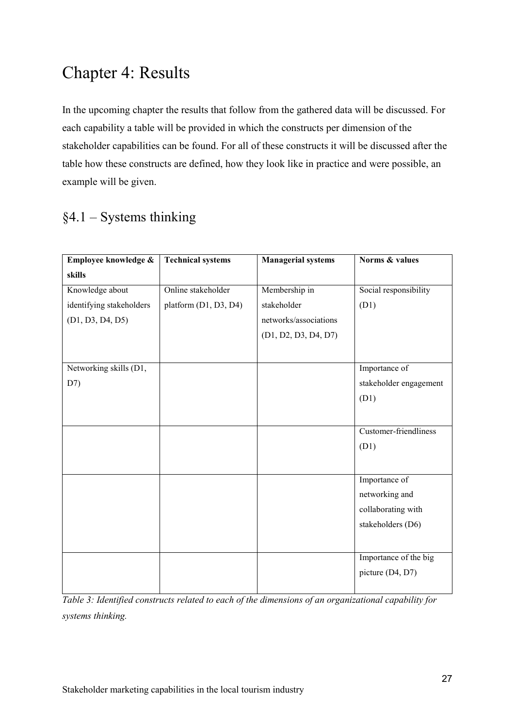# Chapter 4: Results

In the upcoming chapter the results that follow from the gathered data will be discussed. For each capability a table will be provided in which the constructs per dimension of the stakeholder capabilities can be found. For all of these constructs it will be discussed after the table how these constructs are defined, how they look like in practice and were possible, an example will be given.

## §4.1 – Systems thinking

| **Employee knowledge & skills** | **Technical systems** | **Managerial systems** | **Norms & values** |
|---|---|---|---|
| Knowledge about identifying stakeholders (D1, D3, D4, D5) | Online stakeholder platform (D1, D3, D4) | Membership in stakeholder networks/associations (D1, D2, D3, D4, D7) | Social responsibility (D1) |
| Networking skills (D1, D7) | | | Importance of stakeholder engagement (D1) |
| | | | Customer-friendliness (D1) |
| | | | Importance of networking and collaborating with stakeholders (D6) |
| | | | Importance of the big picture (D4, D7) |

*Table 3: Identified constructs related to each of the dimensions of an organizational capability for systems thinking.*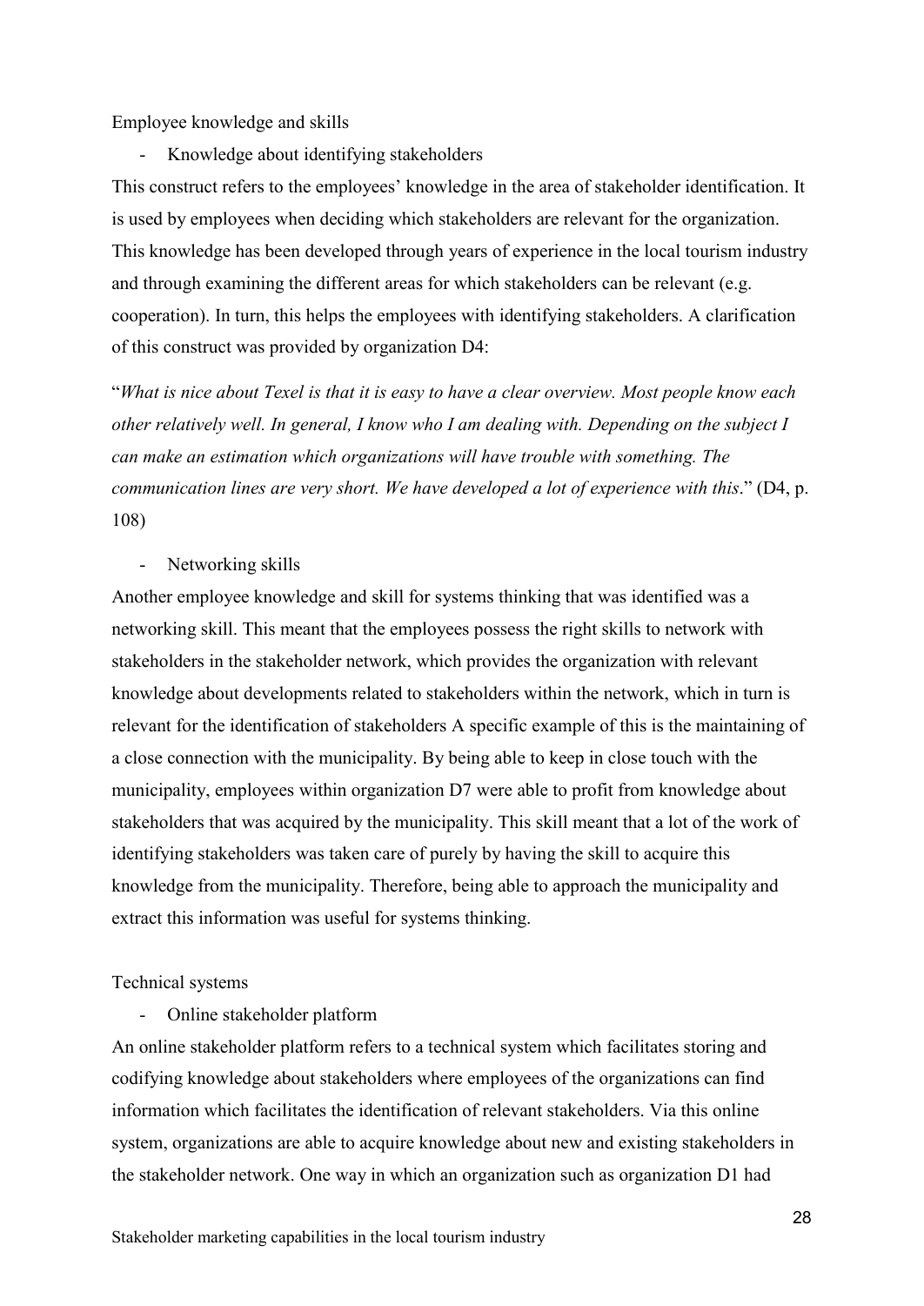Employee knowledge and skills

- Knowledge about identifying stakeholders

This construct refers to the employees' knowledge in the area of stakeholder identification. It is used by employees when deciding which stakeholders are relevant for the organization. This knowledge has been developed through years of experience in the local tourism industry and through examining the different areas for which stakeholders can be relevant (e.g. cooperation). In turn, this helps the employees with identifying stakeholders. A clarification of this construct was provided by organization D4:

"*What is nice about Texel is that it is easy to have a clear overview. Most people know each other relatively well. In general, I know who I am dealing with. Depending on the subject I can make an estimation which organizations will have trouble with something. The communication lines are very short. We have developed a lot of experience with this*." (D4, p. 108)

- Networking skills

Another employee knowledge and skill for systems thinking that was identified was a networking skill. This meant that the employees possess the right skills to network with stakeholders in the stakeholder network, which provides the organization with relevant knowledge about developments related to stakeholders within the network, which in turn is relevant for the identification of stakeholders A specific example of this is the maintaining of a close connection with the municipality. By being able to keep in close touch with the municipality, employees within organization D7 were able to profit from knowledge about stakeholders that was acquired by the municipality. This skill meant that a lot of the work of identifying stakeholders was taken care of purely by having the skill to acquire this knowledge from the municipality. Therefore, being able to approach the municipality and extract this information was useful for systems thinking.

Technical systems

- Online stakeholder platform

An online stakeholder platform refers to a technical system which facilitates storing and codifying knowledge about stakeholders where employees of the organizations can find information which facilitates the identification of relevant stakeholders. Via this online system, organizations are able to acquire knowledge about new and existing stakeholders in the stakeholder network. One way in which an organization such as organization D1 had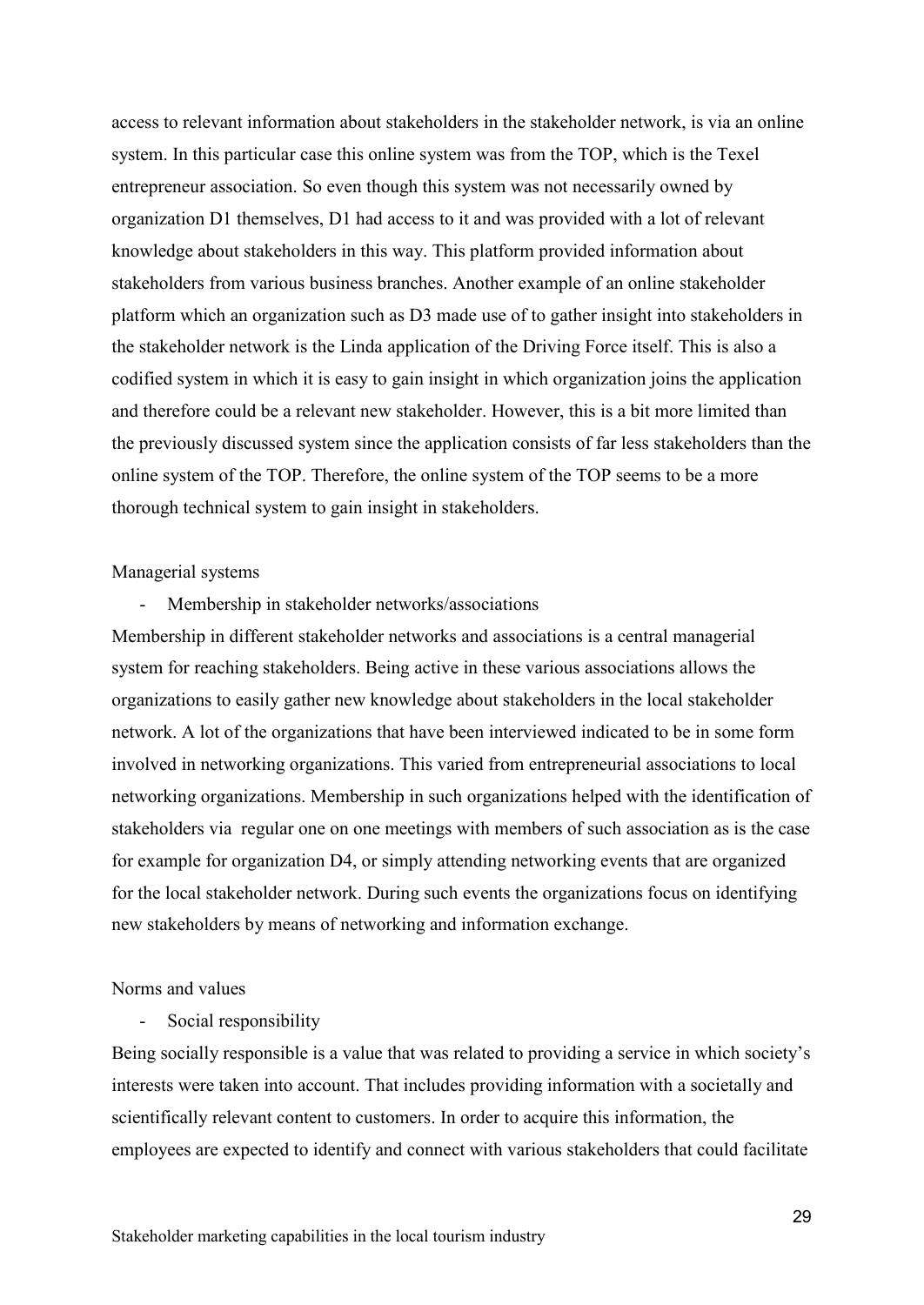access to relevant information about stakeholders in the stakeholder network, is via an online system. In this particular case this online system was from the TOP, which is the Texel entrepreneur association. So even though this system was not necessarily owned by organization D1 themselves, D1 had access to it and was provided with a lot of relevant knowledge about stakeholders in this way. This platform provided information about stakeholders from various business branches. Another example of an online stakeholder platform which an organization such as D3 made use of to gather insight into stakeholders in the stakeholder network is the Linda application of the Driving Force itself. This is also a codified system in which it is easy to gain insight in which organization joins the application and therefore could be a relevant new stakeholder. However, this is a bit more limited than the previously discussed system since the application consists of far less stakeholders than the online system of the TOP. Therefore, the online system of the TOP seems to be a more thorough technical system to gain insight in stakeholders.

Managerial systems

- Membership in stakeholder networks/associations

Membership in different stakeholder networks and associations is a central managerial system for reaching stakeholders. Being active in these various associations allows the organizations to easily gather new knowledge about stakeholders in the local stakeholder network. A lot of the organizations that have been interviewed indicated to be in some form involved in networking organizations. This varied from entrepreneurial associations to local networking organizations. Membership in such organizations helped with the identification of stakeholders via regular one on one meetings with members of such association as is the case for example for organization D4, or simply attending networking events that are organized for the local stakeholder network. During such events the organizations focus on identifying new stakeholders by means of networking and information exchange.

Norms and values

- Social responsibility

Being socially responsible is a value that was related to providing a service in which society's interests were taken into account. That includes providing information with a societally and scientifically relevant content to customers. In order to acquire this information, the employees are expected to identify and connect with various stakeholders that could facilitate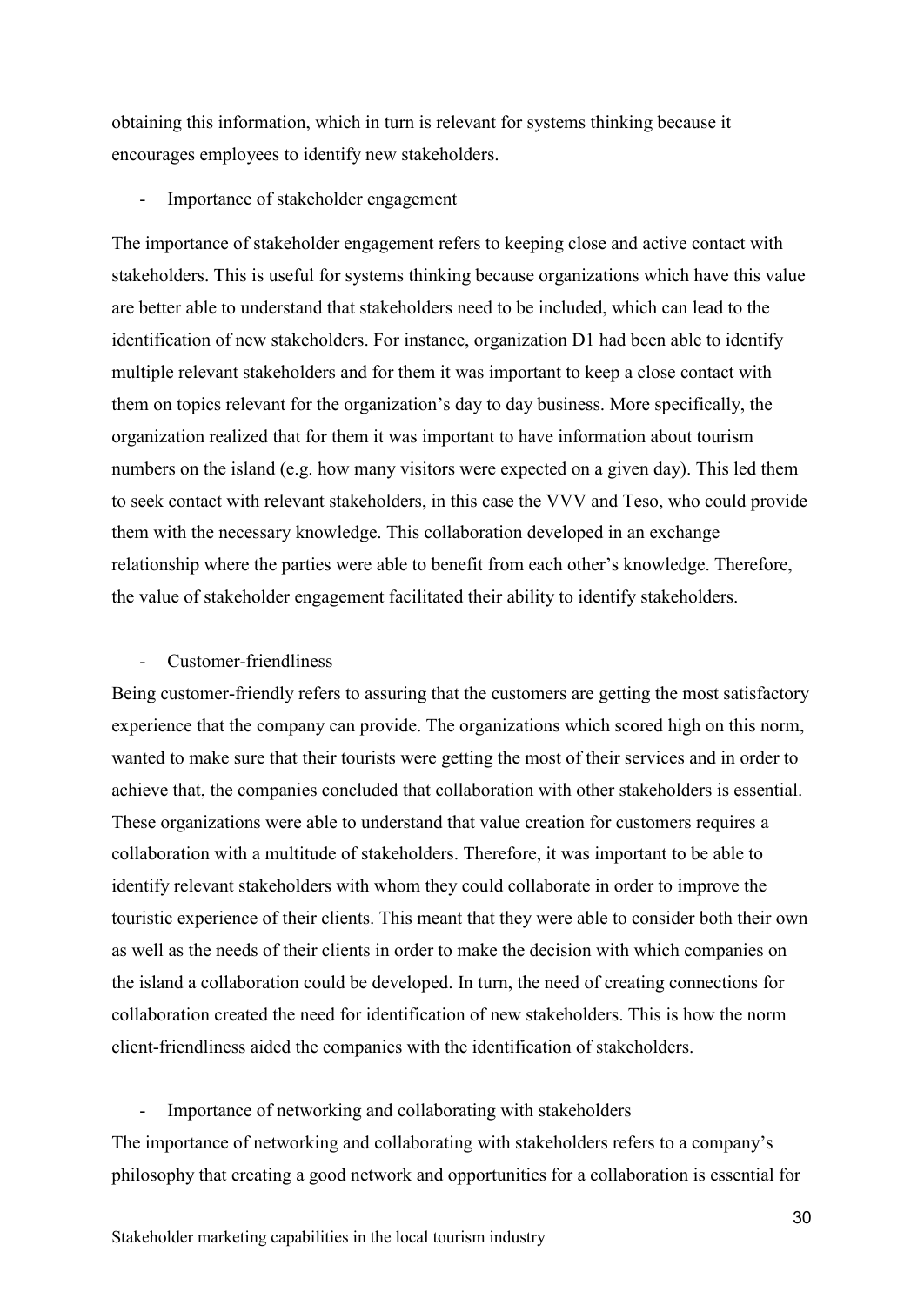obtaining this information, which in turn is relevant for systems thinking because it encourages employees to identify new stakeholders.

- Importance of stakeholder engagement

The importance of stakeholder engagement refers to keeping close and active contact with stakeholders. This is useful for systems thinking because organizations which have this value are better able to understand that stakeholders need to be included, which can lead to the identification of new stakeholders. For instance, organization D1 had been able to identify multiple relevant stakeholders and for them it was important to keep a close contact with them on topics relevant for the organization's day to day business. More specifically, the organization realized that for them it was important to have information about tourism numbers on the island (e.g. how many visitors were expected on a given day). This led them to seek contact with relevant stakeholders, in this case the VVV and Teso, who could provide them with the necessary knowledge. This collaboration developed in an exchange relationship where the parties were able to benefit from each other's knowledge. Therefore, the value of stakeholder engagement facilitated their ability to identify stakeholders.

- Customer-friendliness

Being customer-friendly refers to assuring that the customers are getting the most satisfactory experience that the company can provide. The organizations which scored high on this norm, wanted to make sure that their tourists were getting the most of their services and in order to achieve that, the companies concluded that collaboration with other stakeholders is essential. These organizations were able to understand that value creation for customers requires a collaboration with a multitude of stakeholders. Therefore, it was important to be able to identify relevant stakeholders with whom they could collaborate in order to improve the touristic experience of their clients. This meant that they were able to consider both their own as well as the needs of their clients in order to make the decision with which companies on the island a collaboration could be developed. In turn, the need of creating connections for collaboration created the need for identification of new stakeholders. This is how the norm client-friendliness aided the companies with the identification of stakeholders.

- Importance of networking and collaborating with stakeholders

The importance of networking and collaborating with stakeholders refers to a company's philosophy that creating a good network and opportunities for a collaboration is essential for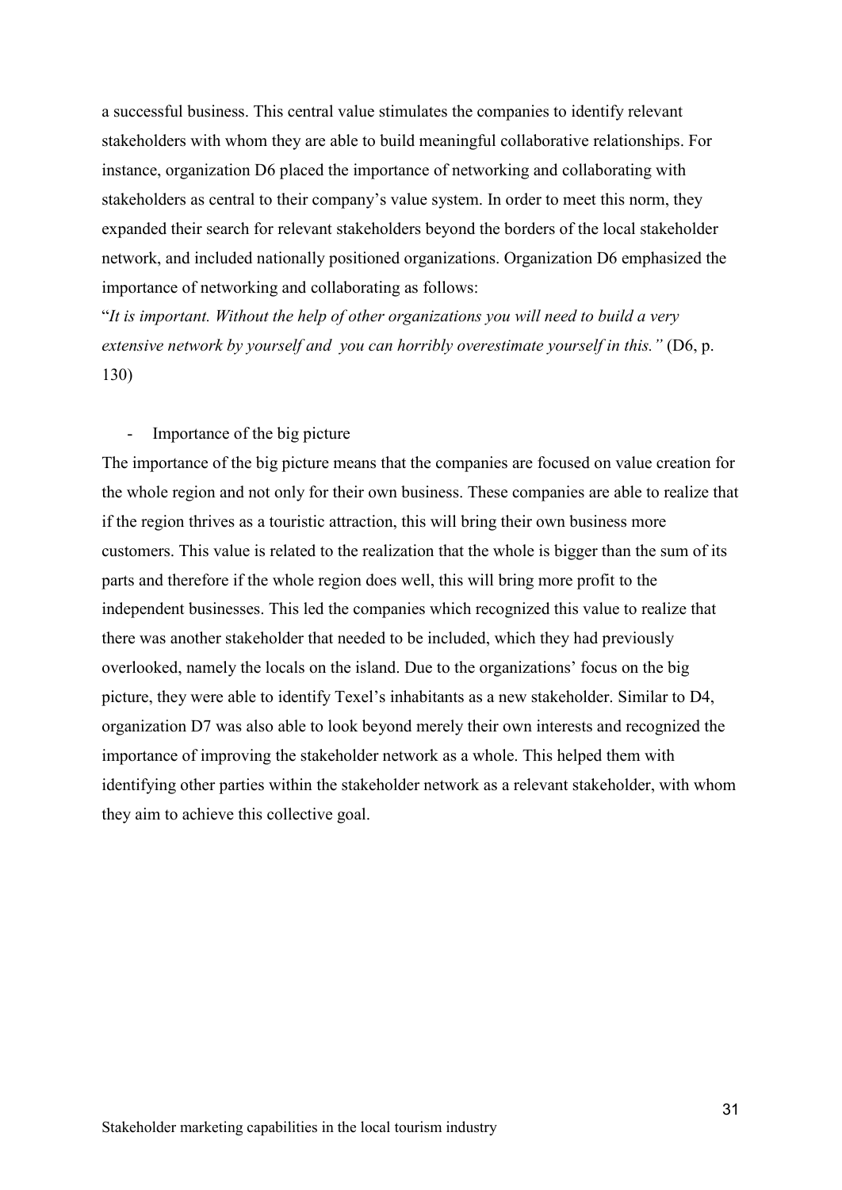a successful business. This central value stimulates the companies to identify relevant stakeholders with whom they are able to build meaningful collaborative relationships. For instance, organization D6 placed the importance of networking and collaborating with stakeholders as central to their company's value system. In order to meet this norm, they expanded their search for relevant stakeholders beyond the borders of the local stakeholder network, and included nationally positioned organizations. Organization D6 emphasized the importance of networking and collaborating as follows:

"*It is important. Without the help of other organizations you will need to build a very extensive network by yourself and you can horribly overestimate yourself in this.*" (D6, p. 130)

- Importance of the big picture

The importance of the big picture means that the companies are focused on value creation for the whole region and not only for their own business. These companies are able to realize that if the region thrives as a touristic attraction, this will bring their own business more customers. This value is related to the realization that the whole is bigger than the sum of its parts and therefore if the whole region does well, this will bring more profit to the independent businesses. This led the companies which recognized this value to realize that there was another stakeholder that needed to be included, which they had previously overlooked, namely the locals on the island. Due to the organizations' focus on the big picture, they were able to identify Texel's inhabitants as a new stakeholder. Similar to D4, organization D7 was also able to look beyond merely their own interests and recognized the importance of improving the stakeholder network as a whole. This helped them with identifying other parties within the stakeholder network as a relevant stakeholder, with whom they aim to achieve this collective goal.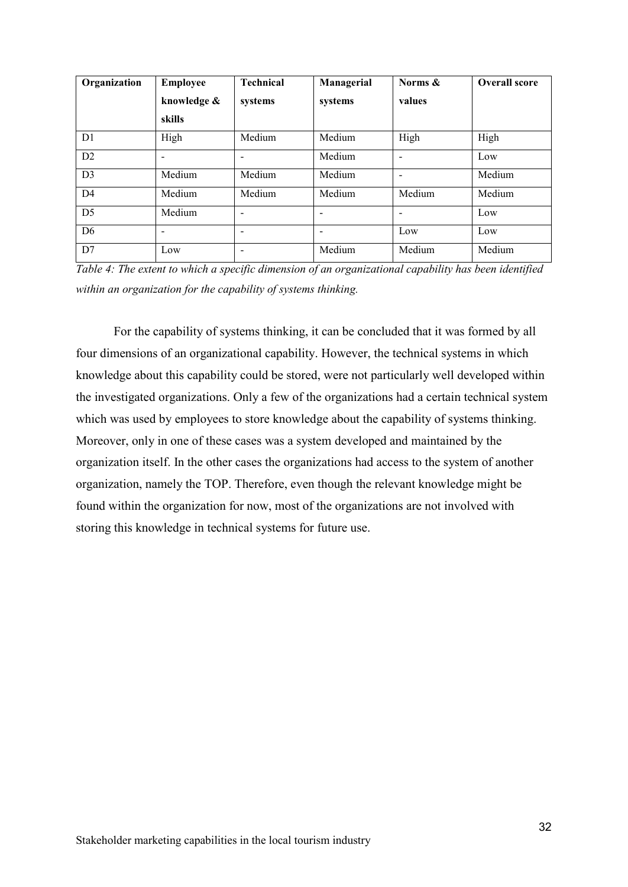| Organization | Employee knowledge & skills | Technical systems | Managerial systems | Norms & values | Overall score |
|---|---|---|---|---|---|
| D1 | High | Medium | Medium | High | High |
| D2 | - | - | Medium | - | Low |
| D3 | Medium | Medium | Medium | - | Medium |
| D4 | Medium | Medium | Medium | Medium | Medium |
| D5 | Medium | - | - | - | Low |
| D6 | - | - | - | Low | Low |
| D7 | Low | - | Medium | Medium | Medium |

*Table 4: The extent to which a specific dimension of an organizational capability has been identified within an organization for the capability of systems thinking.*

For the capability of systems thinking, it can be concluded that it was formed by all four dimensions of an organizational capability. However, the technical systems in which knowledge about this capability could be stored, were not particularly well developed within the investigated organizations. Only a few of the organizations had a certain technical system which was used by employees to store knowledge about the capability of systems thinking. Moreover, only in one of these cases was a system developed and maintained by the organization itself. In the other cases the organizations had access to the system of another organization, namely the TOP. Therefore, even though the relevant knowledge might be found within the organization for now, most of the organizations are not involved with storing this knowledge in technical systems for future use.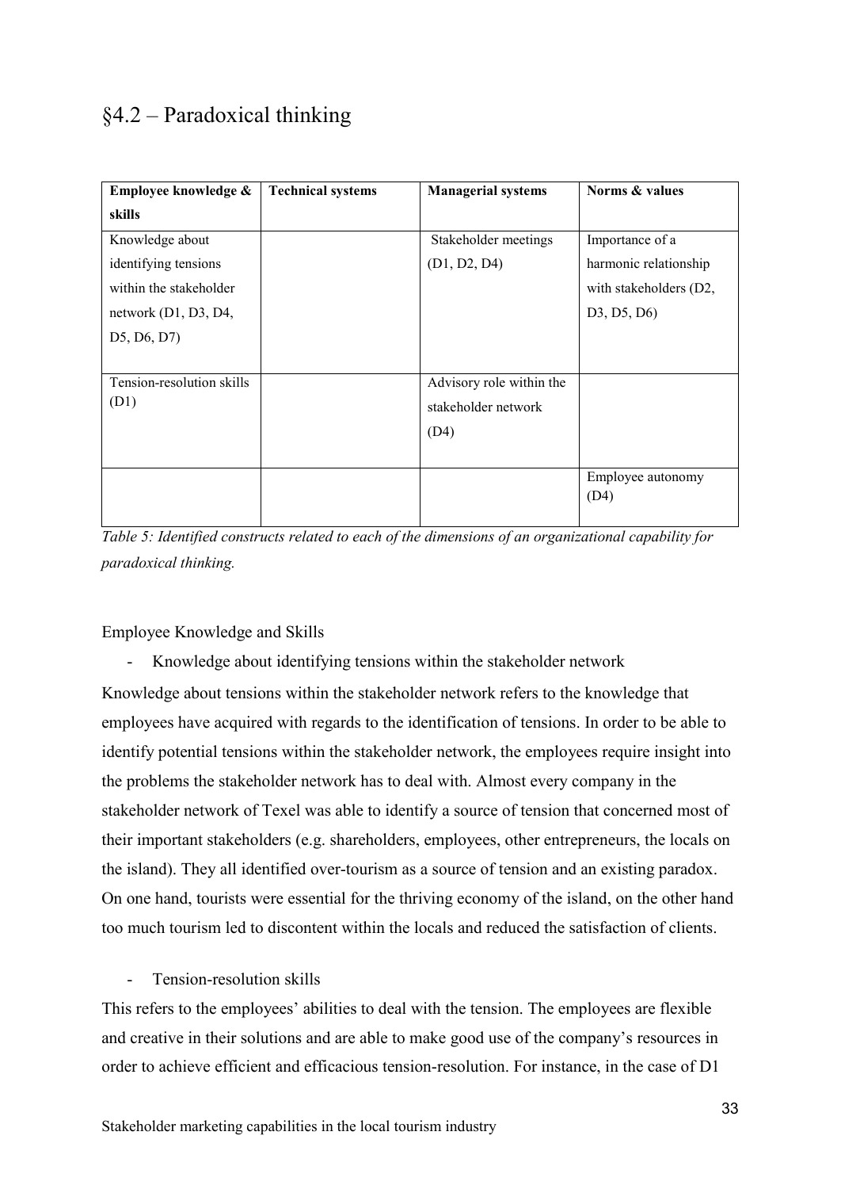## §4.2 – Paradoxical thinking

| Employee knowledge & skills | Technical systems | Managerial systems | Norms & values |
|---|---|---|---|
| Knowledge about identifying tensions within the stakeholder network (D1, D3, D4, D5, D6, D7) | | Stakeholder meetings (D1, D2, D4) | Importance of a harmonic relationship with stakeholders (D2, D3, D5, D6) |
| Tension-resolution skills (D1) | | Advisory role within the stakeholder network (D4) | |
| | | | Employee autonomy (D4) |

*Table 5: Identified constructs related to each of the dimensions of an organizational capability for paradoxical thinking.*

Employee Knowledge and Skills

- Knowledge about identifying tensions within the stakeholder network

Knowledge about tensions within the stakeholder network refers to the knowledge that employees have acquired with regards to the identification of tensions. In order to be able to identify potential tensions within the stakeholder network, the employees require insight into the problems the stakeholder network has to deal with. Almost every company in the stakeholder network of Texel was able to identify a source of tension that concerned most of their important stakeholders (e.g. shareholders, employees, other entrepreneurs, the locals on the island). They all identified over-tourism as a source of tension and an existing paradox. On one hand, tourists were essential for the thriving economy of the island, on the other hand too much tourism led to discontent within the locals and reduced the satisfaction of clients.

- Tension-resolution skills

This refers to the employees' abilities to deal with the tension. The employees are flexible and creative in their solutions and are able to make good use of the company's resources in order to achieve efficient and efficacious tension-resolution. For instance, in the case of D1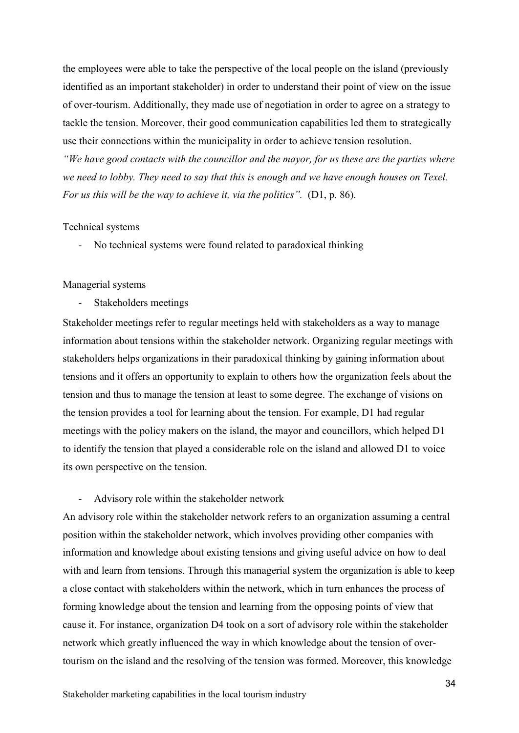the employees were able to take the perspective of the local people on the island (previously identified as an important stakeholder) in order to understand their point of view on the issue of over-tourism. Additionally, they made use of negotiation in order to agree on a strategy to tackle the tension. Moreover, their good communication capabilities led them to strategically use their connections within the municipality in order to achieve tension resolution. *"We have good contacts with the councillor and the mayor, for us these are the parties where we need to lobby. They need to say that this is enough and we have enough houses on Texel. For us this will be the way to achieve it, via the politics".* (D1, p. 86).

Technical systems

- No technical systems were found related to paradoxical thinking

Managerial systems

- Stakeholders meetings

Stakeholder meetings refer to regular meetings held with stakeholders as a way to manage information about tensions within the stakeholder network. Organizing regular meetings with stakeholders helps organizations in their paradoxical thinking by gaining information about tensions and it offers an opportunity to explain to others how the organization feels about the tension and thus to manage the tension at least to some degree. The exchange of visions on the tension provides a tool for learning about the tension. For example, D1 had regular meetings with the policy makers on the island, the mayor and councillors, which helped D1 to identify the tension that played a considerable role on the island and allowed D1 to voice its own perspective on the tension.

- Advisory role within the stakeholder network

An advisory role within the stakeholder network refers to an organization assuming a central position within the stakeholder network, which involves providing other companies with information and knowledge about existing tensions and giving useful advice on how to deal with and learn from tensions. Through this managerial system the organization is able to keep a close contact with stakeholders within the network, which in turn enhances the process of forming knowledge about the tension and learning from the opposing points of view that cause it. For instance, organization D4 took on a sort of advisory role within the stakeholder network which greatly influenced the way in which knowledge about the tension of over-tourism on the island and the resolving of the tension was formed. Moreover, this knowledge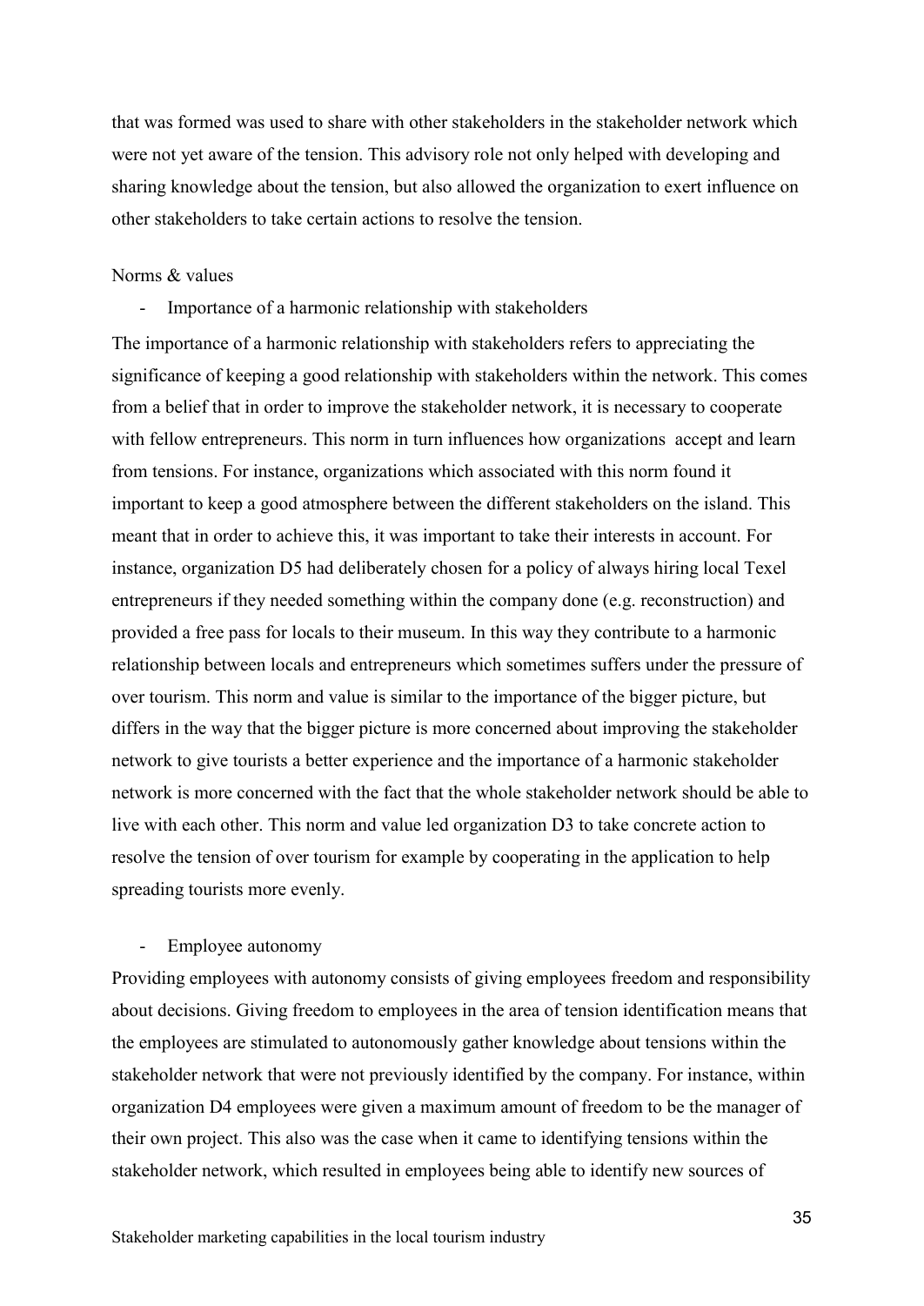that was formed was used to share with other stakeholders in the stakeholder network which were not yet aware of the tension. This advisory role not only helped with developing and sharing knowledge about the tension, but also allowed the organization to exert influence on other stakeholders to take certain actions to resolve the tension.

Norms & values

- Importance of a harmonic relationship with stakeholders

The importance of a harmonic relationship with stakeholders refers to appreciating the significance of keeping a good relationship with stakeholders within the network. This comes from a belief that in order to improve the stakeholder network, it is necessary to cooperate with fellow entrepreneurs. This norm in turn influences how organizations accept and learn from tensions. For instance, organizations which associated with this norm found it important to keep a good atmosphere between the different stakeholders on the island. This meant that in order to achieve this, it was important to take their interests in account. For instance, organization D5 had deliberately chosen for a policy of always hiring local Texel entrepreneurs if they needed something within the company done (e.g. reconstruction) and provided a free pass for locals to their museum. In this way they contribute to a harmonic relationship between locals and entrepreneurs which sometimes suffers under the pressure of over tourism. This norm and value is similar to the importance of the bigger picture, but differs in the way that the bigger picture is more concerned about improving the stakeholder network to give tourists a better experience and the importance of a harmonic stakeholder network is more concerned with the fact that the whole stakeholder network should be able to live with each other. This norm and value led organization D3 to take concrete action to resolve the tension of over tourism for example by cooperating in the application to help spreading tourists more evenly.

- Employee autonomy

Providing employees with autonomy consists of giving employees freedom and responsibility about decisions. Giving freedom to employees in the area of tension identification means that the employees are stimulated to autonomously gather knowledge about tensions within the stakeholder network that were not previously identified by the company. For instance, within organization D4 employees were given a maximum amount of freedom to be the manager of their own project. This also was the case when it came to identifying tensions within the stakeholder network, which resulted in employees being able to identify new sources of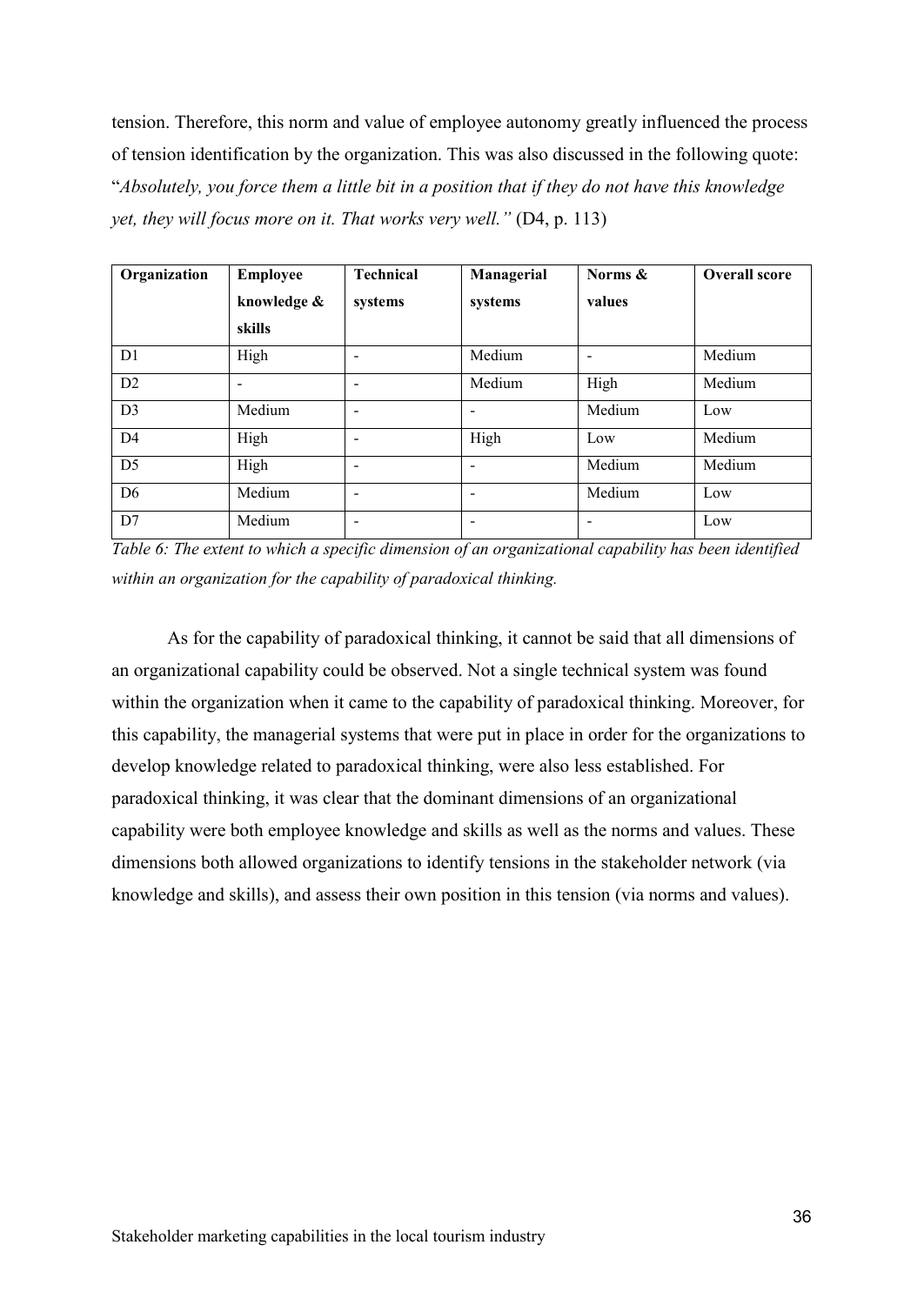tension. Therefore, this norm and value of employee autonomy greatly influenced the process of tension identification by the organization. This was also discussed in the following quote: "*Absolutely, you force them a little bit in a position that if they do not have this knowledge yet, they will focus more on it. That works very well.*" (D4, p. 113)

| Organization | Employee knowledge & skills | Technical systems | Managerial systems | Norms & values | Overall score |
|---|---|---|---|---|---|
| D1 | High | - | Medium | - | Medium |
| D2 | - | - | Medium | High | Medium |
| D3 | Medium | - | - | Medium | Low |
| D4 | High | - | High | Low | Medium |
| D5 | High | - | - | Medium | Medium |
| D6 | Medium | - | - | Medium | Low |
| D7 | Medium | - | - | - | Low |

*Table 6: The extent to which a specific dimension of an organizational capability has been identified within an organization for the capability of paradoxical thinking.*

As for the capability of paradoxical thinking, it cannot be said that all dimensions of an organizational capability could be observed. Not a single technical system was found within the organization when it came to the capability of paradoxical thinking. Moreover, for this capability, the managerial systems that were put in place in order for the organizations to develop knowledge related to paradoxical thinking, were also less established. For paradoxical thinking, it was clear that the dominant dimensions of an organizational capability were both employee knowledge and skills as well as the norms and values. These dimensions both allowed organizations to identify tensions in the stakeholder network (via knowledge and skills), and assess their own position in this tension (via norms and values).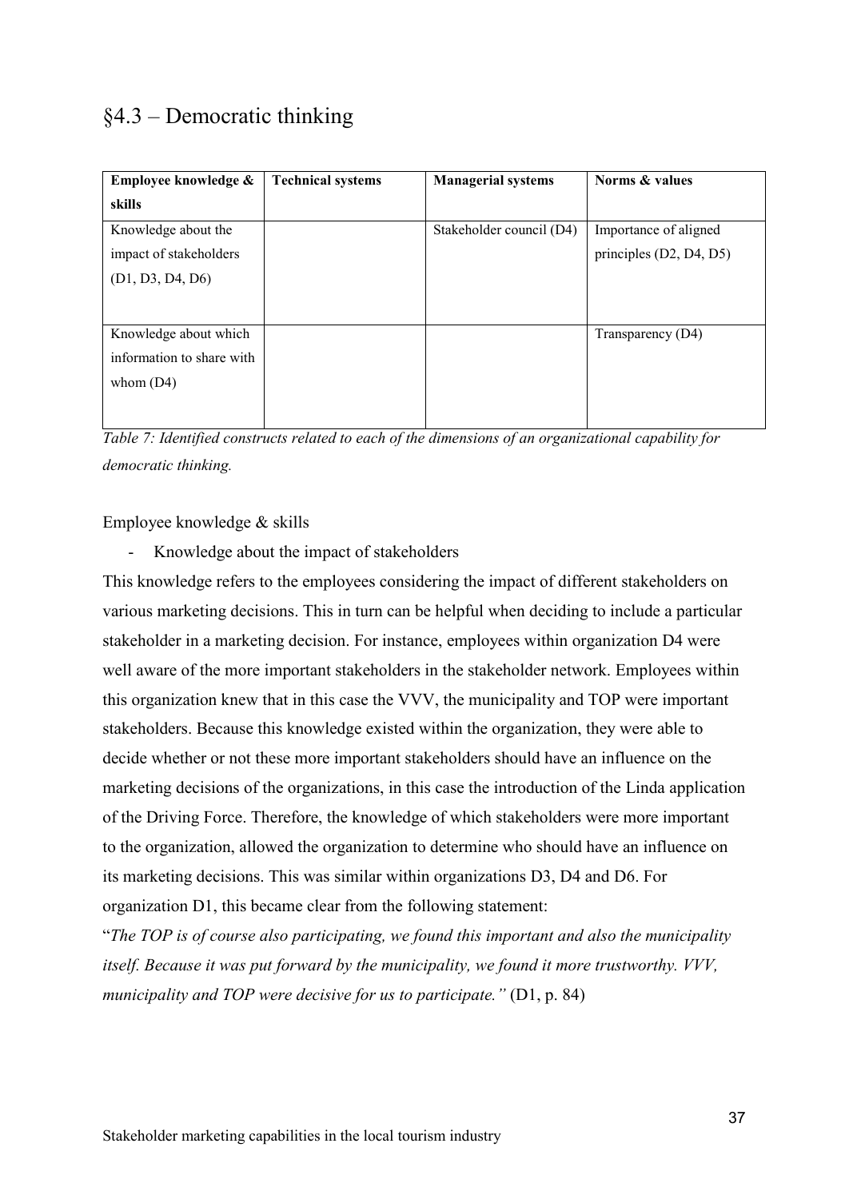## §4.3 – Democratic thinking

| Employee knowledge & skills | Technical systems | Managerial systems | Norms & values |
| --- | --- | --- | --- |
| Knowledge about the impact of stakeholders (D1, D3, D4, D6) | | Stakeholder council (D4) | Importance of aligned principles (D2, D4, D5) |
| Knowledge about which information to share with whom (D4) | | | Transparency (D4) |

*Table 7: Identified constructs related to each of the dimensions of an organizational capability for democratic thinking.*

Employee knowledge & skills

- Knowledge about the impact of stakeholders

This knowledge refers to the employees considering the impact of different stakeholders on various marketing decisions. This in turn can be helpful when deciding to include a particular stakeholder in a marketing decision. For instance, employees within organization D4 were well aware of the more important stakeholders in the stakeholder network. Employees within this organization knew that in this case the VVV, the municipality and TOP were important stakeholders. Because this knowledge existed within the organization, they were able to decide whether or not these more important stakeholders should have an influence on the marketing decisions of the organizations, in this case the introduction of the Linda application of the Driving Force. Therefore, the knowledge of which stakeholders were more important to the organization, allowed the organization to determine who should have an influence on its marketing decisions. This was similar within organizations D3, D4 and D6. For organization D1, this became clear from the following statement:

"*The TOP is of course also participating, we found this important and also the municipality itself. Because it was put forward by the municipality, we found it more trustworthy. VVV, municipality and TOP were decisive for us to participate."* (D1, p. 84)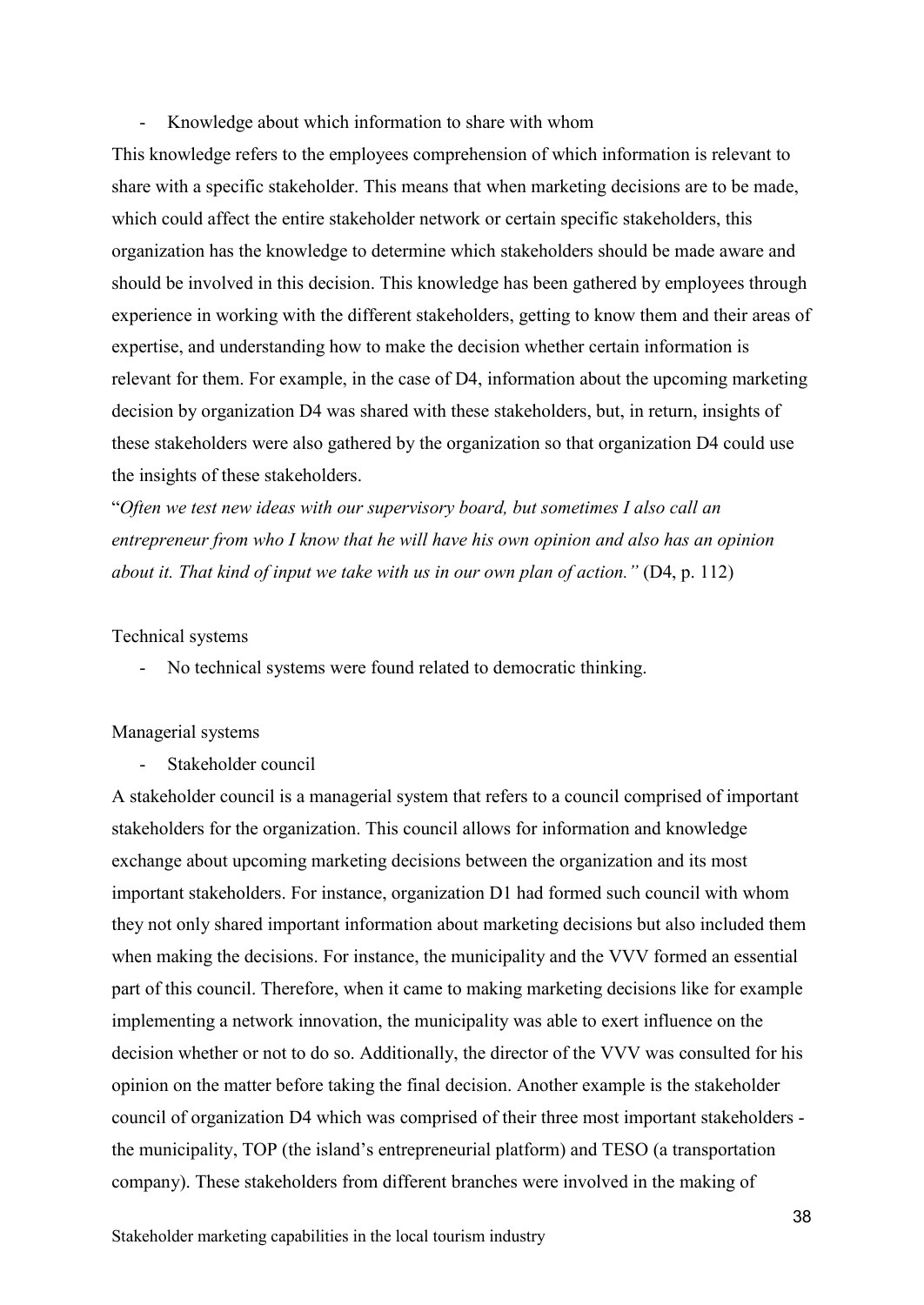- Knowledge about which information to share with whom

This knowledge refers to the employees comprehension of which information is relevant to share with a specific stakeholder. This means that when marketing decisions are to be made, which could affect the entire stakeholder network or certain specific stakeholders, this organization has the knowledge to determine which stakeholders should be made aware and should be involved in this decision. This knowledge has been gathered by employees through experience in working with the different stakeholders, getting to know them and their areas of expertise, and understanding how to make the decision whether certain information is relevant for them. For example, in the case of D4, information about the upcoming marketing decision by organization D4 was shared with these stakeholders, but, in return, insights of these stakeholders were also gathered by the organization so that organization D4 could use the insights of these stakeholders.

"*Often we test new ideas with our supervisory board, but sometimes I also call an entrepreneur from who I know that he will have his own opinion and also has an opinion about it. That kind of input we take with us in our own plan of action."* (D4, p. 112)

Technical systems

- No technical systems were found related to democratic thinking.

Managerial systems

- Stakeholder council

A stakeholder council is a managerial system that refers to a council comprised of important stakeholders for the organization. This council allows for information and knowledge exchange about upcoming marketing decisions between the organization and its most important stakeholders. For instance, organization D1 had formed such council with whom they not only shared important information about marketing decisions but also included them when making the decisions. For instance, the municipality and the VVV formed an essential part of this council. Therefore, when it came to making marketing decisions like for example implementing a network innovation, the municipality was able to exert influence on the decision whether or not to do so. Additionally, the director of the VVV was consulted for his opinion on the matter before taking the final decision. Another example is the stakeholder council of organization D4 which was comprised of their three most important stakeholders - the municipality, TOP (the island's entrepreneurial platform) and TESO (a transportation company). These stakeholders from different branches were involved in the making of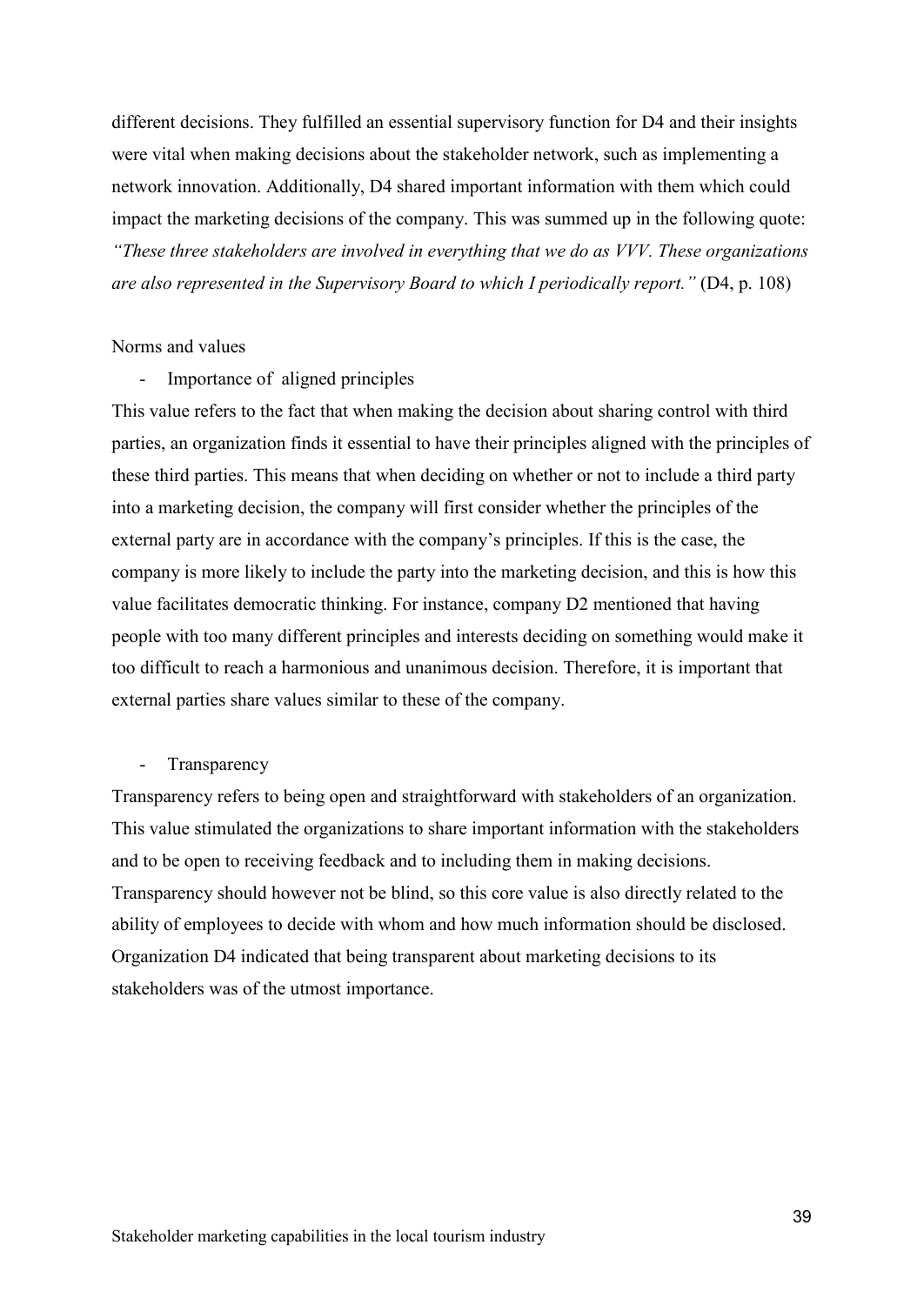different decisions. They fulfilled an essential supervisory function for D4 and their insights were vital when making decisions about the stakeholder network, such as implementing a network innovation. Additionally, D4 shared important information with them which could impact the marketing decisions of the company. This was summed up in the following quote: *"These three stakeholders are involved in everything that we do as VVV. These organizations are also represented in the Supervisory Board to which I periodically report."* (D4, p. 108)

Norms and values

- Importance of aligned principles

This value refers to the fact that when making the decision about sharing control with third parties, an organization finds it essential to have their principles aligned with the principles of these third parties. This means that when deciding on whether or not to include a third party into a marketing decision, the company will first consider whether the principles of the external party are in accordance with the company's principles. If this is the case, the company is more likely to include the party into the marketing decision, and this is how this value facilitates democratic thinking. For instance, company D2 mentioned that having people with too many different principles and interests deciding on something would make it too difficult to reach a harmonious and unanimous decision. Therefore, it is important that external parties share values similar to these of the company.

- Transparency

Transparency refers to being open and straightforward with stakeholders of an organization. This value stimulated the organizations to share important information with the stakeholders and to be open to receiving feedback and to including them in making decisions. Transparency should however not be blind, so this core value is also directly related to the ability of employees to decide with whom and how much information should be disclosed. Organization D4 indicated that being transparent about marketing decisions to its stakeholders was of the utmost importance.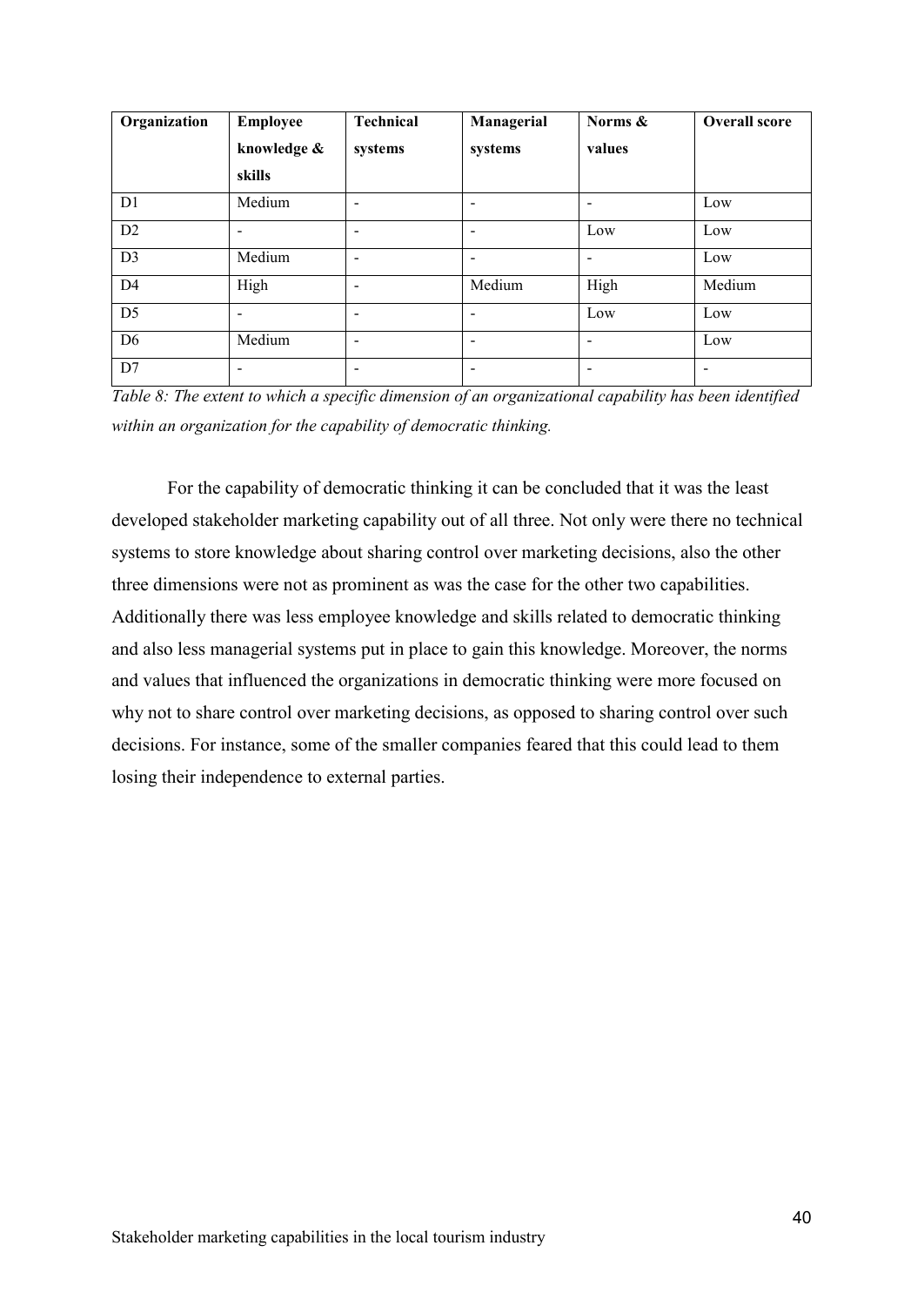| Organization | Employee knowledge & skills | Technical systems | Managerial systems | Norms & values | Overall score |
|---|---|---|---|---|---|
| D1 | Medium | - | - | - | Low |
| D2 | - | - | - | Low | Low |
| D3 | Medium | - | - | - | Low |
| D4 | High | - | Medium | High | Medium |
| D5 | - | - | - | Low | Low |
| D6 | Medium | - | - | - | Low |
| D7 | - | - | - | - | - |

*Table 8: The extent to which a specific dimension of an organizational capability has been identified within an organization for the capability of democratic thinking.*

For the capability of democratic thinking it can be concluded that it was the least developed stakeholder marketing capability out of all three. Not only were there no technical systems to store knowledge about sharing control over marketing decisions, also the other three dimensions were not as prominent as was the case for the other two capabilities. Additionally there was less employee knowledge and skills related to democratic thinking and also less managerial systems put in place to gain this knowledge. Moreover, the norms and values that influenced the organizations in democratic thinking were more focused on why not to share control over marketing decisions, as opposed to sharing control over such decisions. For instance, some of the smaller companies feared that this could lead to them losing their independence to external parties.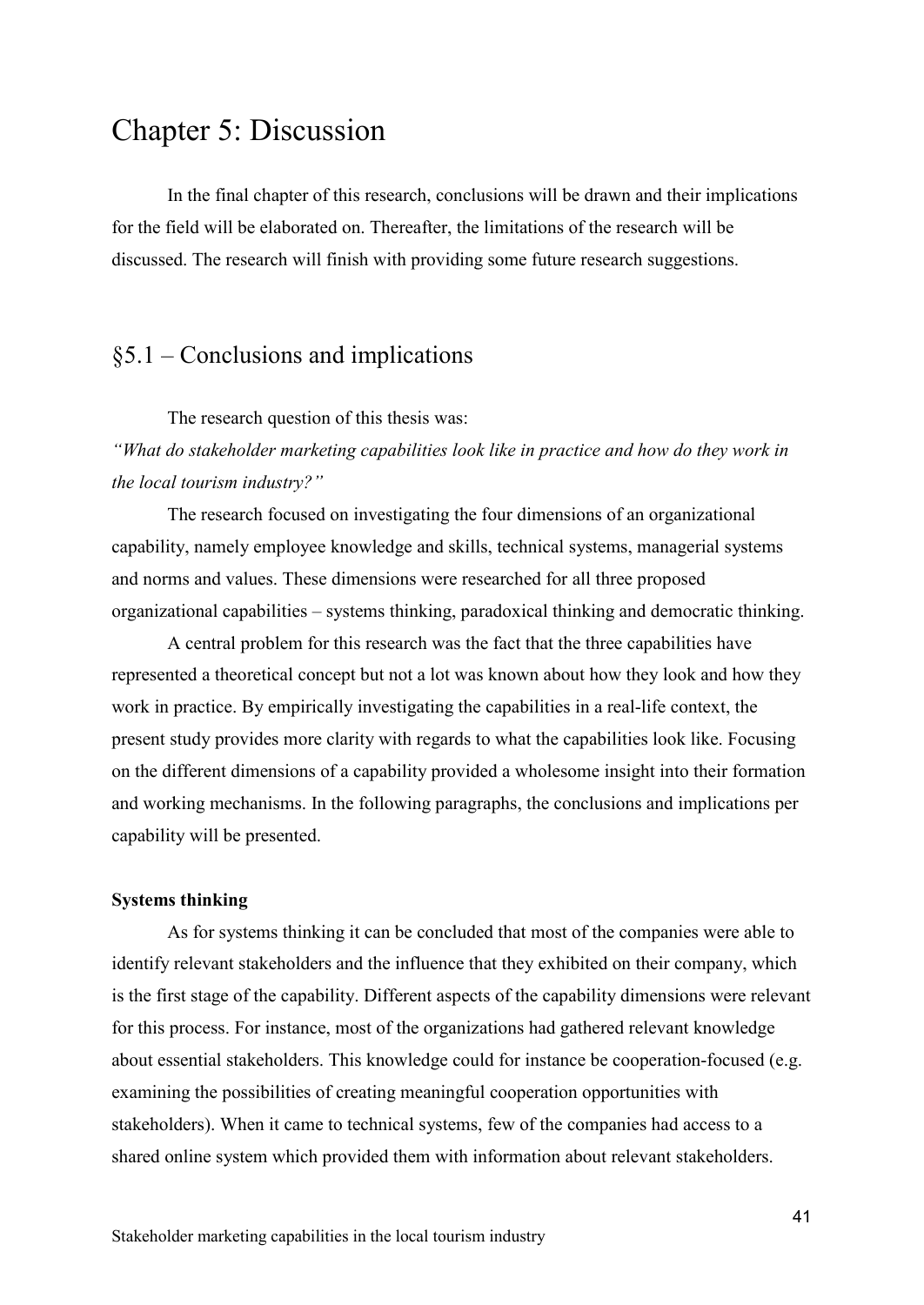# Chapter 5: Discussion

In the final chapter of this research, conclusions will be drawn and their implications for the field will be elaborated on. Thereafter, the limitations of the research will be discussed. The research will finish with providing some future research suggestions.

## §5.1 – Conclusions and implications

The research question of this thesis was:

*"What do stakeholder marketing capabilities look like in practice and how do they work in the local tourism industry?"*

The research focused on investigating the four dimensions of an organizational capability, namely employee knowledge and skills, technical systems, managerial systems and norms and values. These dimensions were researched for all three proposed organizational capabilities – systems thinking, paradoxical thinking and democratic thinking.

A central problem for this research was the fact that the three capabilities have represented a theoretical concept but not a lot was known about how they look and how they work in practice. By empirically investigating the capabilities in a real-life context, the present study provides more clarity with regards to what the capabilities look like. Focusing on the different dimensions of a capability provided a wholesome insight into their formation and working mechanisms. In the following paragraphs, the conclusions and implications per capability will be presented.

**Systems thinking**

As for systems thinking it can be concluded that most of the companies were able to identify relevant stakeholders and the influence that they exhibited on their company, which is the first stage of the capability. Different aspects of the capability dimensions were relevant for this process. For instance, most of the organizations had gathered relevant knowledge about essential stakeholders. This knowledge could for instance be cooperation-focused (e.g. examining the possibilities of creating meaningful cooperation opportunities with stakeholders). When it came to technical systems, few of the companies had access to a shared online system which provided them with information about relevant stakeholders.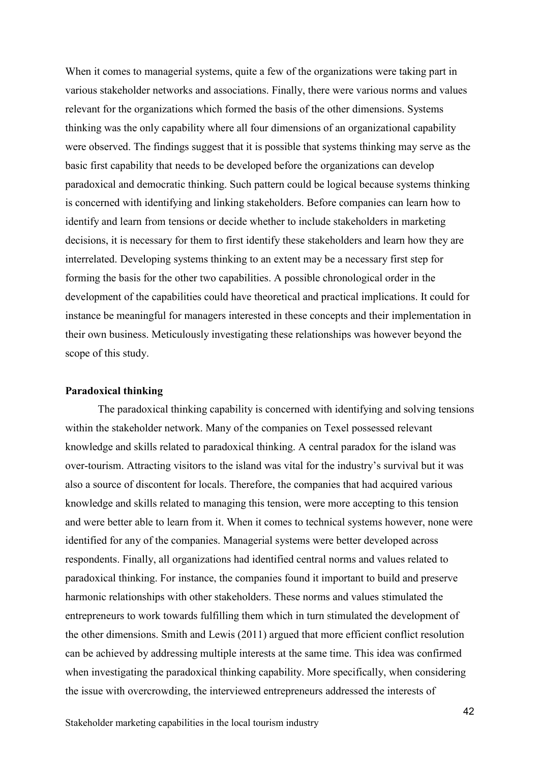When it comes to managerial systems, quite a few of the organizations were taking part in various stakeholder networks and associations. Finally, there were various norms and values relevant for the organizations which formed the basis of the other dimensions. Systems thinking was the only capability where all four dimensions of an organizational capability were observed. The findings suggest that it is possible that systems thinking may serve as the basic first capability that needs to be developed before the organizations can develop paradoxical and democratic thinking. Such pattern could be logical because systems thinking is concerned with identifying and linking stakeholders. Before companies can learn how to identify and learn from tensions or decide whether to include stakeholders in marketing decisions, it is necessary for them to first identify these stakeholders and learn how they are interrelated. Developing systems thinking to an extent may be a necessary first step for forming the basis for the other two capabilities. A possible chronological order in the development of the capabilities could have theoretical and practical implications. It could for instance be meaningful for managers interested in these concepts and their implementation in their own business. Meticulously investigating these relationships was however beyond the scope of this study.

**Paradoxical thinking**

The paradoxical thinking capability is concerned with identifying and solving tensions within the stakeholder network. Many of the companies on Texel possessed relevant knowledge and skills related to paradoxical thinking. A central paradox for the island was over-tourism. Attracting visitors to the island was vital for the industry's survival but it was also a source of discontent for locals. Therefore, the companies that had acquired various knowledge and skills related to managing this tension, were more accepting to this tension and were better able to learn from it. When it comes to technical systems however, none were identified for any of the companies. Managerial systems were better developed across respondents. Finally, all organizations had identified central norms and values related to paradoxical thinking. For instance, the companies found it important to build and preserve harmonic relationships with other stakeholders. These norms and values stimulated the entrepreneurs to work towards fulfilling them which in turn stimulated the development of the other dimensions. Smith and Lewis (2011) argued that more efficient conflict resolution can be achieved by addressing multiple interests at the same time. This idea was confirmed when investigating the paradoxical thinking capability. More specifically, when considering the issue with overcrowding, the interviewed entrepreneurs addressed the interests of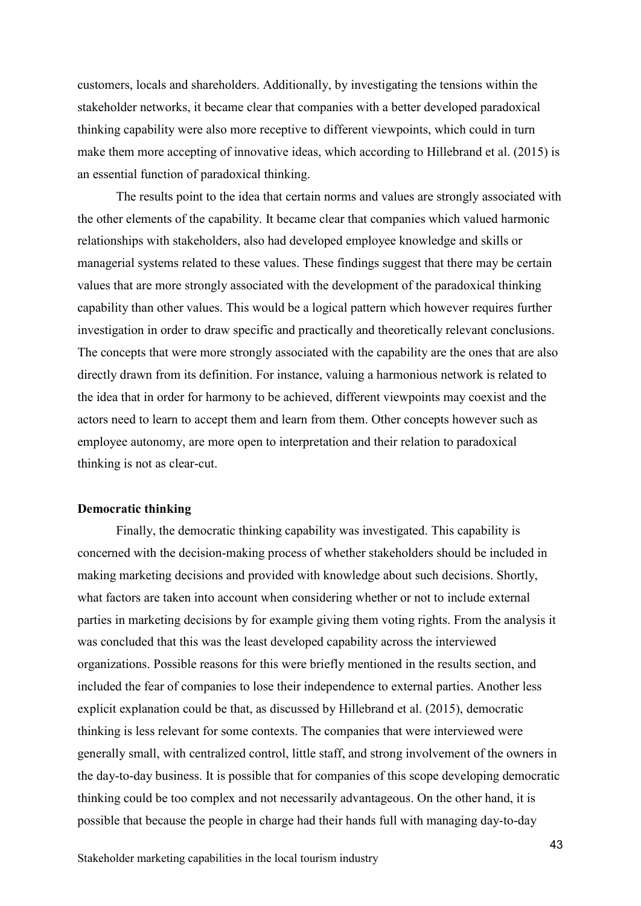customers, locals and shareholders. Additionally, by investigating the tensions within the stakeholder networks, it became clear that companies with a better developed paradoxical thinking capability were also more receptive to different viewpoints, which could in turn make them more accepting of innovative ideas, which according to Hillebrand et al. (2015) is an essential function of paradoxical thinking.

The results point to the idea that certain norms and values are strongly associated with the other elements of the capability. It became clear that companies which valued harmonic relationships with stakeholders, also had developed employee knowledge and skills or managerial systems related to these values. These findings suggest that there may be certain values that are more strongly associated with the development of the paradoxical thinking capability than other values. This would be a logical pattern which however requires further investigation in order to draw specific and practically and theoretically relevant conclusions. The concepts that were more strongly associated with the capability are the ones that are also directly drawn from its definition. For instance, valuing a harmonious network is related to the idea that in order for harmony to be achieved, different viewpoints may coexist and the actors need to learn to accept them and learn from them. Other concepts however such as employee autonomy, are more open to interpretation and their relation to paradoxical thinking is not as clear-cut.

**Democratic thinking**

Finally, the democratic thinking capability was investigated. This capability is concerned with the decision-making process of whether stakeholders should be included in making marketing decisions and provided with knowledge about such decisions. Shortly, what factors are taken into account when considering whether or not to include external parties in marketing decisions by for example giving them voting rights. From the analysis it was concluded that this was the least developed capability across the interviewed organizations. Possible reasons for this were briefly mentioned in the results section, and included the fear of companies to lose their independence to external parties. Another less explicit explanation could be that, as discussed by Hillebrand et al. (2015), democratic thinking is less relevant for some contexts. The companies that were interviewed were generally small, with centralized control, little staff, and strong involvement of the owners in the day-to-day business. It is possible that for companies of this scope developing democratic thinking could be too complex and not necessarily advantageous. On the other hand, it is possible that because the people in charge had their hands full with managing day-to-day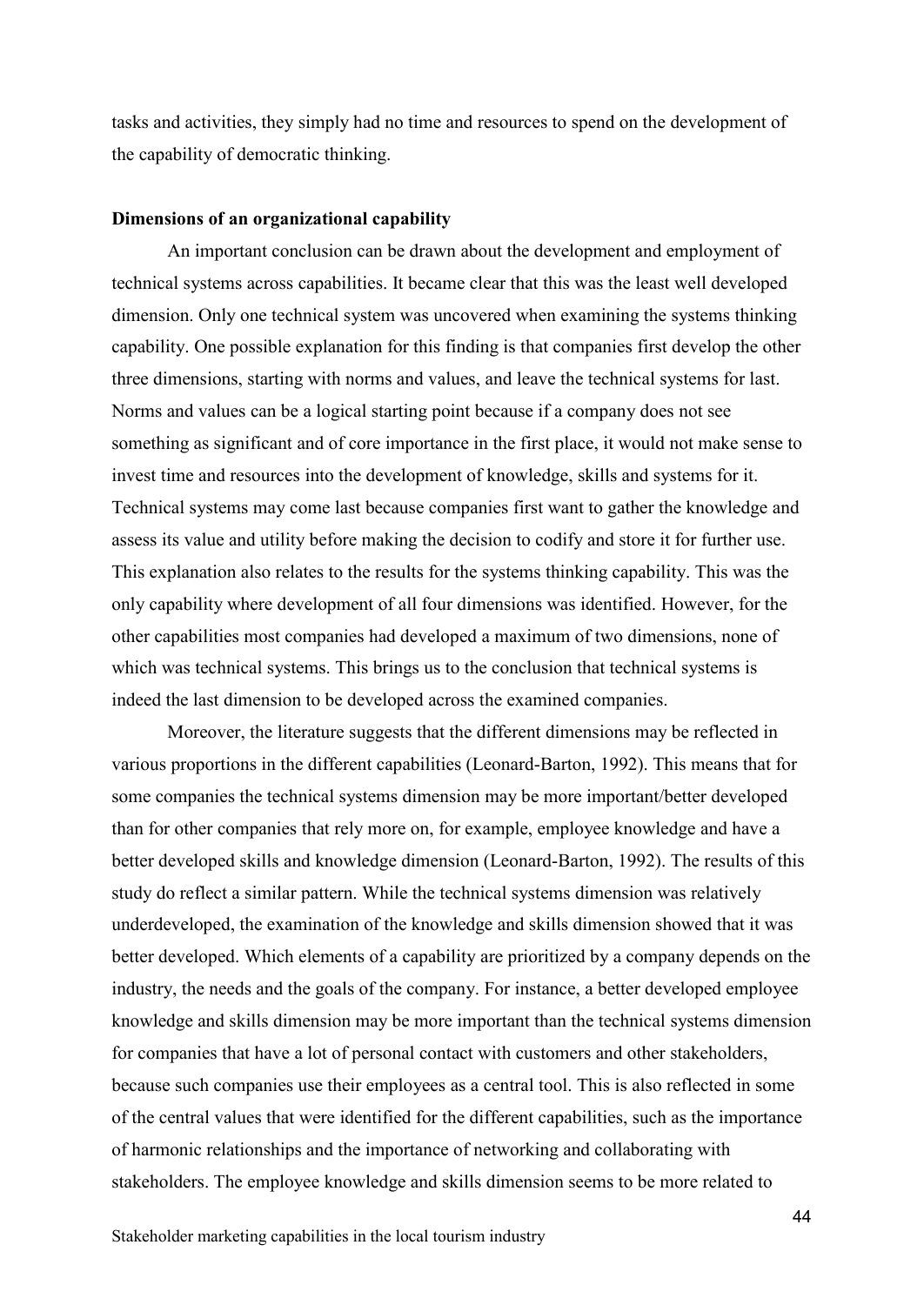tasks and activities, they simply had no time and resources to spend on the development of the capability of democratic thinking.

**Dimensions of an organizational capability**

An important conclusion can be drawn about the development and employment of technical systems across capabilities. It became clear that this was the least well developed dimension. Only one technical system was uncovered when examining the systems thinking capability. One possible explanation for this finding is that companies first develop the other three dimensions, starting with norms and values, and leave the technical systems for last. Norms and values can be a logical starting point because if a company does not see something as significant and of core importance in the first place, it would not make sense to invest time and resources into the development of knowledge, skills and systems for it. Technical systems may come last because companies first want to gather the knowledge and assess its value and utility before making the decision to codify and store it for further use. This explanation also relates to the results for the systems thinking capability. This was the only capability where development of all four dimensions was identified. However, for the other capabilities most companies had developed a maximum of two dimensions, none of which was technical systems. This brings us to the conclusion that technical systems is indeed the last dimension to be developed across the examined companies.

Moreover, the literature suggests that the different dimensions may be reflected in various proportions in the different capabilities (Leonard-Barton, 1992). This means that for some companies the technical systems dimension may be more important/better developed than for other companies that rely more on, for example, employee knowledge and have a better developed skills and knowledge dimension (Leonard-Barton, 1992). The results of this study do reflect a similar pattern. While the technical systems dimension was relatively underdeveloped, the examination of the knowledge and skills dimension showed that it was better developed. Which elements of a capability are prioritized by a company depends on the industry, the needs and the goals of the company. For instance, a better developed employee knowledge and skills dimension may be more important than the technical systems dimension for companies that have a lot of personal contact with customers and other stakeholders, because such companies use their employees as a central tool. This is also reflected in some of the central values that were identified for the different capabilities, such as the importance of harmonic relationships and the importance of networking and collaborating with stakeholders. The employee knowledge and skills dimension seems to be more related to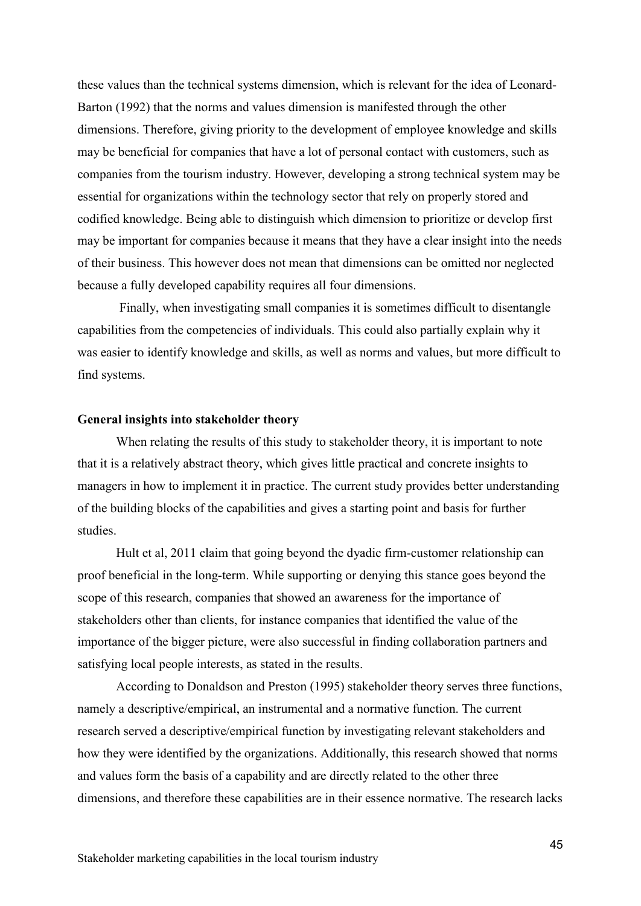these values than the technical systems dimension, which is relevant for the idea of Leonard-Barton (1992) that the norms and values dimension is manifested through the other dimensions. Therefore, giving priority to the development of employee knowledge and skills may be beneficial for companies that have a lot of personal contact with customers, such as companies from the tourism industry. However, developing a strong technical system may be essential for organizations within the technology sector that rely on properly stored and codified knowledge. Being able to distinguish which dimension to prioritize or develop first may be important for companies because it means that they have a clear insight into the needs of their business. This however does not mean that dimensions can be omitted nor neglected because a fully developed capability requires all four dimensions.

Finally, when investigating small companies it is sometimes difficult to disentangle capabilities from the competencies of individuals. This could also partially explain why it was easier to identify knowledge and skills, as well as norms and values, but more difficult to find systems.

**General insights into stakeholder theory**

When relating the results of this study to stakeholder theory, it is important to note that it is a relatively abstract theory, which gives little practical and concrete insights to managers in how to implement it in practice. The current study provides better understanding of the building blocks of the capabilities and gives a starting point and basis for further studies.

Hult et al, 2011 claim that going beyond the dyadic firm-customer relationship can proof beneficial in the long-term. While supporting or denying this stance goes beyond the scope of this research, companies that showed an awareness for the importance of stakeholders other than clients, for instance companies that identified the value of the importance of the bigger picture, were also successful in finding collaboration partners and satisfying local people interests, as stated in the results.

According to Donaldson and Preston (1995) stakeholder theory serves three functions, namely a descriptive/empirical, an instrumental and a normative function. The current research served a descriptive/empirical function by investigating relevant stakeholders and how they were identified by the organizations. Additionally, this research showed that norms and values form the basis of a capability and are directly related to the other three dimensions, and therefore these capabilities are in their essence normative. The research lacks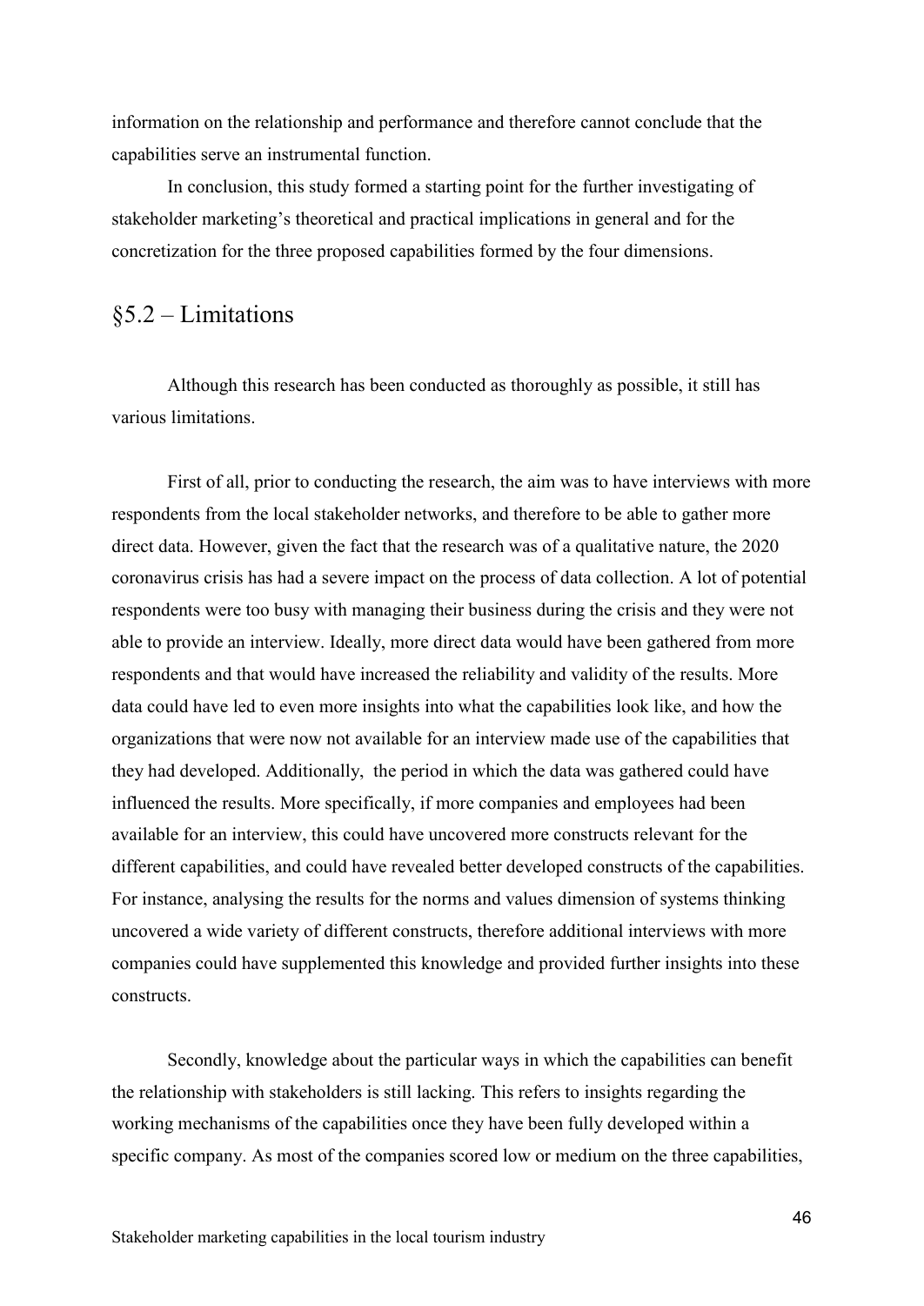information on the relationship and performance and therefore cannot conclude that the capabilities serve an instrumental function.

In conclusion, this study formed a starting point for the further investigating of stakeholder marketing's theoretical and practical implications in general and for the concretization for the three proposed capabilities formed by the four dimensions.

## §5.2 – Limitations

Although this research has been conducted as thoroughly as possible, it still has various limitations.

First of all, prior to conducting the research, the aim was to have interviews with more respondents from the local stakeholder networks, and therefore to be able to gather more direct data. However, given the fact that the research was of a qualitative nature, the 2020 coronavirus crisis has had a severe impact on the process of data collection. A lot of potential respondents were too busy with managing their business during the crisis and they were not able to provide an interview. Ideally, more direct data would have been gathered from more respondents and that would have increased the reliability and validity of the results. More data could have led to even more insights into what the capabilities look like, and how the organizations that were now not available for an interview made use of the capabilities that they had developed. Additionally, the period in which the data was gathered could have influenced the results. More specifically, if more companies and employees had been available for an interview, this could have uncovered more constructs relevant for the different capabilities, and could have revealed better developed constructs of the capabilities. For instance, analysing the results for the norms and values dimension of systems thinking uncovered a wide variety of different constructs, therefore additional interviews with more companies could have supplemented this knowledge and provided further insights into these constructs.

Secondly, knowledge about the particular ways in which the capabilities can benefit the relationship with stakeholders is still lacking. This refers to insights regarding the working mechanisms of the capabilities once they have been fully developed within a specific company. As most of the companies scored low or medium on the three capabilities,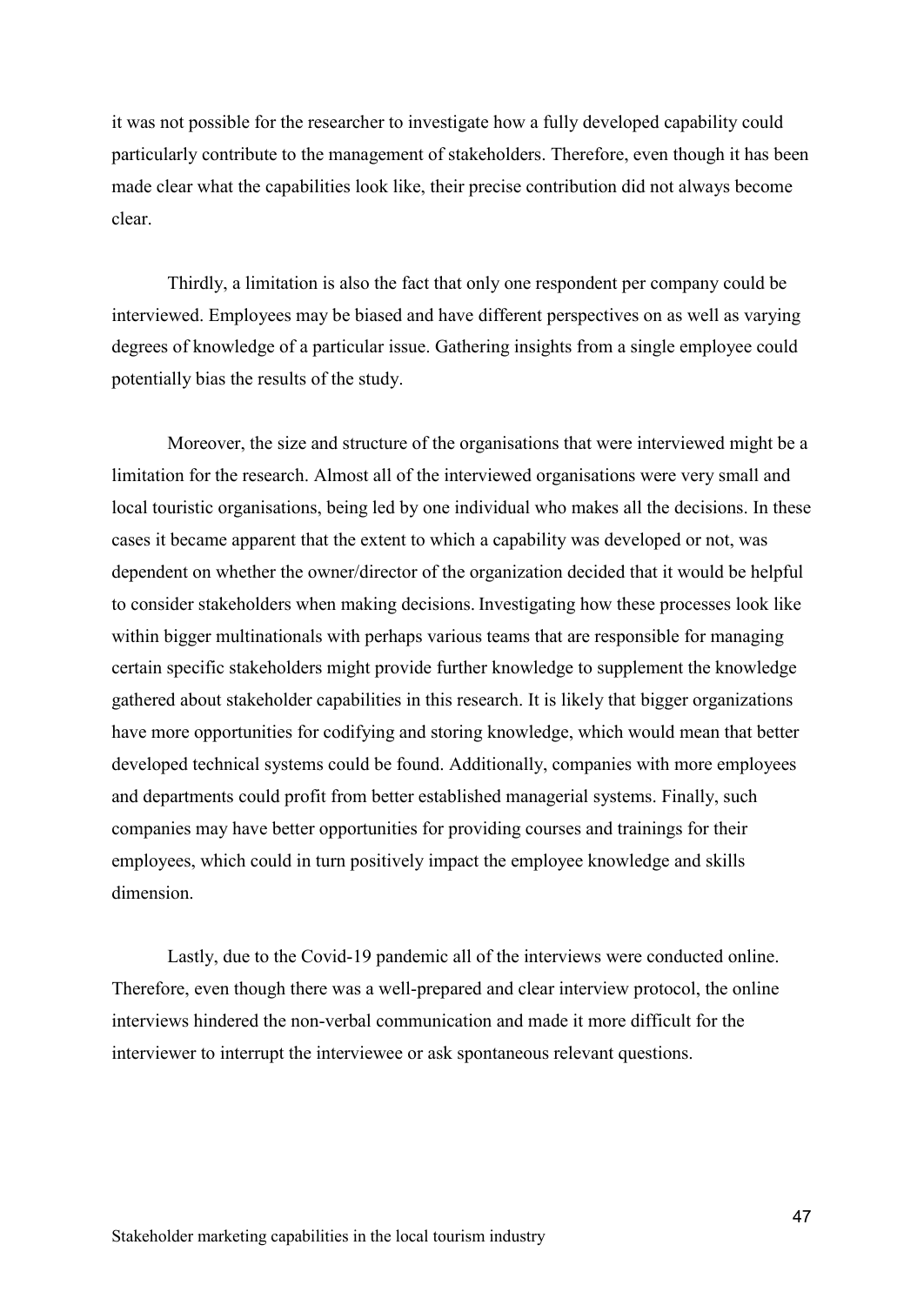it was not possible for the researcher to investigate how a fully developed capability could particularly contribute to the management of stakeholders. Therefore, even though it has been made clear what the capabilities look like, their precise contribution did not always become clear.

Thirdly, a limitation is also the fact that only one respondent per company could be interviewed. Employees may be biased and have different perspectives on as well as varying degrees of knowledge of a particular issue. Gathering insights from a single employee could potentially bias the results of the study.

Moreover, the size and structure of the organisations that were interviewed might be a limitation for the research. Almost all of the interviewed organisations were very small and local touristic organisations, being led by one individual who makes all the decisions. In these cases it became apparent that the extent to which a capability was developed or not, was dependent on whether the owner/director of the organization decided that it would be helpful to consider stakeholders when making decisions. Investigating how these processes look like within bigger multinationals with perhaps various teams that are responsible for managing certain specific stakeholders might provide further knowledge to supplement the knowledge gathered about stakeholder capabilities in this research. It is likely that bigger organizations have more opportunities for codifying and storing knowledge, which would mean that better developed technical systems could be found. Additionally, companies with more employees and departments could profit from better established managerial systems. Finally, such companies may have better opportunities for providing courses and trainings for their employees, which could in turn positively impact the employee knowledge and skills dimension.

Lastly, due to the Covid-19 pandemic all of the interviews were conducted online. Therefore, even though there was a well-prepared and clear interview protocol, the online interviews hindered the non-verbal communication and made it more difficult for the interviewer to interrupt the interviewee or ask spontaneous relevant questions.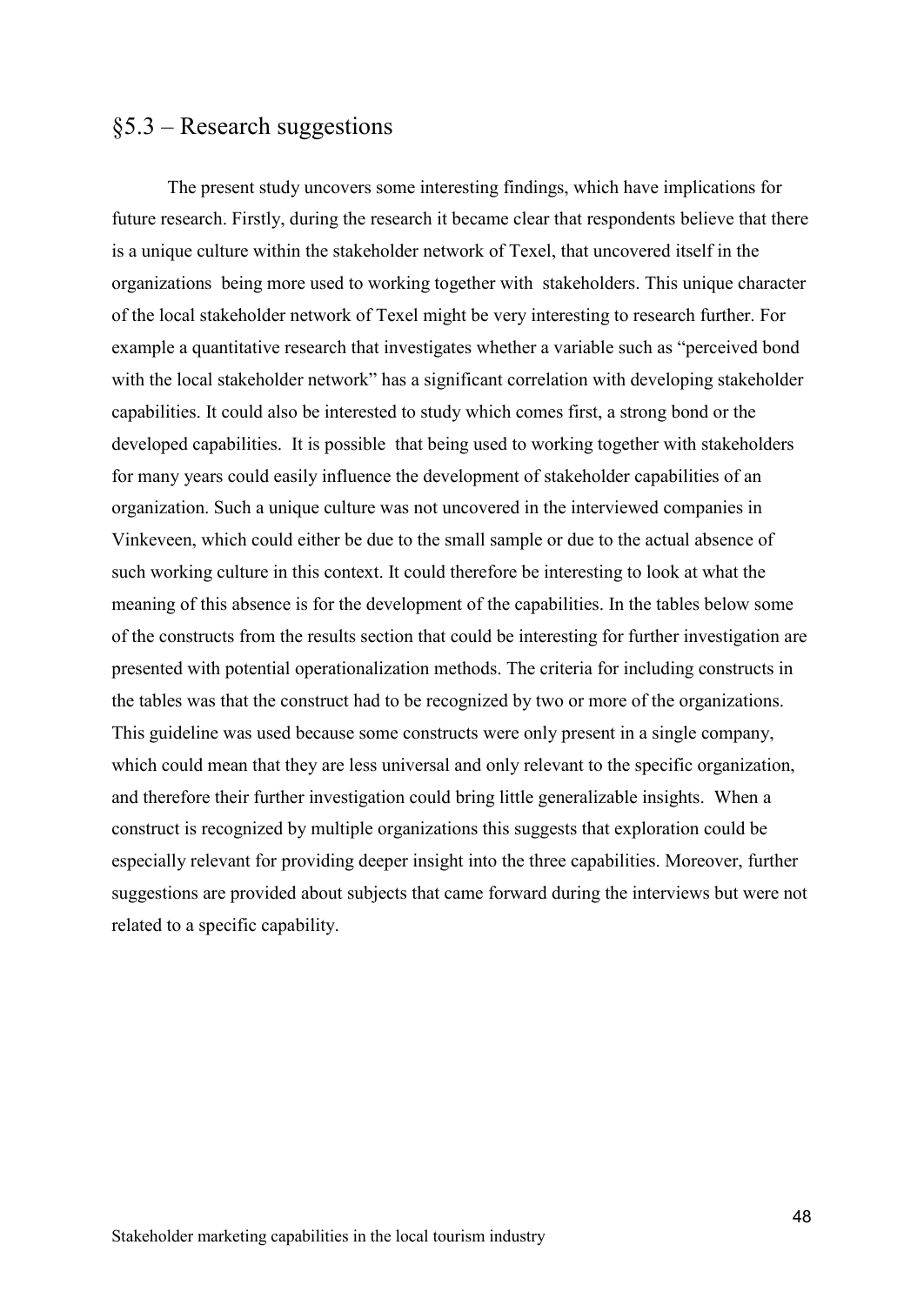## §5.3 – Research suggestions

The present study uncovers some interesting findings, which have implications for future research. Firstly, during the research it became clear that respondents believe that there is a unique culture within the stakeholder network of Texel, that uncovered itself in the organizations being more used to working together with stakeholders. This unique character of the local stakeholder network of Texel might be very interesting to research further. For example a quantitative research that investigates whether a variable such as "perceived bond with the local stakeholder network" has a significant correlation with developing stakeholder capabilities. It could also be interested to study which comes first, a strong bond or the developed capabilities. It is possible that being used to working together with stakeholders for many years could easily influence the development of stakeholder capabilities of an organization. Such a unique culture was not uncovered in the interviewed companies in Vinkeveen, which could either be due to the small sample or due to the actual absence of such working culture in this context. It could therefore be interesting to look at what the meaning of this absence is for the development of the capabilities. In the tables below some of the constructs from the results section that could be interesting for further investigation are presented with potential operationalization methods. The criteria for including constructs in the tables was that the construct had to be recognized by two or more of the organizations. This guideline was used because some constructs were only present in a single company, which could mean that they are less universal and only relevant to the specific organization, and therefore their further investigation could bring little generalizable insights. When a construct is recognized by multiple organizations this suggests that exploration could be especially relevant for providing deeper insight into the three capabilities. Moreover, further suggestions are provided about subjects that came forward during the interviews but were not related to a specific capability.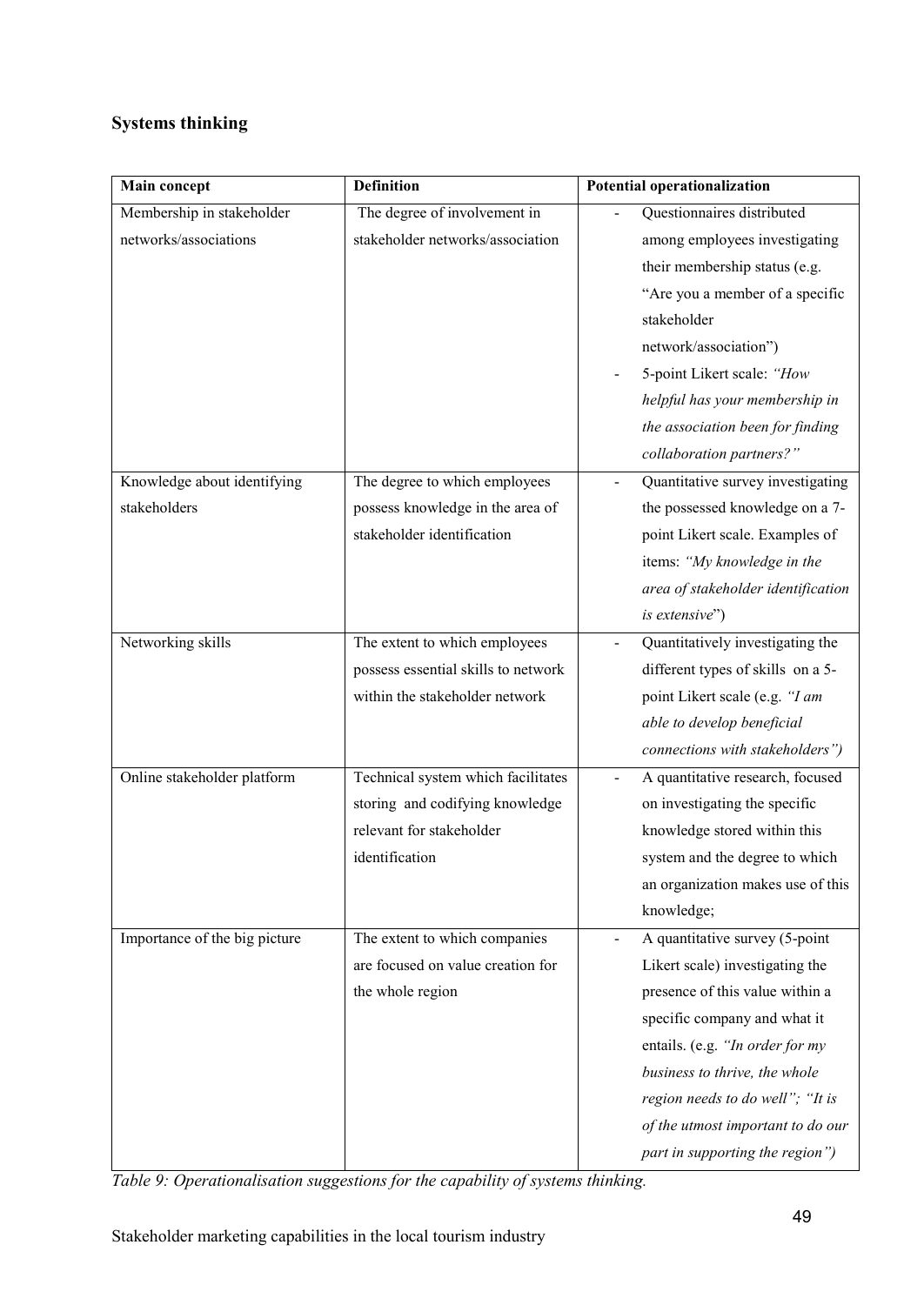## Systems thinking

| Main concept | Definition | Potential operationalization |
|---|---|---|
| Membership in stakeholder networks/associations | The degree of involvement in stakeholder networks/association | - Questionnaires distributed among employees investigating their membership status (e.g. "Are you a member of a specific stakeholder network/association") <br> - 5-point Likert scale: *"How helpful has your membership in the association been for finding collaboration partners?"* |
| Knowledge about identifying stakeholders | The degree to which employees possess knowledge in the area of stakeholder identification | - Quantitative survey investigating the possessed knowledge on a 7-point Likert scale. Examples of items: *"My knowledge in the area of stakeholder identification is extensive*") |
| Networking skills | The extent to which employees possess essential skills to network within the stakeholder network | - Quantitatively investigating the different types of skills on a 5-point Likert scale (e.g. *"I am able to develop beneficial connections with stakeholders")* |
| Online stakeholder platform | Technical system which facilitates storing and codifying knowledge relevant for stakeholder identification | - A quantitative research, focused on investigating the specific knowledge stored within this system and the degree to which an organization makes use of this knowledge; |
| Importance of the big picture | The extent to which companies are focused on value creation for the whole region | - A quantitative survey (5-point Likert scale) investigating the presence of this value within a specific company and what it entails. (e.g. *"In order for my business to thrive, the whole region needs to do well"; "It is of the utmost important to do our part in supporting the region")* |

*Table 9: Operationalisation suggestions for the capability of systems thinking.*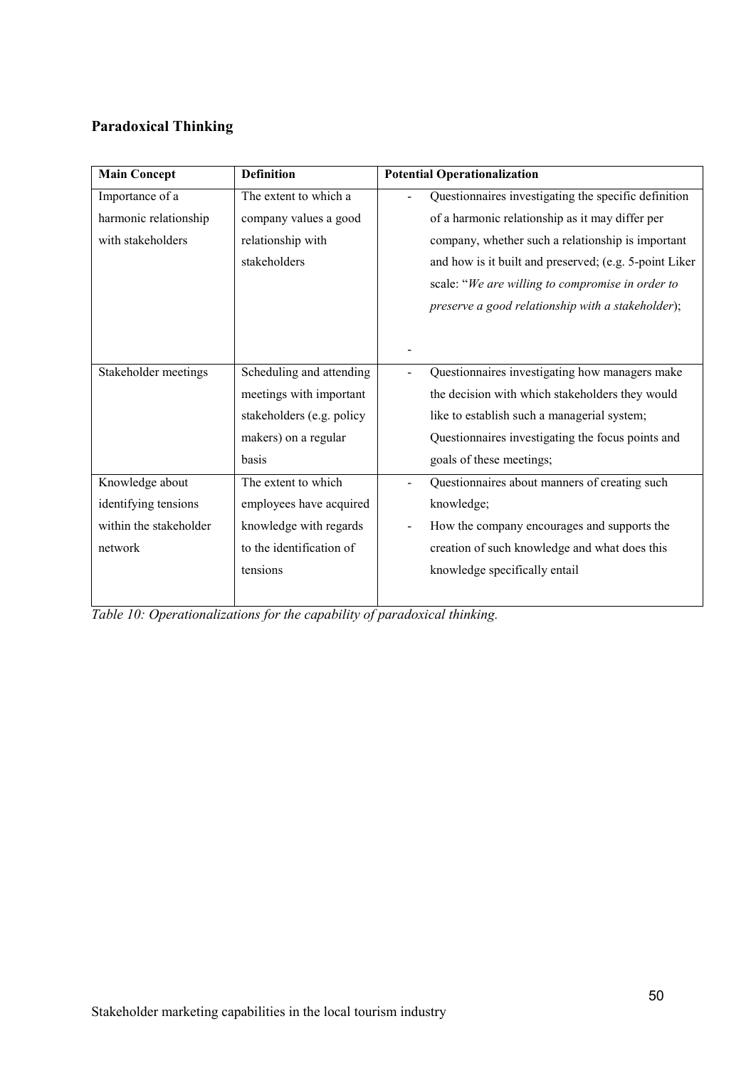## Paradoxical Thinking

| Main Concept | Definition | Potential Operationalization |
|---|---|---|
| Importance of a harmonic relationship with stakeholders | The extent to which a company values a good relationship with stakeholders | - Questionnaires investigating the specific definition of a harmonic relationship as it may differ per company, whether such a relationship is important and how is it built and preserved; (e.g. 5-point Liker scale: "*We are willing to compromise in order to preserve a good relationship with a stakeholder*);<br>- |
| Stakeholder meetings | Scheduling and attending meetings with important stakeholders (e.g. policy makers) on a regular basis | - Questionnaires investigating how managers make the decision with which stakeholders they would like to establish such a managerial system; Questionnaires investigating the focus points and goals of these meetings; |
| Knowledge about identifying tensions within the stakeholder network | The extent to which employees have acquired knowledge with regards to the identification of tensions | - Questionnaires about manners of creating such knowledge;<br>- How the company encourages and supports the creation of such knowledge and what does this knowledge specifically entail |

*Table 10: Operationalizations for the capability of paradoxical thinking.*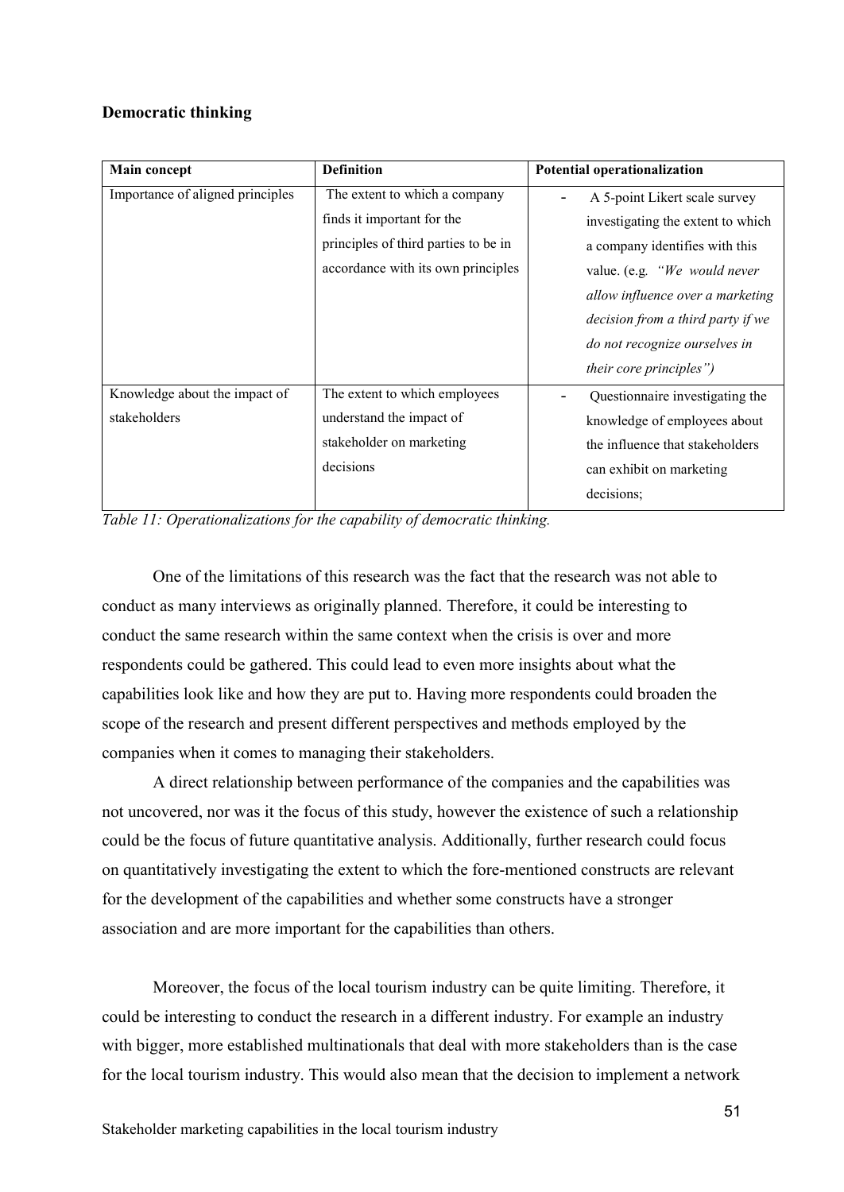### Democratic thinking

| Main concept | Definition | Potential operationalization |
|---|---|---|
| Importance of aligned principles | The extent to which a company finds it important for the principles of third parties to be in accordance with its own principles | - A 5-point Likert scale survey investigating the extent to which a company identifies with this value. (e.g. *"We would never allow influence over a marketing decision from a third party if we do not recognize ourselves in their core principles")* |
| Knowledge about the impact of stakeholders | The extent to which employees understand the impact of stakeholder on marketing decisions | - Questionnaire investigating the knowledge of employees about the influence that stakeholders can exhibit on marketing decisions; |

*Table 11: Operationalizations for the capability of democratic thinking.*

One of the limitations of this research was the fact that the research was not able to conduct as many interviews as originally planned. Therefore, it could be interesting to conduct the same research within the same context when the crisis is over and more respondents could be gathered. This could lead to even more insights about what the capabilities look like and how they are put to. Having more respondents could broaden the scope of the research and present different perspectives and methods employed by the companies when it comes to managing their stakeholders.

A direct relationship between performance of the companies and the capabilities was not uncovered, nor was it the focus of this study, however the existence of such a relationship could be the focus of future quantitative analysis. Additionally, further research could focus on quantitatively investigating the extent to which the fore-mentioned constructs are relevant for the development of the capabilities and whether some constructs have a stronger association and are more important for the capabilities than others.

Moreover, the focus of the local tourism industry can be quite limiting. Therefore, it could be interesting to conduct the research in a different industry. For example an industry with bigger, more established multinationals that deal with more stakeholders than is the case for the local tourism industry. This would also mean that the decision to implement a network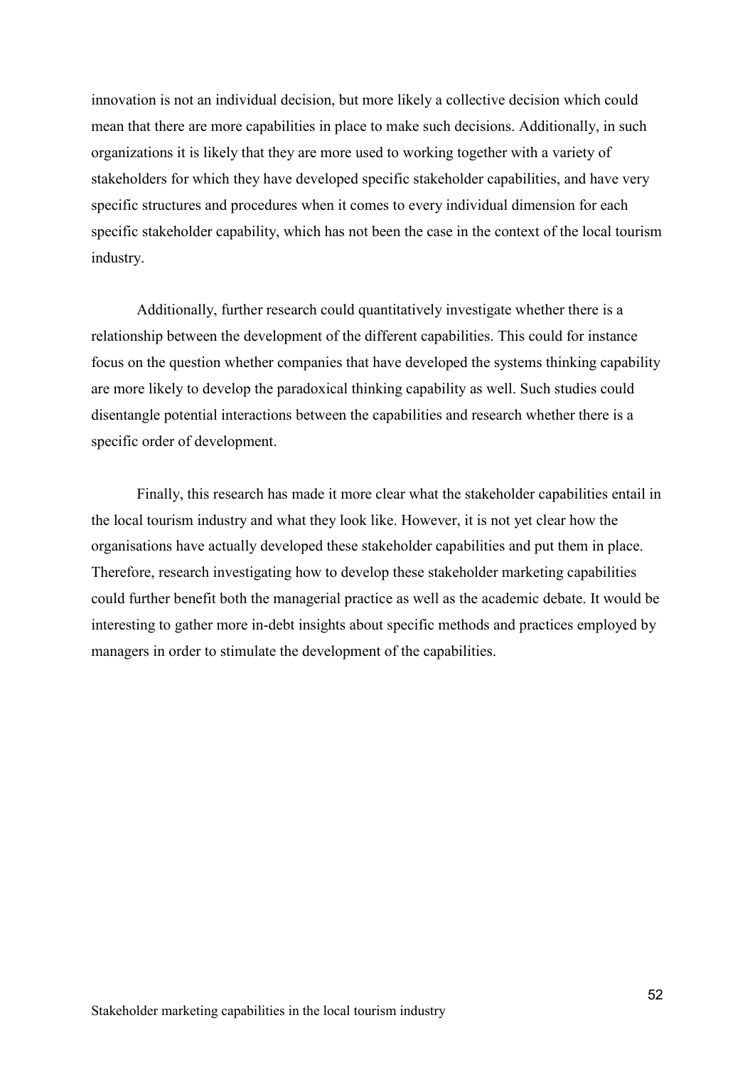innovation is not an individual decision, but more likely a collective decision which could mean that there are more capabilities in place to make such decisions. Additionally, in such organizations it is likely that they are more used to working together with a variety of stakeholders for which they have developed specific stakeholder capabilities, and have very specific structures and procedures when it comes to every individual dimension for each specific stakeholder capability, which has not been the case in the context of the local tourism industry.

Additionally, further research could quantitatively investigate whether there is a relationship between the development of the different capabilities. This could for instance focus on the question whether companies that have developed the systems thinking capability are more likely to develop the paradoxical thinking capability as well. Such studies could disentangle potential interactions between the capabilities and research whether there is a specific order of development.

Finally, this research has made it more clear what the stakeholder capabilities entail in the local tourism industry and what they look like. However, it is not yet clear how the organisations have actually developed these stakeholder capabilities and put them in place. Therefore, research investigating how to develop these stakeholder marketing capabilities could further benefit both the managerial practice as well as the academic debate. It would be interesting to gather more in-debt insights about specific methods and practices employed by managers in order to stimulate the development of the capabilities.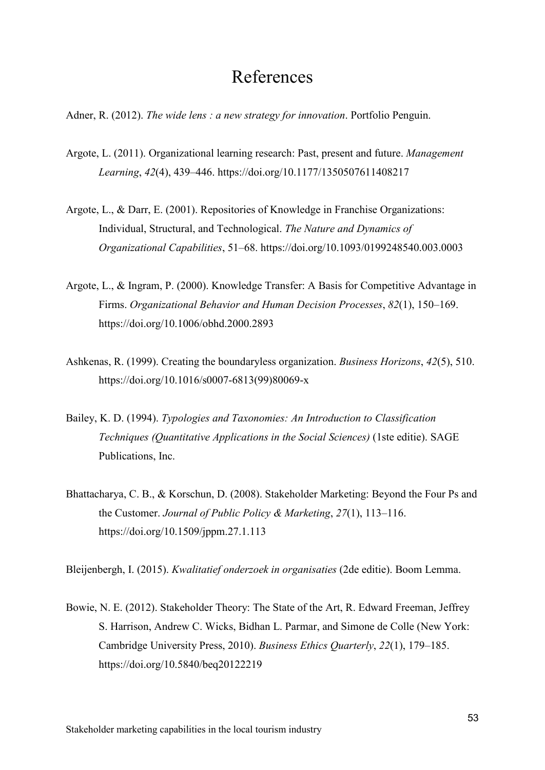# References

Adner, R. (2012). *The wide lens : a new strategy for innovation*. Portfolio Penguin.

Argote, L. (2011). Organizational learning research: Past, present and future. *Management Learning*, *42*(4), 439–446. https://doi.org/10.1177/1350507611408217

Argote, L., & Darr, E. (2001). Repositories of Knowledge in Franchise Organizations: Individual, Structural, and Technological. *The Nature and Dynamics of Organizational Capabilities*, 51–68. https://doi.org/10.1093/0199248540.003.0003

Argote, L., & Ingram, P. (2000). Knowledge Transfer: A Basis for Competitive Advantage in Firms. *Organizational Behavior and Human Decision Processes*, *82*(1), 150–169. https://doi.org/10.1006/obhd.2000.2893

Ashkenas, R. (1999). Creating the boundaryless organization. *Business Horizons*, *42*(5), 510. https://doi.org/10.1016/s0007-6813(99)80069-x

Bailey, K. D. (1994). *Typologies and Taxonomies: An Introduction to Classification Techniques (Quantitative Applications in the Social Sciences)* (1ste editie). SAGE Publications, Inc.

Bhattacharya, C. B., & Korschun, D. (2008). Stakeholder Marketing: Beyond the Four Ps and the Customer. *Journal of Public Policy & Marketing*, *27*(1), 113–116. https://doi.org/10.1509/jppm.27.1.113

Bleijenbergh, I. (2015). *Kwalitatief onderzoek in organisaties* (2de editie). Boom Lemma.

Bowie, N. E. (2012). Stakeholder Theory: The State of the Art, R. Edward Freeman, Jeffrey S. Harrison, Andrew C. Wicks, Bidhan L. Parmar, and Simone de Colle (New York: Cambridge University Press, 2010). *Business Ethics Quarterly*, *22*(1), 179–185. https://doi.org/10.5840/beq20122219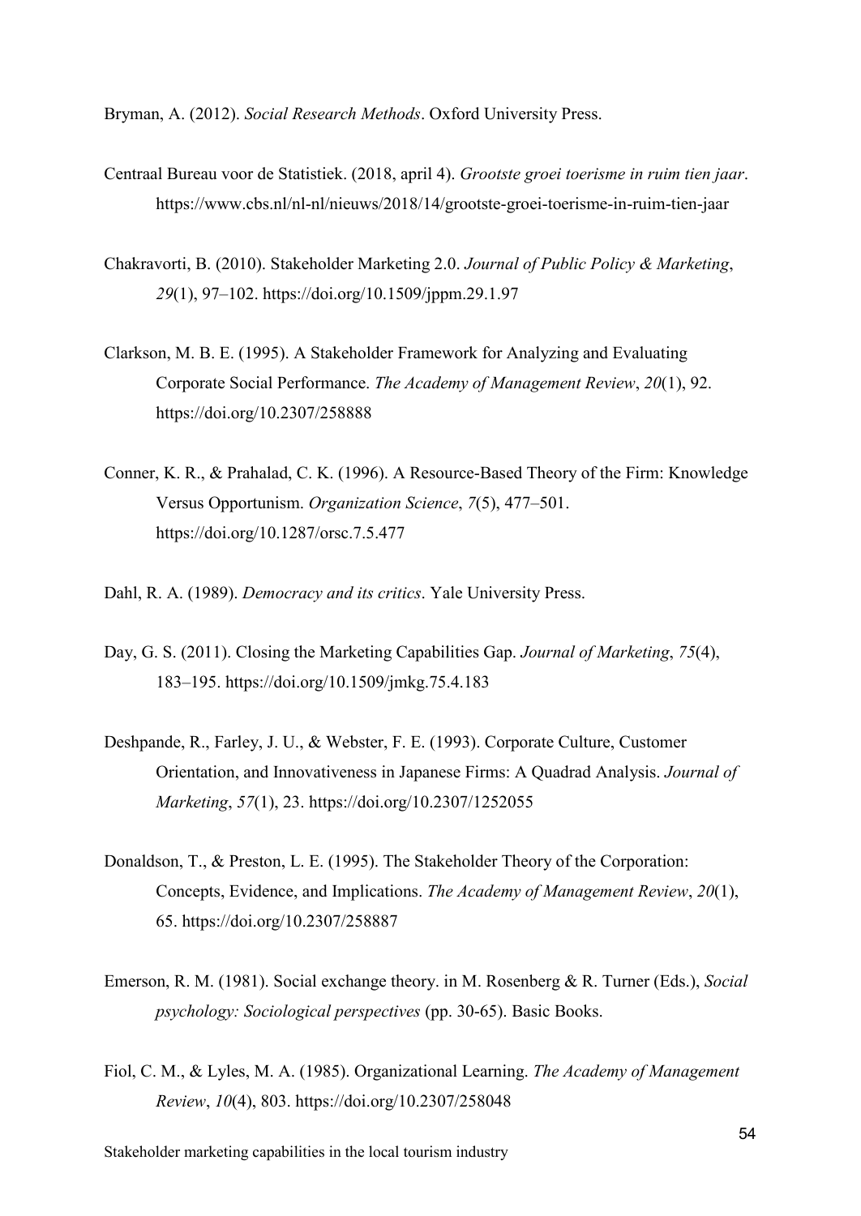Bryman, A. (2012). *Social Research Methods*. Oxford University Press.

Centraal Bureau voor de Statistiek. (2018, april 4). *Grootste groei toerisme in ruim tien jaar*. https://www.cbs.nl/nl-nl/nieuws/2018/14/grootste-groei-toerisme-in-ruim-tien-jaar

Chakravorti, B. (2010). Stakeholder Marketing 2.0. *Journal of Public Policy & Marketing*, *29*(1), 97–102. https://doi.org/10.1509/jppm.29.1.97

Clarkson, M. B. E. (1995). A Stakeholder Framework for Analyzing and Evaluating Corporate Social Performance. *The Academy of Management Review*, *20*(1), 92. https://doi.org/10.2307/258888

Conner, K. R., & Prahalad, C. K. (1996). A Resource-Based Theory of the Firm: Knowledge Versus Opportunism. *Organization Science*, *7*(5), 477–501. https://doi.org/10.1287/orsc.7.5.477

Dahl, R. A. (1989). *Democracy and its critics*. Yale University Press.

Day, G. S. (2011). Closing the Marketing Capabilities Gap. *Journal of Marketing*, *75*(4), 183–195. https://doi.org/10.1509/jmkg.75.4.183

Deshpande, R., Farley, J. U., & Webster, F. E. (1993). Corporate Culture, Customer Orientation, and Innovativeness in Japanese Firms: A Quadrad Analysis. *Journal of Marketing*, *57*(1), 23. https://doi.org/10.2307/1252055

Donaldson, T., & Preston, L. E. (1995). The Stakeholder Theory of the Corporation: Concepts, Evidence, and Implications. *The Academy of Management Review*, *20*(1), 65. https://doi.org/10.2307/258887

Emerson, R. M. (1981). Social exchange theory. in M. Rosenberg & R. Turner (Eds.), *Social psychology: Sociological perspectives* (pp. 30-65). Basic Books.

Fiol, C. M., & Lyles, M. A. (1985). Organizational Learning. *The Academy of Management Review*, *10*(4), 803. https://doi.org/10.2307/258048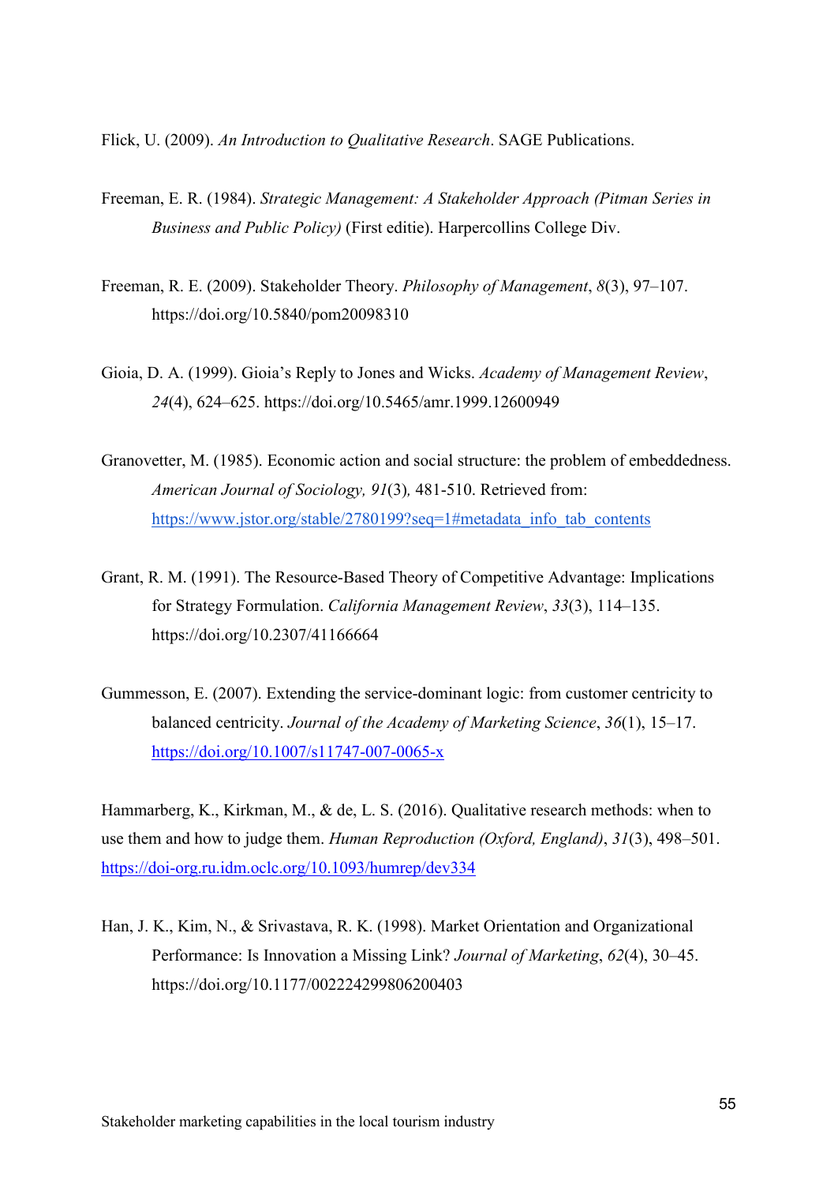Flick, U. (2009). *An Introduction to Qualitative Research*. SAGE Publications.

Freeman, E. R. (1984). *Strategic Management: A Stakeholder Approach (Pitman Series in Business and Public Policy)* (First editie). Harpercollins College Div.

Freeman, R. E. (2009). Stakeholder Theory. *Philosophy of Management*, *8*(3), 97–107. https://doi.org/10.5840/pom20098310

Gioia, D. A. (1999). Gioia's Reply to Jones and Wicks. *Academy of Management Review*, *24*(4), 624–625. https://doi.org/10.5465/amr.1999.12600949

Granovetter, M. (1985). Economic action and social structure: the problem of embeddedness. *American Journal of Sociology, 91*(3)*,* 481-510. Retrieved from: https://www.jstor.org/stable/2780199?seq=1#metadata_info_tab_contents

Grant, R. M. (1991). The Resource-Based Theory of Competitive Advantage: Implications for Strategy Formulation. *California Management Review*, *33*(3), 114–135. https://doi.org/10.2307/41166664

Gummesson, E. (2007). Extending the service-dominant logic: from customer centricity to balanced centricity. *Journal of the Academy of Marketing Science*, *36*(1), 15–17. https://doi.org/10.1007/s11747-007-0065-x

Hammarberg, K., Kirkman, M., & de, L. S. (2016). Qualitative research methods: when to use them and how to judge them. *Human Reproduction (Oxford, England)*, *31*(3), 498–501. https://doi-org.ru.idm.oclc.org/10.1093/humrep/dev334

Han, J. K., Kim, N., & Srivastava, R. K. (1998). Market Orientation and Organizational Performance: Is Innovation a Missing Link? *Journal of Marketing*, *62*(4), 30–45. https://doi.org/10.1177/002224299806200403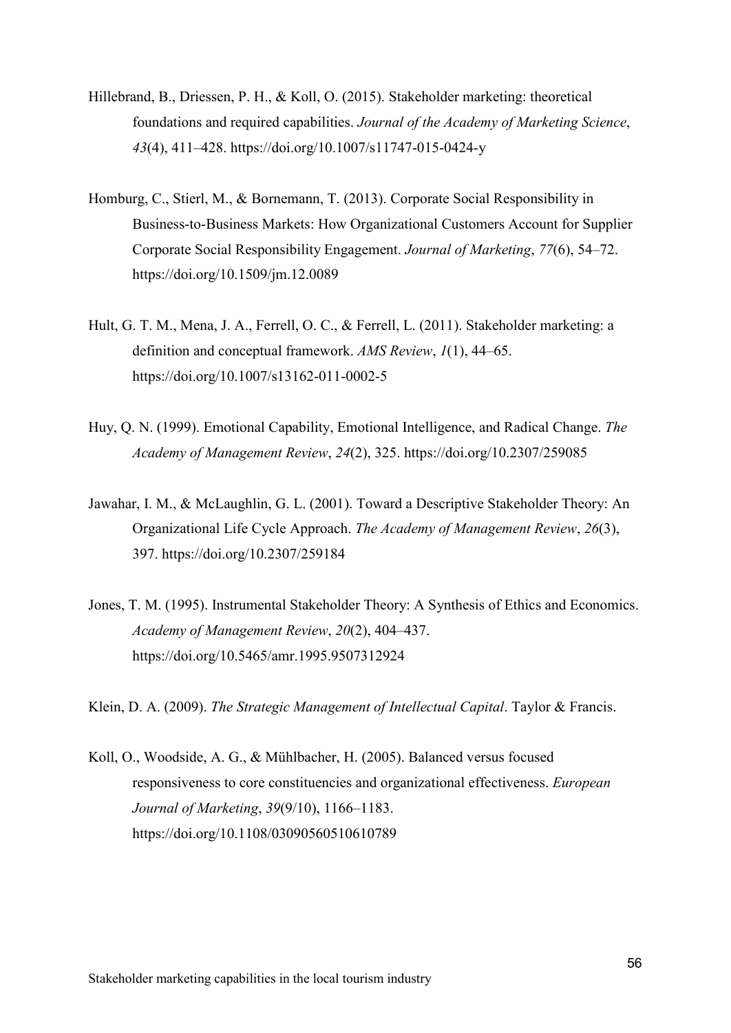Hillebrand, B., Driessen, P. H., & Koll, O. (2015). Stakeholder marketing: theoretical foundations and required capabilities. *Journal of the Academy of Marketing Science*, *43*(4), 411–428. https://doi.org/10.1007/s11747-015-0424-y

Homburg, C., Stierl, M., & Bornemann, T. (2013). Corporate Social Responsibility in Business-to-Business Markets: How Organizational Customers Account for Supplier Corporate Social Responsibility Engagement. *Journal of Marketing*, *77*(6), 54–72. https://doi.org/10.1509/jm.12.0089

Hult, G. T. M., Mena, J. A., Ferrell, O. C., & Ferrell, L. (2011). Stakeholder marketing: a definition and conceptual framework. *AMS Review*, *1*(1), 44–65. https://doi.org/10.1007/s13162-011-0002-5

Huy, Q. N. (1999). Emotional Capability, Emotional Intelligence, and Radical Change. *The Academy of Management Review*, *24*(2), 325. https://doi.org/10.2307/259085

Jawahar, I. M., & McLaughlin, G. L. (2001). Toward a Descriptive Stakeholder Theory: An Organizational Life Cycle Approach. *The Academy of Management Review*, *26*(3), 397. https://doi.org/10.2307/259184

Jones, T. M. (1995). Instrumental Stakeholder Theory: A Synthesis of Ethics and Economics. *Academy of Management Review*, *20*(2), 404–437. https://doi.org/10.5465/amr.1995.9507312924

Klein, D. A. (2009). *The Strategic Management of Intellectual Capital*. Taylor & Francis.

Koll, O., Woodside, A. G., & Mühlbacher, H. (2005). Balanced versus focused responsiveness to core constituencies and organizational effectiveness. *European Journal of Marketing*, *39*(9/10), 1166–1183. https://doi.org/10.1108/03090560510610789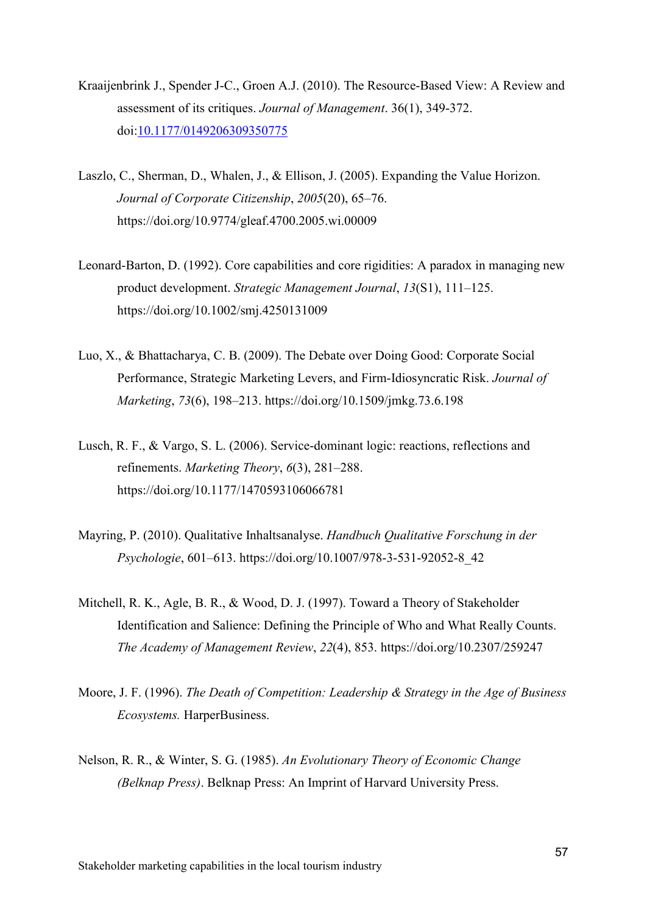Kraaijenbrink J., Spender J-C., Groen A.J. (2010). The Resource-Based View: A Review and assessment of its critiques. *Journal of Management*. 36(1), 349-372. doi:10.1177/0149206309350775

Laszlo, C., Sherman, D., Whalen, J., & Ellison, J. (2005). Expanding the Value Horizon. *Journal of Corporate Citizenship*, *2005*(20), 65–76. https://doi.org/10.9774/gleaf.4700.2005.wi.00009

Leonard-Barton, D. (1992). Core capabilities and core rigidities: A paradox in managing new product development. *Strategic Management Journal*, *13*(S1), 111–125. https://doi.org/10.1002/smj.4250131009

Luo, X., & Bhattacharya, C. B. (2009). The Debate over Doing Good: Corporate Social Performance, Strategic Marketing Levers, and Firm-Idiosyncratic Risk. *Journal of Marketing*, *73*(6), 198–213. https://doi.org/10.1509/jmkg.73.6.198

Lusch, R. F., & Vargo, S. L. (2006). Service-dominant logic: reactions, reflections and refinements. *Marketing Theory*, *6*(3), 281–288. https://doi.org/10.1177/1470593106066781

Mayring, P. (2010). Qualitative Inhaltsanalyse. *Handbuch Qualitative Forschung in der Psychologie*, 601–613. https://doi.org/10.1007/978-3-531-92052-8_42

Mitchell, R. K., Agle, B. R., & Wood, D. J. (1997). Toward a Theory of Stakeholder Identification and Salience: Defining the Principle of Who and What Really Counts. *The Academy of Management Review*, *22*(4), 853. https://doi.org/10.2307/259247

Moore, J. F. (1996). *The Death of Competition: Leadership & Strategy in the Age of Business Ecosystems.* HarperBusiness.

Nelson, R. R., & Winter, S. G. (1985). *An Evolutionary Theory of Economic Change (Belknap Press)*. Belknap Press: An Imprint of Harvard University Press.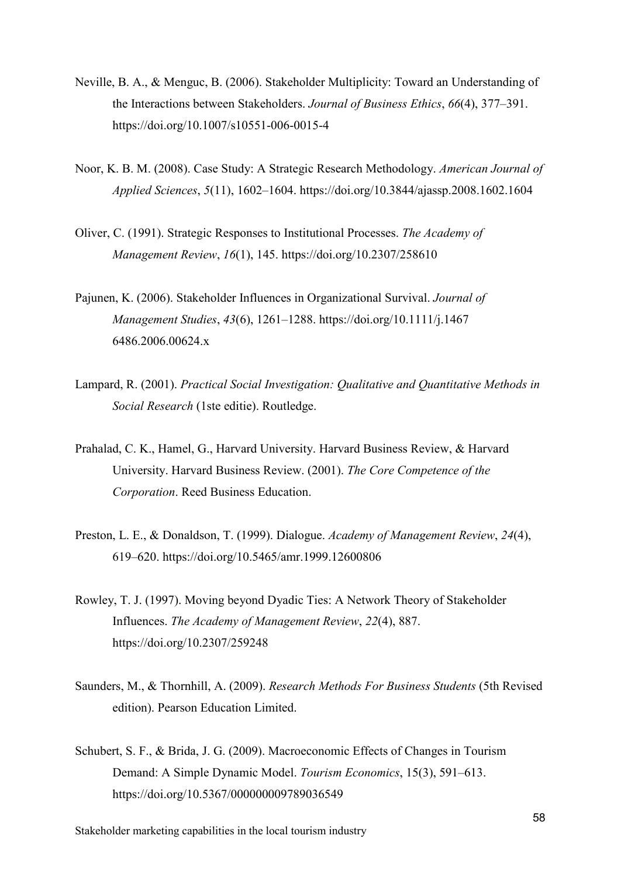Neville, B. A., & Menguc, B. (2006). Stakeholder Multiplicity: Toward an Understanding of the Interactions between Stakeholders. *Journal of Business Ethics*, *66*(4), 377–391. https://doi.org/10.1007/s10551-006-0015-4

Noor, K. B. M. (2008). Case Study: A Strategic Research Methodology. *American Journal of Applied Sciences*, *5*(11), 1602–1604. https://doi.org/10.3844/ajassp.2008.1602.1604

Oliver, C. (1991). Strategic Responses to Institutional Processes. *The Academy of Management Review*, *16*(1), 145. https://doi.org/10.2307/258610

Pajunen, K. (2006). Stakeholder Influences in Organizational Survival. *Journal of Management Studies*, *43*(6), 1261–1288. https://doi.org/10.1111/j.1467 6486.2006.00624.x

Lampard, R. (2001). *Practical Social Investigation: Qualitative and Quantitative Methods in Social Research* (1ste editie). Routledge.

Prahalad, C. K., Hamel, G., Harvard University. Harvard Business Review, & Harvard University. Harvard Business Review. (2001). *The Core Competence of the Corporation*. Reed Business Education.

Preston, L. E., & Donaldson, T. (1999). Dialogue. *Academy of Management Review*, *24*(4), 619–620. https://doi.org/10.5465/amr.1999.12600806

Rowley, T. J. (1997). Moving beyond Dyadic Ties: A Network Theory of Stakeholder Influences. *The Academy of Management Review*, *22*(4), 887. https://doi.org/10.2307/259248

Saunders, M., & Thornhill, A. (2009). *Research Methods For Business Students* (5th Revised edition). Pearson Education Limited.

Schubert, S. F., & Brida, J. G. (2009). Macroeconomic Effects of Changes in Tourism Demand: A Simple Dynamic Model. *Tourism Economics*, 15(3), 591–613. https://doi.org/10.5367/000000009789036549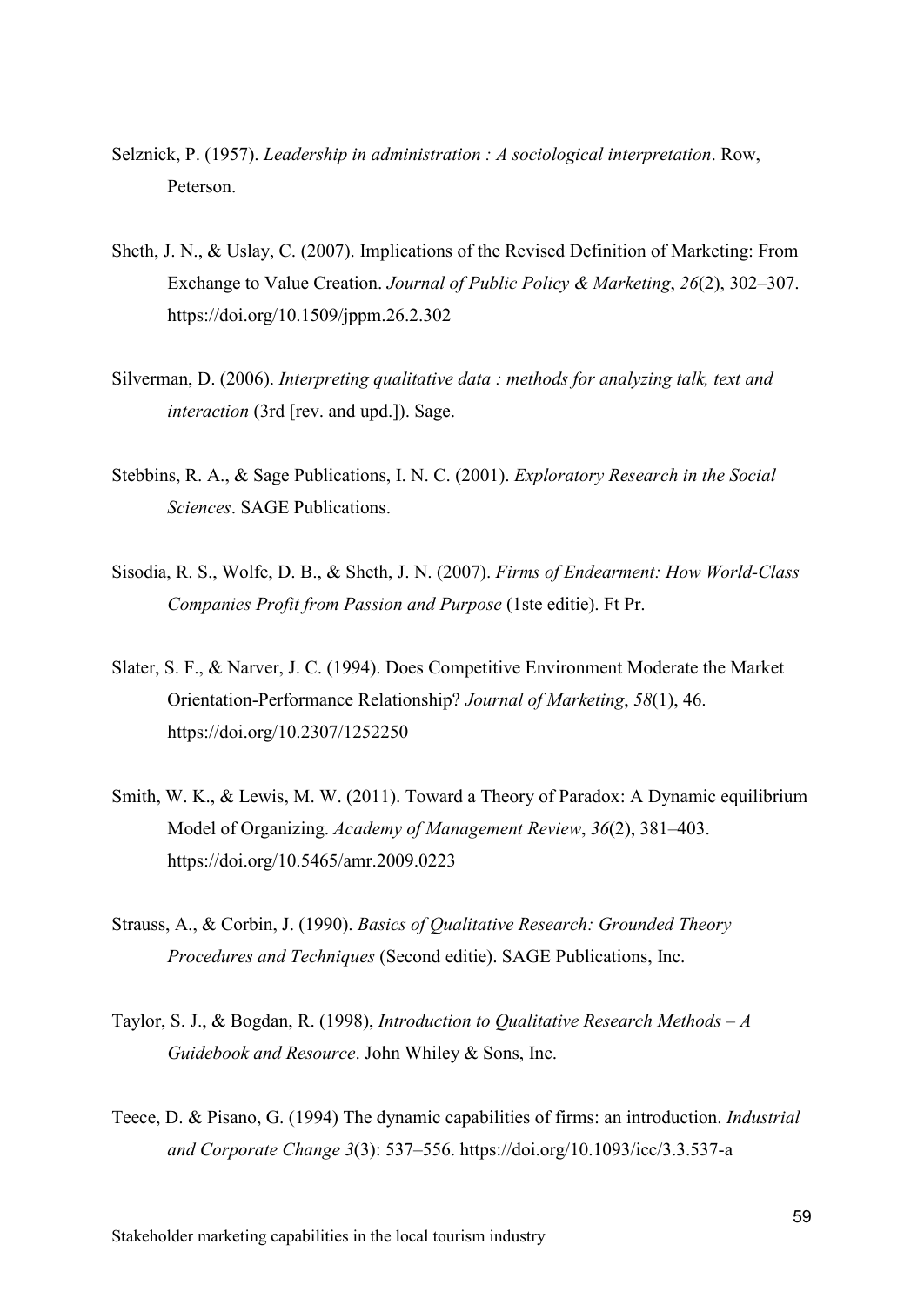Selznick, P. (1957). *Leadership in administration : A sociological interpretation*. Row, Peterson.

Sheth, J. N., & Uslay, C. (2007). Implications of the Revised Definition of Marketing: From Exchange to Value Creation. *Journal of Public Policy & Marketing*, *26*(2), 302–307. https://doi.org/10.1509/jppm.26.2.302

Silverman, D. (2006). *Interpreting qualitative data : methods for analyzing talk, text and interaction* (3rd [rev. and upd.]). Sage.

Stebbins, R. A., & Sage Publications, I. N. C. (2001). *Exploratory Research in the Social Sciences*. SAGE Publications.

Sisodia, R. S., Wolfe, D. B., & Sheth, J. N. (2007). *Firms of Endearment: How World-Class Companies Profit from Passion and Purpose* (1ste editie). Ft Pr.

Slater, S. F., & Narver, J. C. (1994). Does Competitive Environment Moderate the Market Orientation-Performance Relationship? *Journal of Marketing*, *58*(1), 46. https://doi.org/10.2307/1252250

Smith, W. K., & Lewis, M. W. (2011). Toward a Theory of Paradox: A Dynamic equilibrium Model of Organizing. *Academy of Management Review*, *36*(2), 381–403. https://doi.org/10.5465/amr.2009.0223

Strauss, A., & Corbin, J. (1990). *Basics of Qualitative Research: Grounded Theory Procedures and Techniques* (Second editie). SAGE Publications, Inc.

Taylor, S. J., & Bogdan, R. (1998), *Introduction to Qualitative Research Methods – A Guidebook and Resource*. John Whiley & Sons, Inc.

Teece, D. & Pisano, G. (1994) The dynamic capabilities of firms: an introduction. *Industrial and Corporate Change 3*(3): 537–556. https://doi.org/10.1093/icc/3.3.537-a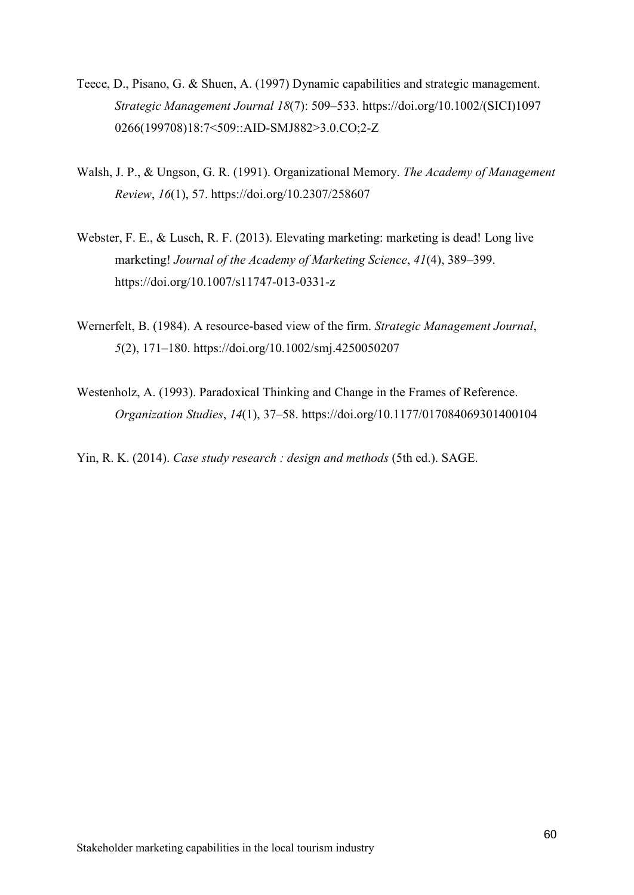Teece, D., Pisano, G. & Shuen, A. (1997) Dynamic capabilities and strategic management. *Strategic Management Journal 18*(7): 509–533. https://doi.org/10.1002/(SICI)1097 0266(199708)18:7<509::AID-SMJ882>3.0.CO;2-Z

Walsh, J. P., & Ungson, G. R. (1991). Organizational Memory. *The Academy of Management Review*, *16*(1), 57. https://doi.org/10.2307/258607

Webster, F. E., & Lusch, R. F. (2013). Elevating marketing: marketing is dead! Long live marketing! *Journal of the Academy of Marketing Science*, *41*(4), 389–399. https://doi.org/10.1007/s11747-013-0331-z

Wernerfelt, B. (1984). A resource-based view of the firm. *Strategic Management Journal*, *5*(2), 171–180. https://doi.org/10.1002/smj.4250050207

Westenholz, A. (1993). Paradoxical Thinking and Change in the Frames of Reference. *Organization Studies*, *14*(1), 37–58. https://doi.org/10.1177/017084069301400104

Yin, R. K. (2014). *Case study research : design and methods* (5th ed.). SAGE.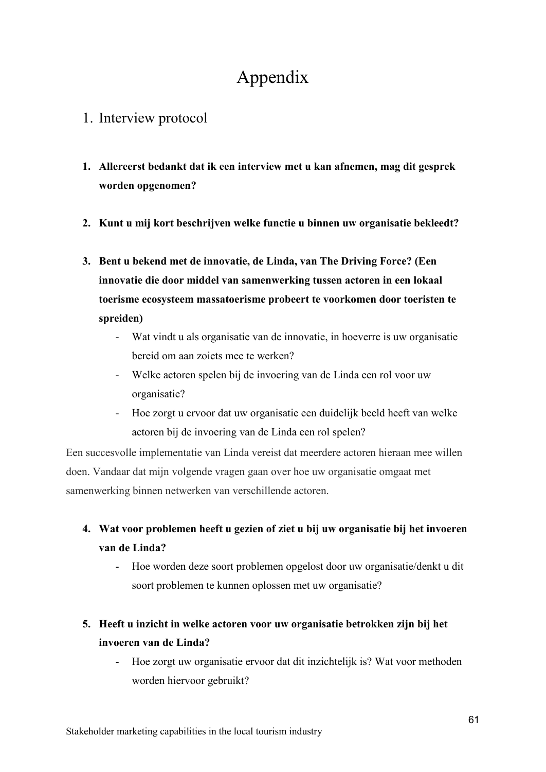# Appendix

## 1. Interview protocol

1. **Allereerst bedankt dat ik een interview met u kan afnemen, mag dit gesprek worden opgenomen?**

2. **Kunt u mij kort beschrijven welke functie u binnen uw organisatie bekleedt?**

3. **Bent u bekend met de innovatie, de Linda, van The Driving Force? (Een innovatie die door middel van samenwerking tussen actoren in een lokaal toerisme ecosysteem massatoerisme probeert te voorkomen door toeristen te spreiden)**
   - Wat vindt u als organisatie van de innovatie, in hoeverre is uw organisatie bereid om aan zoiets mee te werken?
   - Welke actoren spelen bij de invoering van de Linda een rol voor uw organisatie?
   - Hoe zorgt u ervoor dat uw organisatie een duidelijk beeld heeft van welke actoren bij de invoering van de Linda een rol spelen?

Een succesvolle implementatie van Linda vereist dat meerdere actoren hieraan mee willen doen. Vandaar dat mijn volgende vragen gaan over hoe uw organisatie omgaat met samenwerking binnen netwerken van verschillende actoren.

4. **Wat voor problemen heeft u gezien of ziet u bij uw organisatie bij het invoeren van de Linda?**
   - Hoe worden deze soort problemen opgelost door uw organisatie/denkt u dit soort problemen te kunnen oplossen met uw organisatie?

5. **Heeft u inzicht in welke actoren voor uw organisatie betrokken zijn bij het invoeren van de Linda?**
   - Hoe zorgt uw organisatie ervoor dat dit inzichtelijk is? Wat voor methoden worden hiervoor gebruikt?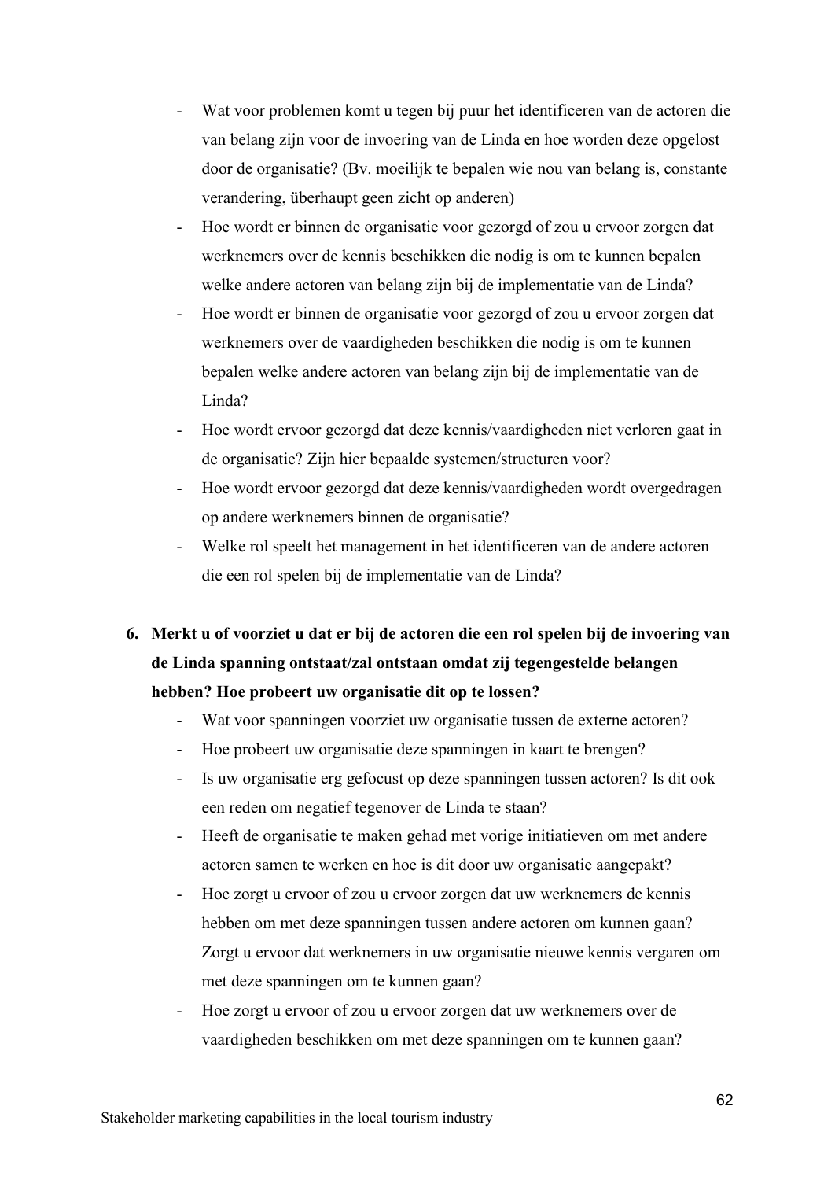- Wat voor problemen komt u tegen bij puur het identificeren van de actoren die van belang zijn voor de invoering van de Linda en hoe worden deze opgelost door de organisatie? (Bv. moeilijk te bepalen wie nou van belang is, constante verandering, überhaupt geen zicht op anderen)
- Hoe wordt er binnen de organisatie voor gezorgd of zou u ervoor zorgen dat werknemers over de kennis beschikken die nodig is om te kunnen bepalen welke andere actoren van belang zijn bij de implementatie van de Linda?
- Hoe wordt er binnen de organisatie voor gezorgd of zou u ervoor zorgen dat werknemers over de vaardigheden beschikken die nodig is om te kunnen bepalen welke andere actoren van belang zijn bij de implementatie van de Linda?
- Hoe wordt ervoor gezorgd dat deze kennis/vaardigheden niet verloren gaat in de organisatie? Zijn hier bepaalde systemen/structuren voor?
- Hoe wordt ervoor gezorgd dat deze kennis/vaardigheden wordt overgedragen op andere werknemers binnen de organisatie?
- Welke rol speelt het management in het identificeren van de andere actoren die een rol spelen bij de implementatie van de Linda?

**6. Merkt u of voorziet u dat er bij de actoren die een rol spelen bij de invoering van de Linda spanning ontstaat/zal ontstaan omdat zij tegengestelde belangen hebben? Hoe probeert uw organisatie dit op te lossen?**

- Wat voor spanningen voorziet uw organisatie tussen de externe actoren?
- Hoe probeert uw organisatie deze spanningen in kaart te brengen?
- Is uw organisatie erg gefocust op deze spanningen tussen actoren? Is dit ook een reden om negatief tegenover de Linda te staan?
- Heeft de organisatie te maken gehad met vorige initiatieven om met andere actoren samen te werken en hoe is dit door uw organisatie aangepakt?
- Hoe zorgt u ervoor of zou u ervoor zorgen dat uw werknemers de kennis hebben om met deze spanningen tussen andere actoren om kunnen gaan? Zorgt u ervoor dat werknemers in uw organisatie nieuwe kennis vergaren om met deze spanningen om te kunnen gaan?
- Hoe zorgt u ervoor of zou u ervoor zorgen dat uw werknemers over de vaardigheden beschikken om met deze spanningen om te kunnen gaan?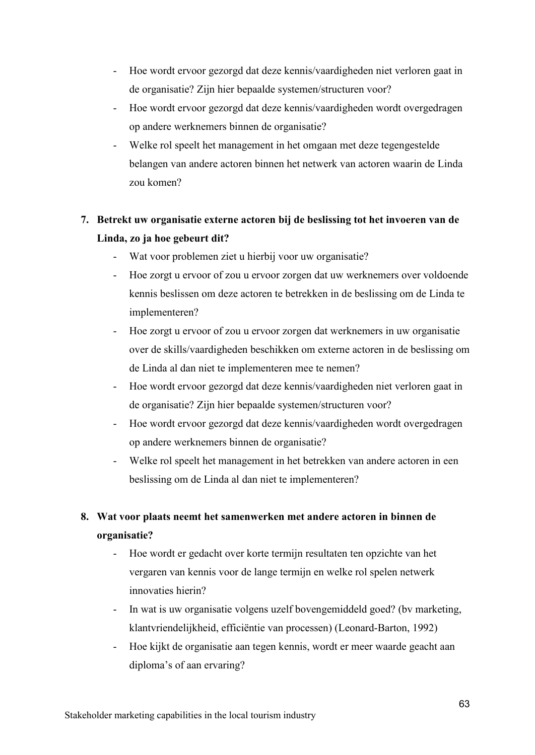- Hoe wordt ervoor gezorgd dat deze kennis/vaardigheden niet verloren gaat in de organisatie? Zijn hier bepaalde systemen/structuren voor?
- Hoe wordt ervoor gezorgd dat deze kennis/vaardigheden wordt overgedragen op andere werknemers binnen de organisatie?
- Welke rol speelt het management in het omgaan met deze tegengestelde belangen van andere actoren binnen het netwerk van actoren waarin de Linda zou komen?

7. **Betrekt uw organisatie externe actoren bij de beslissing tot het invoeren van de Linda, zo ja hoe gebeurt dit?**
    - Wat voor problemen ziet u hierbij voor uw organisatie?
    - Hoe zorgt u ervoor of zou u ervoor zorgen dat uw werknemers over voldoende kennis beslissen om deze actoren te betrekken in de beslissing om de Linda te implementeren?
    - Hoe zorgt u ervoor of zou u ervoor zorgen dat werknemers in uw organisatie over de skills/vaardigheden beschikken om externe actoren in de beslissing om de Linda al dan niet te implementeren mee te nemen?
    - Hoe wordt ervoor gezorgd dat deze kennis/vaardigheden niet verloren gaat in de organisatie? Zijn hier bepaalde systemen/structuren voor?
    - Hoe wordt ervoor gezorgd dat deze kennis/vaardigheden wordt overgedragen op andere werknemers binnen de organisatie?
    - Welke rol speelt het management in het betrekken van andere actoren in een beslissing om de Linda al dan niet te implementeren?

8. **Wat voor plaats neemt het samenwerken met andere actoren in binnen de organisatie?**
    - Hoe wordt er gedacht over korte termijn resultaten ten opzichte van het vergaren van kennis voor de lange termijn en welke rol spelen netwerk innovaties hierin?
    - In wat is uw organisatie volgens uzelf bovengemiddeld goed? (bv marketing, klantvriendelijkheid, efficiëntie van processen) (Leonard-Barton, 1992)
    - Hoe kijkt de organisatie aan tegen kennis, wordt er meer waarde geacht aan diploma's of aan ervaring?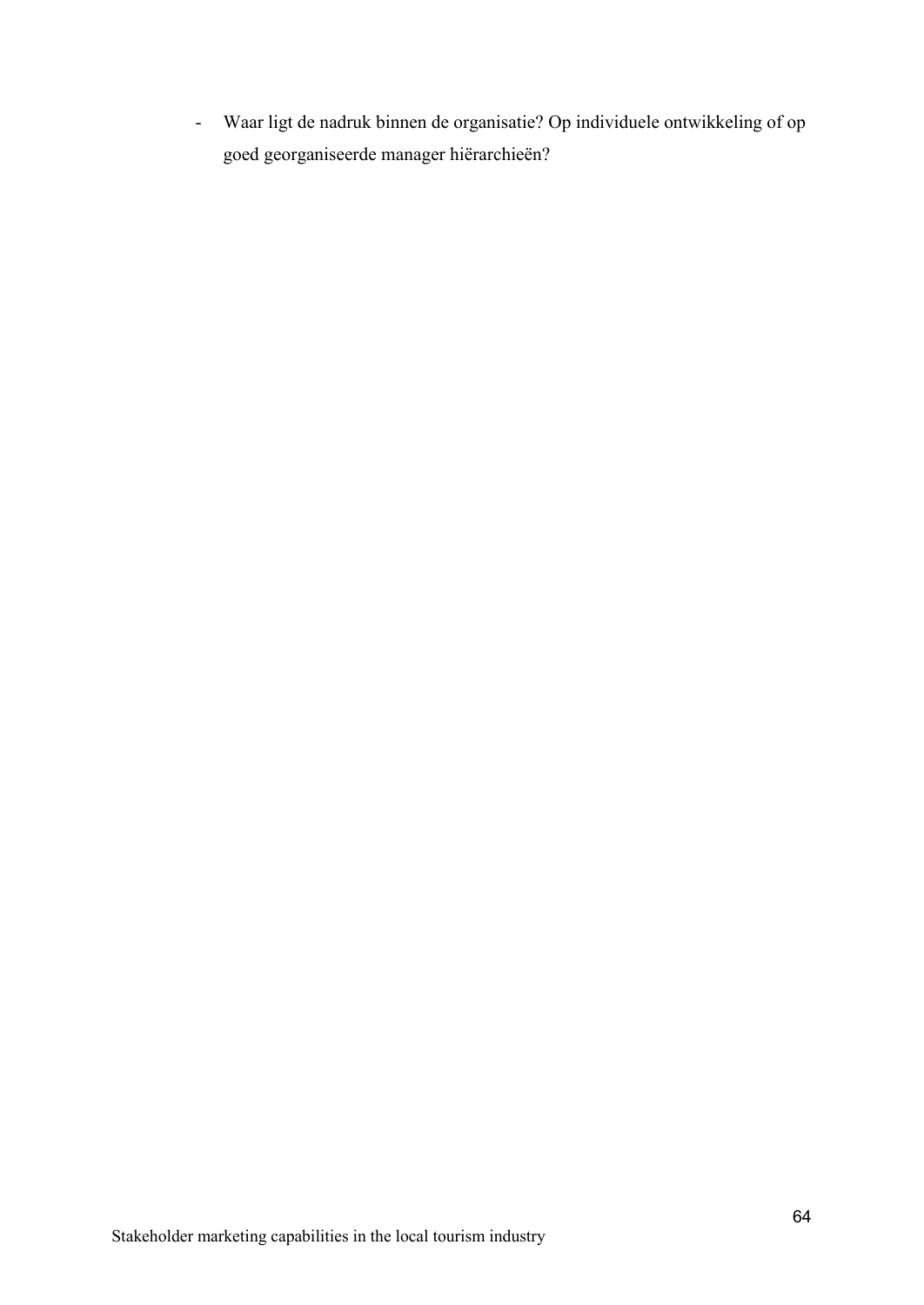- Waar ligt de nadruk binnen de organisatie? Op individuele ontwikkeling of op goed georganiseerde manager hiërarchieën?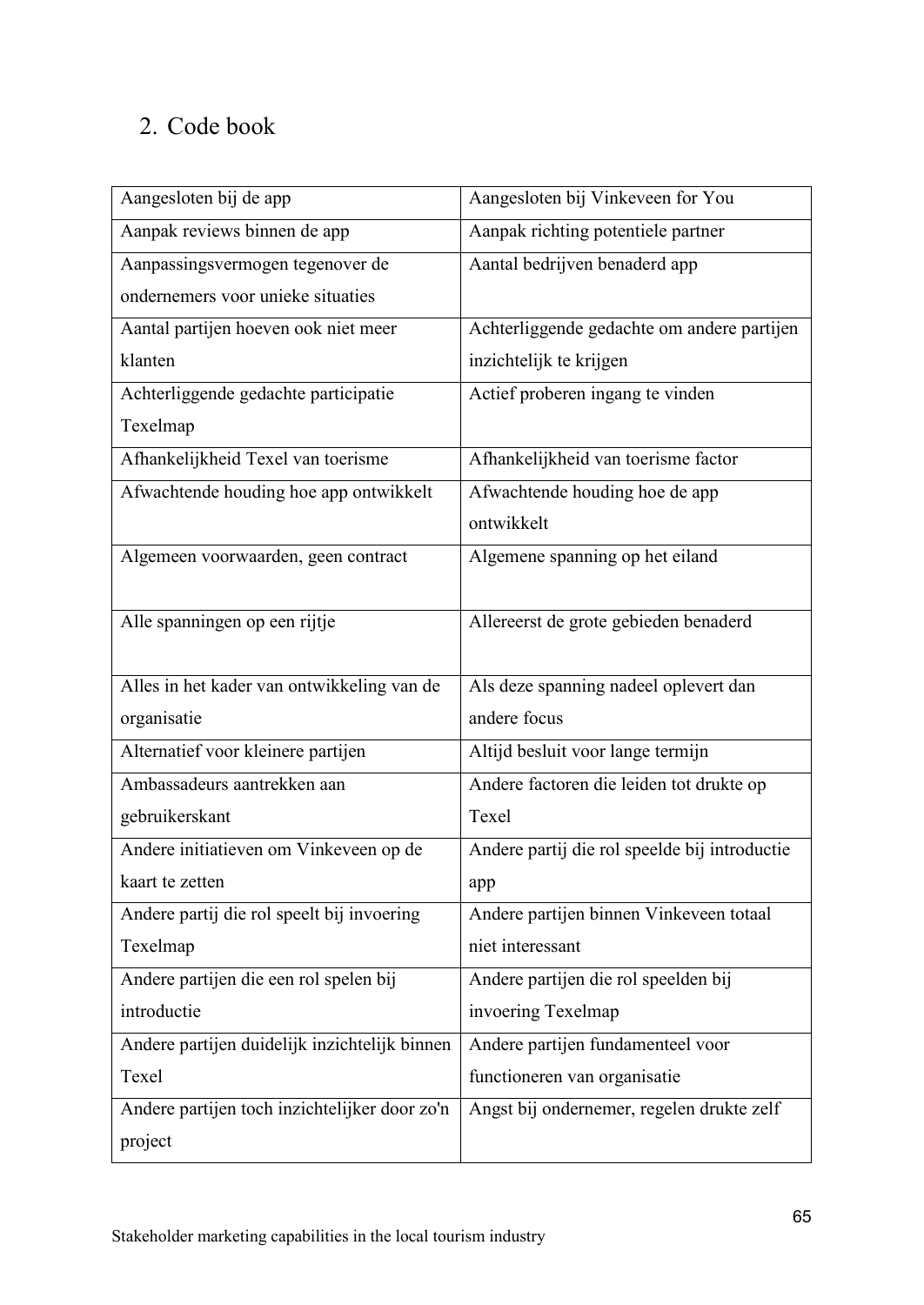## 2. Code book

| | |
|---|---|
| Aangesloten bij de app | Aangesloten bij Vinkeveen for You |
| Aanpak reviews binnen de app | Aanpak richting potentiele partner |
| Aanpassingsvermogen tegenover de ondernemers voor unieke situaties | Aantal bedrijven benaderd app |
| Aantal partijen hoeven ook niet meer klanten | Achterliggende gedachte om andere partijen inzichtelijk te krijgen |
| Achterliggende gedachte participatie Texelmap | Actief proberen ingang te vinden |
| Afhankelijkheid Texel van toerisme | Afhankelijkheid van toerisme factor |
| Afwachtende houding hoe app ontwikkelt | Afwachtende houding hoe de app ontwikkelt |
| Algemeen voorwaarden, geen contract | Algemene spanning op het eiland |
| Alle spanningen op een rijtje | Allereerst de grote gebieden benaderd |
| Alles in het kader van ontwikkeling van de organisatie | Als deze spanning nadeel oplevert dan andere focus |
| Alternatief voor kleinere partijen | Altijd besluit voor lange termijn |
| Ambassadeurs aantrekken aan gebruikerskant | Andere factoren die leiden tot drukte op Texel |
| Andere initiatieven om Vinkeveen op de kaart te zetten | Andere partij die rol speelde bij introductie app |
| Andere partij die rol speelt bij invoering Texelmap | Andere partijen binnen Vinkeveen totaal niet interessant |
| Andere partijen die een rol spelen bij introductie | Andere partijen die rol speelden bij invoering Texelmap |
| Andere partijen duidelijk inzichtelijk binnen Texel | Andere partijen fundamenteel voor functioneren van organisatie |
| Andere partijen toch inzichtelijker door zo'n project | Angst bij ondernemer, regelen drukte zelf |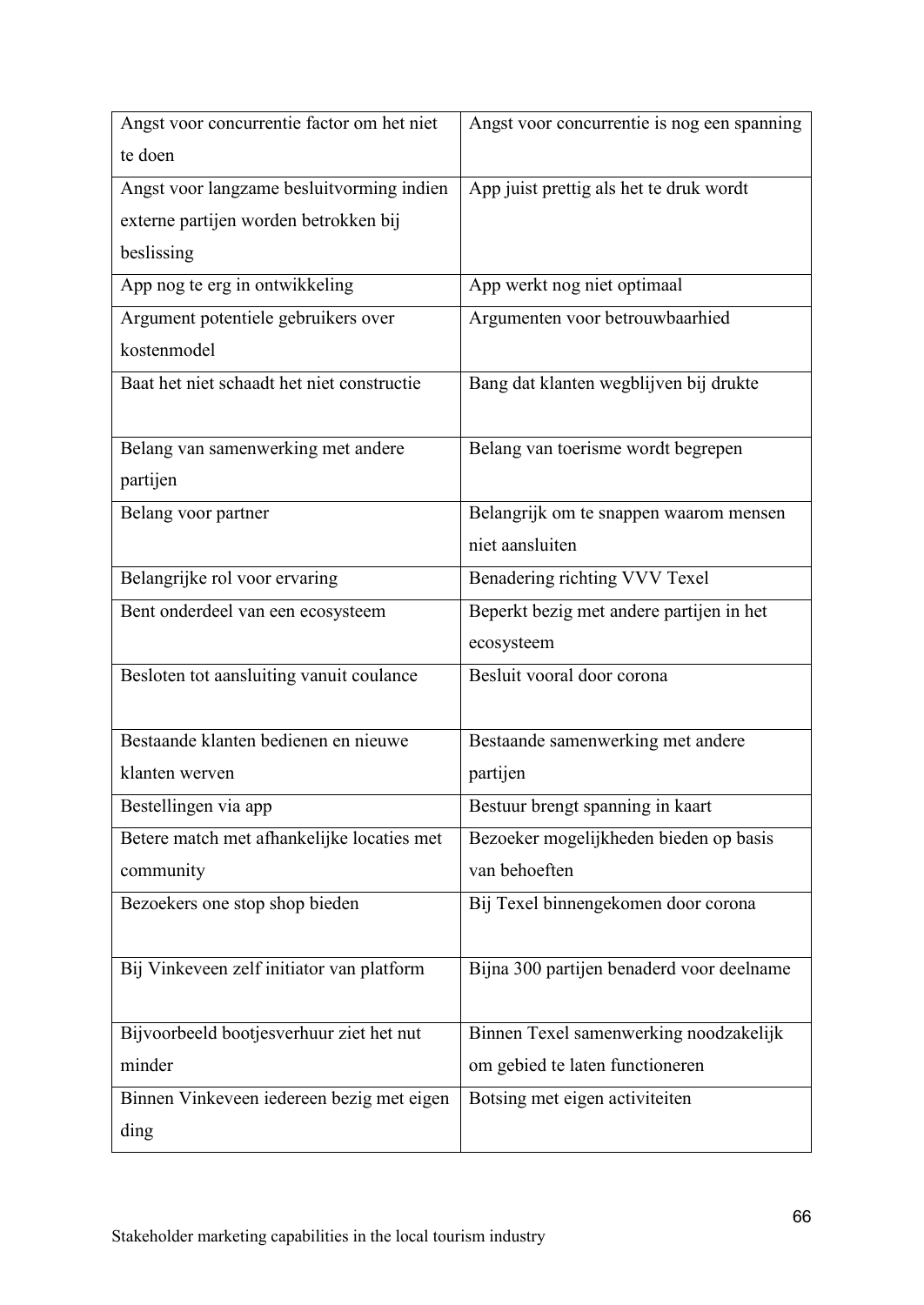| Angst voor concurrentie factor om het niet te doen | Angst voor concurrentie is nog een spanning |
|---|---|
| Angst voor langzame besluitvorming indien externe partijen worden betrokken bij beslissing | App juist prettig als het te druk wordt |
| App nog te erg in ontwikkeling | App werkt nog niet optimaal |
| Argument potentiele gebruikers over kostenmodel | Argumenten voor betrouwbaarhied |
| Baat het niet schaadt het niet constructie | Bang dat klanten wegblijven bij drukte |
| Belang van samenwerking met andere partijen | Belang van toerisme wordt begrepen |
| Belang voor partner | Belangrijk om te snappen waarom mensen niet aansluiten |
| Belangrijke rol voor ervaring | Benadering richting VVV Texel |
| Bent onderdeel van een ecosysteem | Beperkt bezig met andere partijen in het ecosysteem |
| Besloten tot aansluiting vanuit coulance | Besluit vooral door corona |
| Bestaande klanten bedienen en nieuwe klanten werven | Bestaande samenwerking met andere partijen |
| Bestellingen via app | Bestuur brengt spanning in kaart |
| Betere match met afhankelijke locaties met community | Bezoeker mogelijkheden bieden op basis van behoeften |
| Bezoekers one stop shop bieden | Bij Texel binnengekomen door corona |
| Bij Vinkeveen zelf initiator van platform | Bijna 300 partijen benaderd voor deelname |
| Bijvoorbeeld bootjesverhuur ziet het nut minder | Binnen Texel samenwerking noodzakelijk om gebied te laten functioneren |
| Binnen Vinkeveen iedereen bezig met eigen ding | Botsing met eigen activiteiten |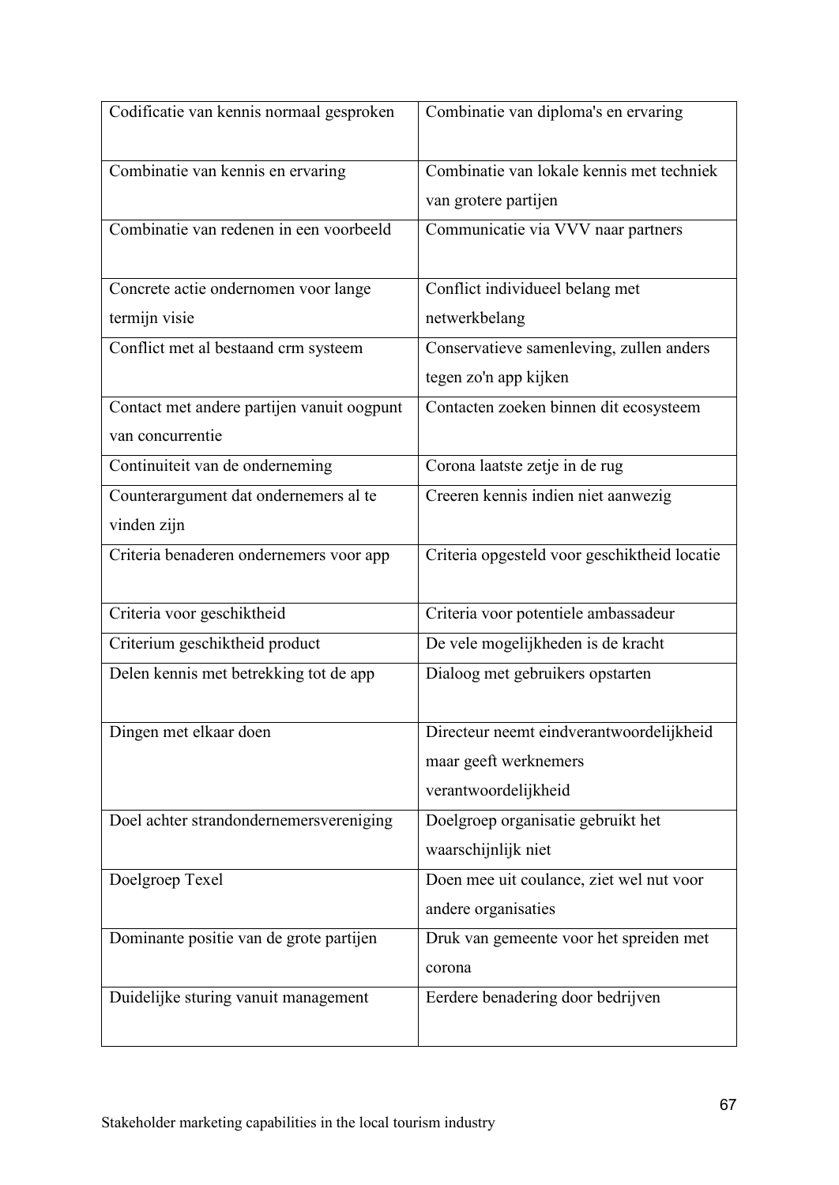| Codificatie van kennis normaal gesproken | Combinatie van diploma's en ervaring |
|---|---|
| Combinatie van kennis en ervaring | Combinatie van lokale kennis met techniek van grotere partijen |
| Combinatie van redenen in een voorbeeld | Communicatie via VVV naar partners |
| Concrete actie ondernomen voor lange termijn visie | Conflict individueel belang met netwerkbelang |
| Conflict met al bestaand crm systeem | Conservatieve samenleving, zullen anders tegen zo'n app kijken |
| Contact met andere partijen vanuit oogpunt van concurrentie | Contacten zoeken binnen dit ecosysteem |
| Continuiteit van de onderneming | Corona laatste zetje in de rug |
| Counterargument dat ondernemers al te vinden zijn | Creeren kennis indien niet aanwezig |
| Criteria benaderen ondernemers voor app | Criteria opgesteld voor geschiktheid locatie |
| Criteria voor geschiktheid | Criteria voor potentiele ambassadeur |
| Criterium geschiktheid product | De vele mogelijkheden is de kracht |
| Delen kennis met betrekking tot de app | Dialoog met gebruikers opstarten |
| Dingen met elkaar doen | Directeur neemt eindverantwoordelijkheid maar geeft werknemers verantwoordelijkheid |
| Doel achter strandondernemersvereniging | Doelgroep organisatie gebruikt het waarschijnlijk niet |
| Doelgroep Texel | Doen mee uit coulance, ziet wel nut voor andere organisaties |
| Dominante positie van de grote partijen | Druk van gemeente voor het spreiden met corona |
| Duidelijke sturing vanuit management | Eerdere benadering door bedrijven |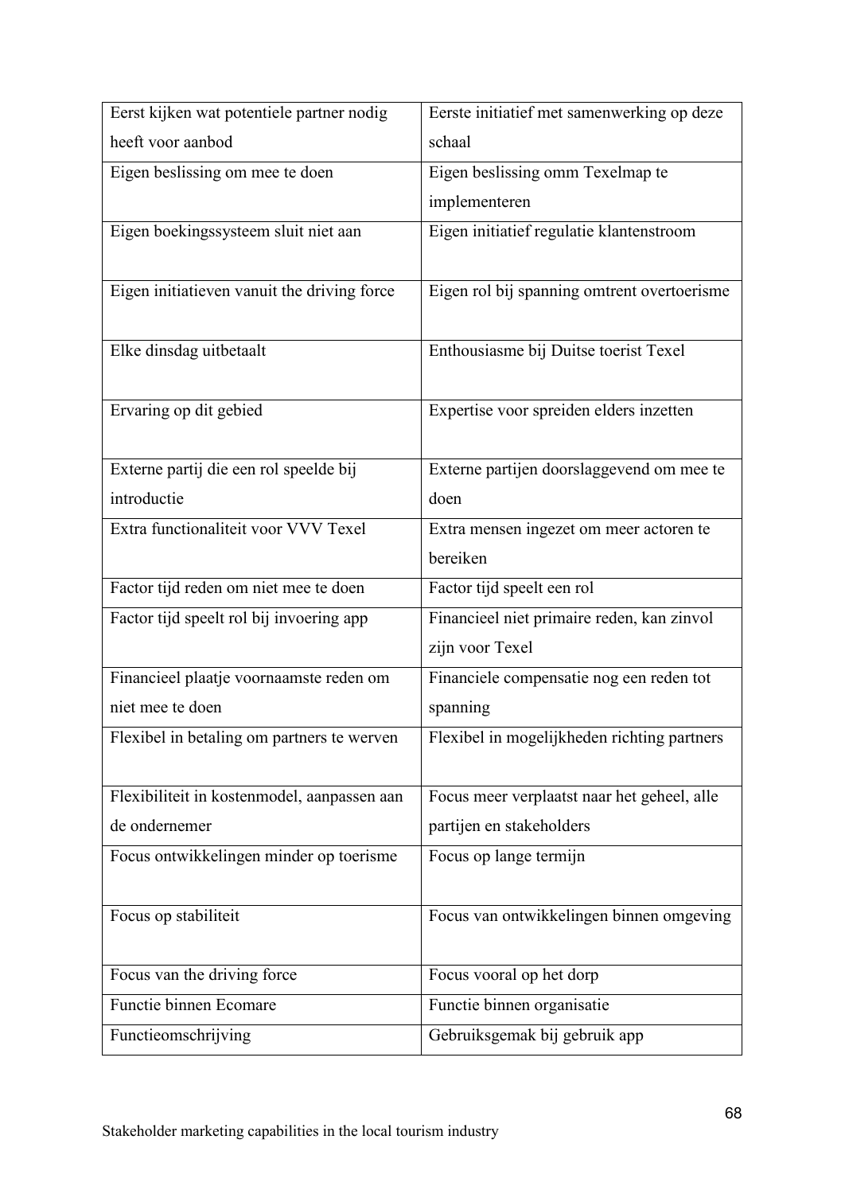| Eerst kijken wat potentiele partner nodig heeft voor aanbod | Eerste initiatief met samenwerking op deze schaal |
|---|---|
| Eigen beslissing om mee te doen | Eigen beslissing omm Texelmap te implementeren |
| Eigen boekingssysteem sluit niet aan | Eigen initiatief regulatie klantenstroom |
| Eigen initiatieven vanuit the driving force | Eigen rol bij spanning omtrent overtoerisme |
| Elke dinsdag uitbetaalt | Enthousiasme bij Duitse toerist Texel |
| Ervaring op dit gebied | Expertise voor spreiden elders inzetten |
| Externe partij die een rol speelde bij introductie | Externe partijen doorslaggevend om mee te doen |
| Extra functionaliteit voor VVV Texel | Extra mensen ingezet om meer actoren te bereiken |
| Factor tijd reden om niet mee te doen | Factor tijd speelt een rol |
| Factor tijd speelt rol bij invoering app | Financieel niet primaire reden, kan zinvol zijn voor Texel |
| Financieel plaatje voornaamste reden om niet mee te doen | Financiele compensatie nog een reden tot spanning |
| Flexibel in betaling om partners te werven | Flexibel in mogelijkheden richting partners |
| Flexibiliteit in kostenmodel, aanpassen aan de ondernemer | Focus meer verplaatst naar het geheel, alle partijen en stakeholders |
| Focus ontwikkelingen minder op toerisme | Focus op lange termijn |
| Focus op stabiliteit | Focus van ontwikkelingen binnen omgeving |
| Focus van the driving force | Focus vooral op het dorp |
| Functie binnen Ecomare | Functie binnen organisatie |
| Functieomschrijving | Gebruiksgemak bij gebruik app |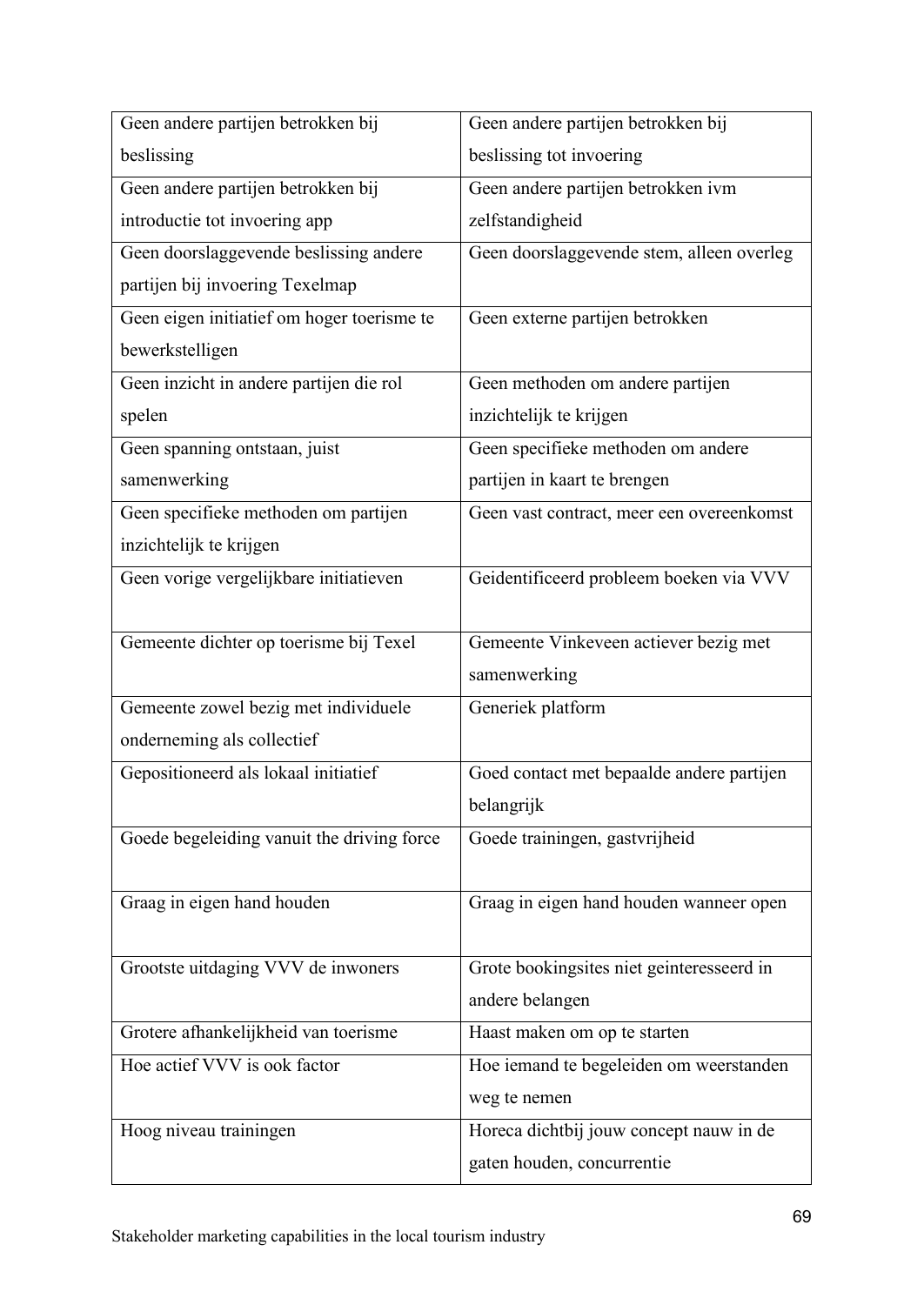| | |
|---|---|
| Geen andere partijen betrokken bij beslissing | Geen andere partijen betrokken bij beslissing tot invoering |
| Geen andere partijen betrokken bij introductie tot invoering app | Geen andere partijen betrokken ivm zelfstandigheid |
| Geen doorslaggevende beslissing andere partijen bij invoering Texelmap | Geen doorslaggevende stem, alleen overleg |
| Geen eigen initiatief om hoger toerisme te bewerkstelligen | Geen externe partijen betrokken |
| Geen inzicht in andere partijen die rol spelen | Geen methoden om andere partijen inzichtelijk te krijgen |
| Geen spanning ontstaan, juist samenwerking | Geen specifieke methoden om andere partijen in kaart te brengen |
| Geen specifieke methoden om partijen inzichtelijk te krijgen | Geen vast contract, meer een overeenkomst |
| Geen vorige vergelijkbare initiatieven | Geidentificeerd probleem boeken via VVV |
| Gemeente dichter op toerisme bij Texel | Gemeente Vinkeveen actiever bezig met samenwerking |
| Gemeente zowel bezig met individuele onderneming als collectief | Generiek platform |
| Gepositioneerd als lokaal initiatief | Goed contact met bepaalde andere partijen belangrijk |
| Goede begeleiding vanuit the driving force | Goede trainingen, gastvrijheid |
| Graag in eigen hand houden | Graag in eigen hand houden wanneer open |
| Grootste uitdaging VVV de inwoners | Grote bookingsites niet geinteresseerd in andere belangen |
| Grotere afhankelijkheid van toerisme | Haast maken om op te starten |
| Hoe actief VVV is ook factor | Hoe iemand te begeleiden om weerstanden weg te nemen |
| Hoog niveau trainingen | Horeca dichtbij jouw concept nauw in de gaten houden, concurrentie |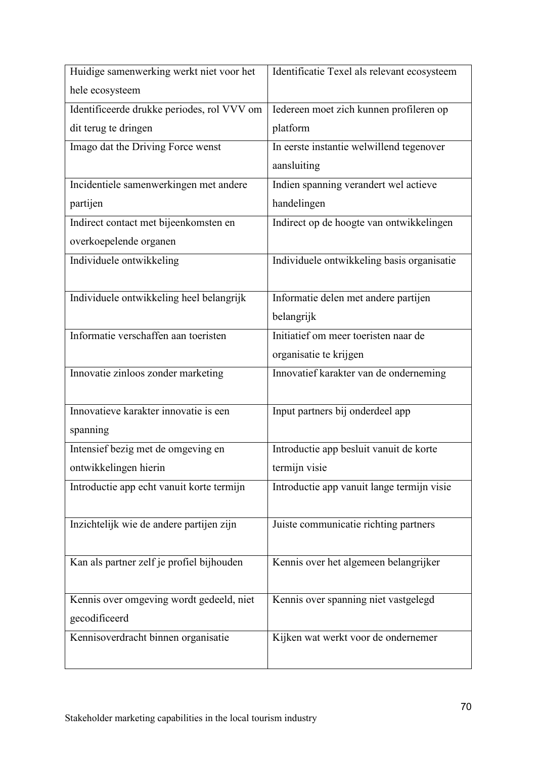| Huidige samenwerking werkt niet voor het hele ecosysteem | Identificatie Texel als relevant ecosysteem |
|---|---|
| Identificeerde drukke periodes, rol VVV om dit terug te dringen | Iedereen moet zich kunnen profileren op platform |
| Imago dat the Driving Force wenst | In eerste instantie welwillend tegenover aansluiting |
| Incidentiele samenwerkingen met andere partijen | Indien spanning verandert wel actieve handelingen |
| Indirect contact met bijeenkomsten en overkoepelende organen | Indirect op de hoogte van ontwikkelingen |
| Individuele ontwikkeling | Individuele ontwikkeling basis organisatie |
| Individuele ontwikkeling heel belangrijk | Informatie delen met andere partijen belangrijk |
| Informatie verschaffen aan toeristen | Initiatief om meer toeristen naar de organisatie te krijgen |
| Innovatie zinloos zonder marketing | Innovatief karakter van de onderneming |
| Innovatieve karakter innovatie is een spanning | Input partners bij onderdeel app |
| Intensief bezig met de omgeving en ontwikkelingen hierin | Introductie app besluit vanuit de korte termijn visie |
| Introductie app echt vanuit korte termijn | Introductie app vanuit lange termijn visie |
| Inzichtelijk wie de andere partijen zijn | Juiste communicatie richting partners |
| Kan als partner zelf je profiel bijhouden | Kennis over het algemeen belangrijker |
| Kennis over omgeving wordt gedeeld, niet gecodificeerd | Kennis over spanning niet vastgelegd |
| Kennisoverdracht binnen organisatie | Kijken wat werkt voor de ondernemer |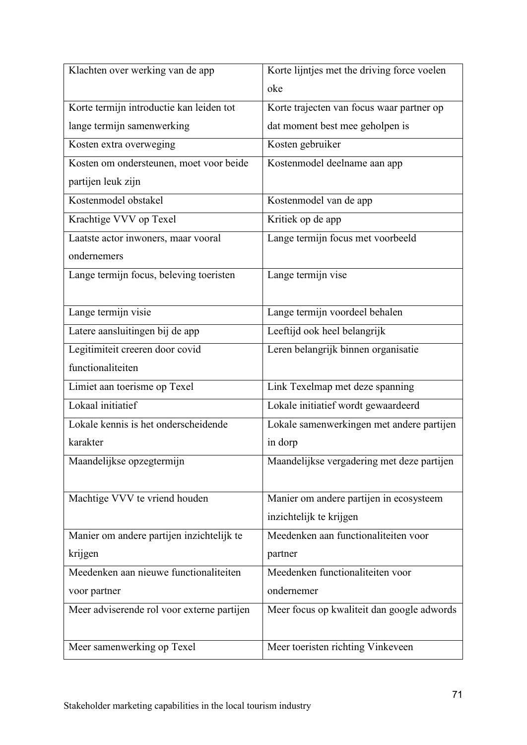| Klachten over werking van de app | Korte lijntjes met the driving force voelen oke |
|---|---|
| Korte termijn introductie kan leiden tot lange termijn samenwerking | Korte trajecten van focus waar partner op dat moment best mee geholpen is |
| Kosten extra overweging | Kosten gebruiker |
| Kosten om ondersteunen, moet voor beide partijen leuk zijn | Kostenmodel deelname aan app |
| Kostenmodel obstakel | Kostenmodel van de app |
| Krachtige VVV op Texel | Kritiek op de app |
| Laatste actor inwoners, maar vooral ondernemers | Lange termijn focus met voorbeeld |
| Lange termijn focus, beleving toeristen | Lange termijn vise |
| Lange termijn visie | Lange termijn voordeel behalen |
| Latere aansluitingen bij de app | Leeftijd ook heel belangrijk |
| Legitimiteit creeren door covid functionaliteiten | Leren belangrijk binnen organisatie |
| Limiet aan toerisme op Texel | Link Texelmap met deze spanning |
| Lokaal initiatief | Lokale initiatief wordt gewaardeerd |
| Lokale kennis is het onderscheidende karakter | Lokale samenwerkingen met andere partijen in dorp |
| Maandelijkse opzegtermijn | Maandelijkse vergadering met deze partijen |
| Machtige VVV te vriend houden | Manier om andere partijen in ecosysteem inzichtelijk te krijgen |
| Manier om andere partijen inzichtelijk te krijgen | Meedenken aan functionaliteiten voor partner |
| Meedenken aan nieuwe functionaliteiten voor partner | Meedenken functionaliteiten voor ondernemer |
| Meer adviserende rol voor externe partijen | Meer focus op kwaliteit dan google adwords |
| Meer samenwerking op Texel | Meer toeristen richting Vinkeveen |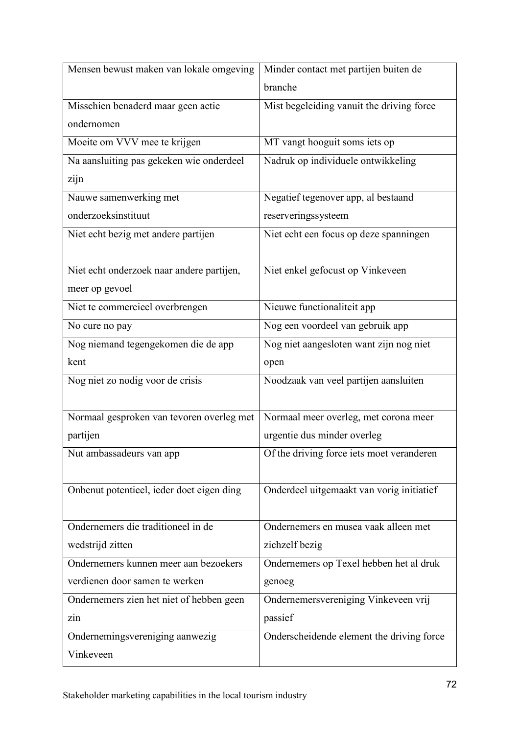| | |
|---|---|
| Mensen bewust maken van lokale omgeving | Minder contact met partijen buiten de branche |
| Misschien benaderd maar geen actie ondernomen | Mist begeleiding vanuit the driving force |
| Moeite om VVV mee te krijgen | MT vangt hooguit soms iets op |
| Na aansluiting pas gekeken wie onderdeel zijn | Nadruk op individuele ontwikkeling |
| Nauwe samenwerking met onderzoeksinstituut | Negatief tegenover app, al bestaand reserveringssysteem |
| Niet echt bezig met andere partijen | Niet echt een focus op deze spanningen |
| Niet echt onderzoek naar andere partijen, meer op gevoel | Niet enkel gefocust op Vinkeveen |
| Niet te commercieel overbrengen | Nieuwe functionaliteit app |
| No cure no pay | Nog een voordeel van gebruik app |
| Nog niemand tegengekomen die de app kent | Nog niet aangesloten want zijn nog niet open |
| Nog niet zo nodig voor de crisis | Noodzaak van veel partijen aansluiten |
| Normaal gesproken van tevoren overleg met partijen | Normaal meer overleg, met corona meer urgentie dus minder overleg |
| Nut ambassadeurs van app | Of the driving force iets moet veranderen |
| Onbenut potentieel, ieder doet eigen ding | Onderdeel uitgemaakt van vorig initiatief |
| Ondernemers die traditioneel in de wedstrijd zitten | Ondernemers en musea vaak alleen met zichzelf bezig |
| Ondernemers kunnen meer aan bezoekers verdienen door samen te werken | Ondernemers op Texel hebben het al druk genoeg |
| Ondernemers zien het niet of hebben geen zin | Ondernemersvereniging Vinkeveen vrij passief |
| Ondernemingsvereniging aanwezig Vinkeveen | Onderscheidende element the driving force |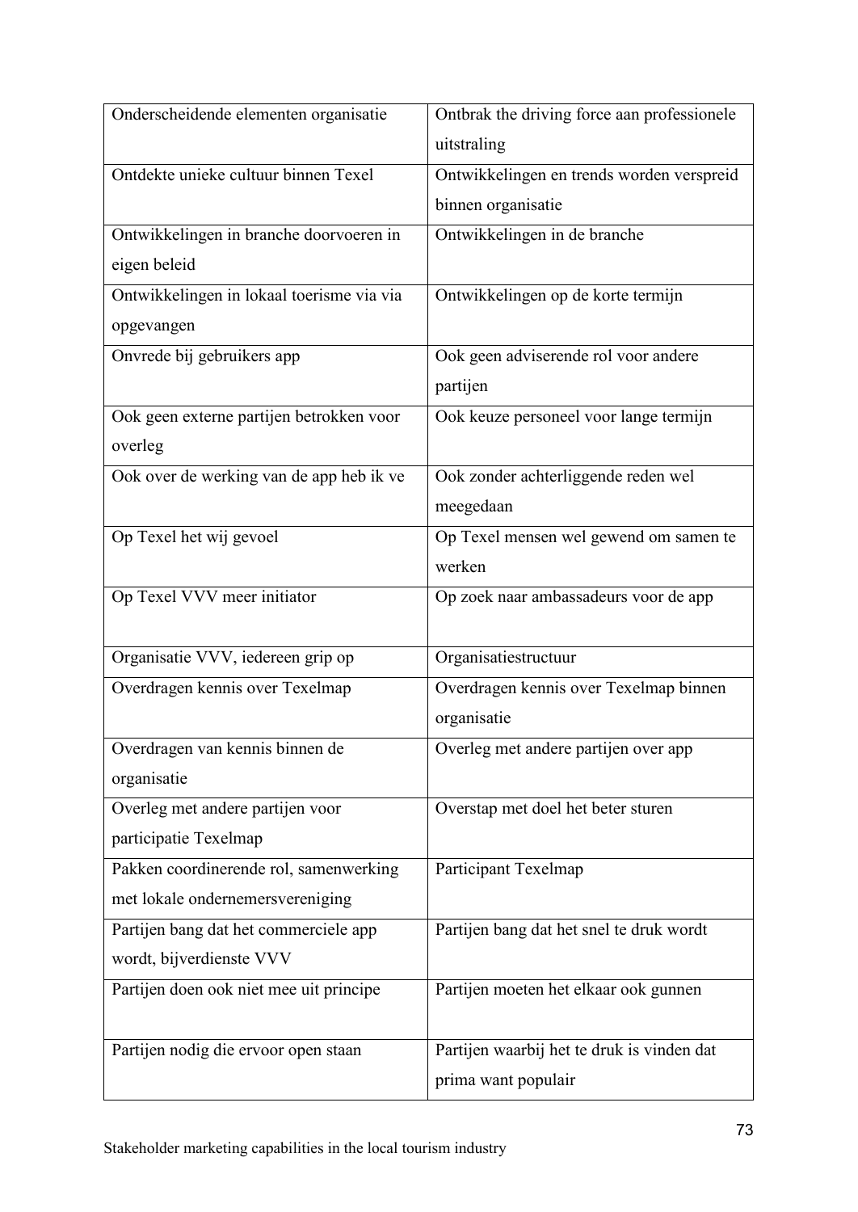| Onderscheidende elementen organisatie | Ontbrak the driving force aan professionele uitstraling |
|---|---|
| Ontdekte unieke cultuur binnen Texel | Ontwikkelingen en trends worden verspreid binnen organisatie |
| Ontwikkelingen in branche doorvoeren in eigen beleid | Ontwikkelingen in de branche |
| Ontwikkelingen in lokaal toerisme via via opgevangen | Ontwikkelingen op de korte termijn |
| Onvrede bij gebruikers app | Ook geen adviserende rol voor andere partijen |
| Ook geen externe partijen betrokken voor overleg | Ook keuze personeel voor lange termijn |
| Ook over de werking van de app heb ik ve | Ook zonder achterliggende reden wel meegedaan |
| Op Texel het wij gevoel | Op Texel mensen wel gewend om samen te werken |
| Op Texel VVV meer initiator | Op zoek naar ambassadeurs voor de app |
| Organisatie VVV, iedereen grip op | Organisatiestructuur |
| Overdragen kennis over Texelmap | Overdragen kennis over Texelmap binnen organisatie |
| Overdragen van kennis binnen de organisatie | Overleg met andere partijen over app |
| Overleg met andere partijen voor participatie Texelmap | Overstap met doel het beter sturen |
| Pakken coordinerende rol, samenwerking met lokale ondernemersvereniging | Participant Texelmap |
| Partijen bang dat het commerciele app wordt, bijverdienste VVV | Partijen bang dat het snel te druk wordt |
| Partijen doen ook niet mee uit principe | Partijen moeten het elkaar ook gunnen |
| Partijen nodig die ervoor open staan | Partijen waarbij het te druk is vinden dat prima want populair |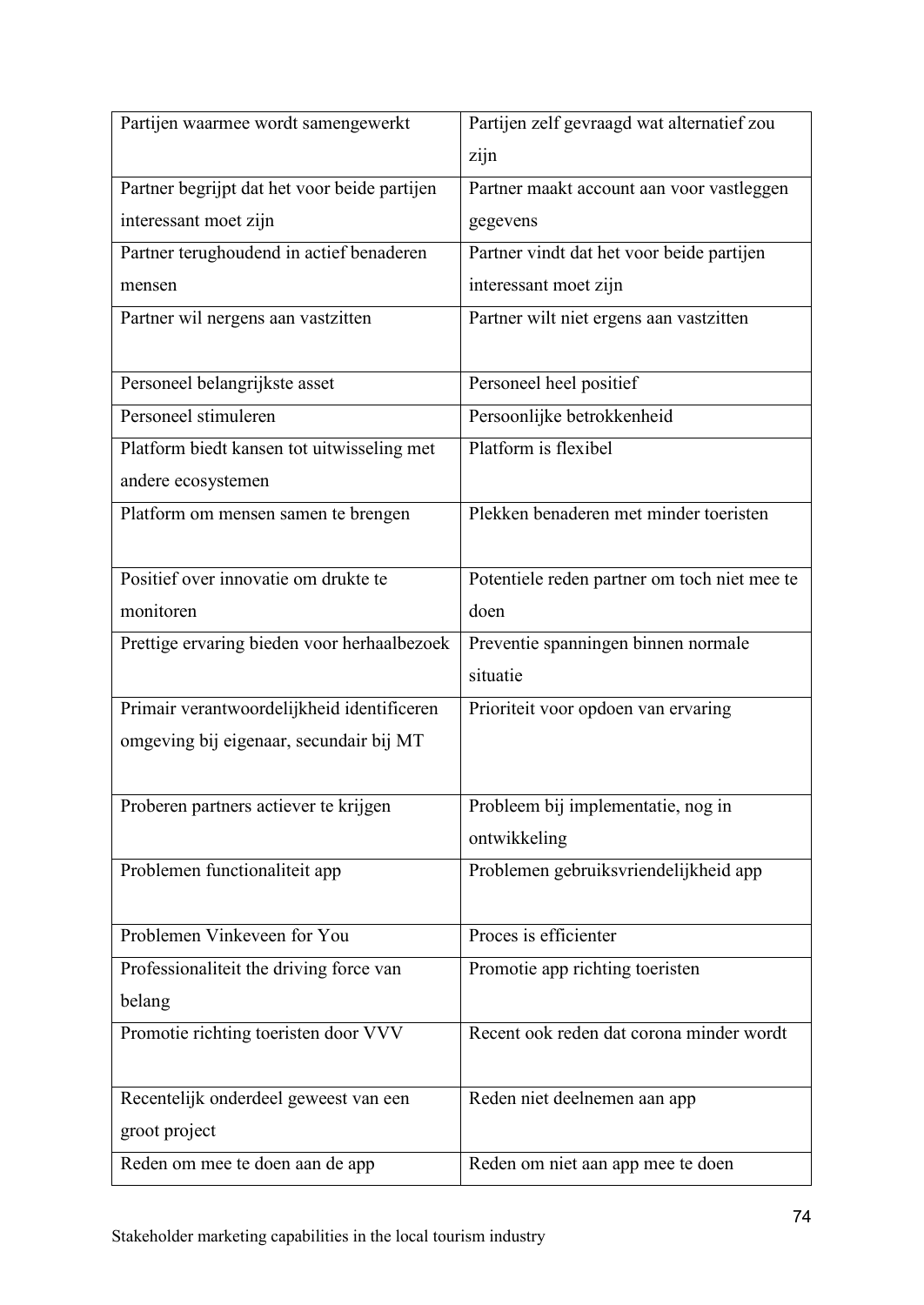| | |
|---|---|
| Partijen waarmee wordt samengewerkt | Partijen zelf gevraagd wat alternatief zou zijn |
| Partner begrijpt dat het voor beide partijen interessant moet zijn | Partner maakt account aan voor vastleggen gegevens |
| Partner terughoudend in actief benaderen mensen | Partner vindt dat het voor beide partijen interessant moet zijn |
| Partner wil nergens aan vastzitten | Partner wilt niet ergens aan vastzitten |
| Personeel belangrijkste asset | Personeel heel positief |
| Personeel stimuleren | Persoonlijke betrokkenheid |
| Platform biedt kansen tot uitwisseling met andere ecosystemen | Platform is flexibel |
| Platform om mensen samen te brengen | Plekken benaderen met minder toeristen |
| Positief over innovatie om drukte te monitoren | Potentiele reden partner om toch niet mee te doen |
| Prettige ervaring bieden voor herhaalbezoek | Preventie spanningen binnen normale situatie |
| Primair verantwoordelijkheid identificeren omgeving bij eigenaar, secundair bij MT | Prioriteit voor opdoen van ervaring |
| Proberen partners actiever te krijgen | Probleem bij implementatie, nog in ontwikkeling |
| Problemen functionaliteit app | Problemen gebruiksvriendelijkheid app |
| Problemen Vinkeveen for You | Proces is efficienter |
| Professionaliteit the driving force van belang | Promotie app richting toeristen |
| Promotie richting toeristen door VVV | Recent ook reden dat corona minder wordt |
| Recentelijk onderdeel geweest van een groot project | Reden niet deelnemen aan app |
| Reden om mee te doen aan de app | Reden om niet aan app mee te doen |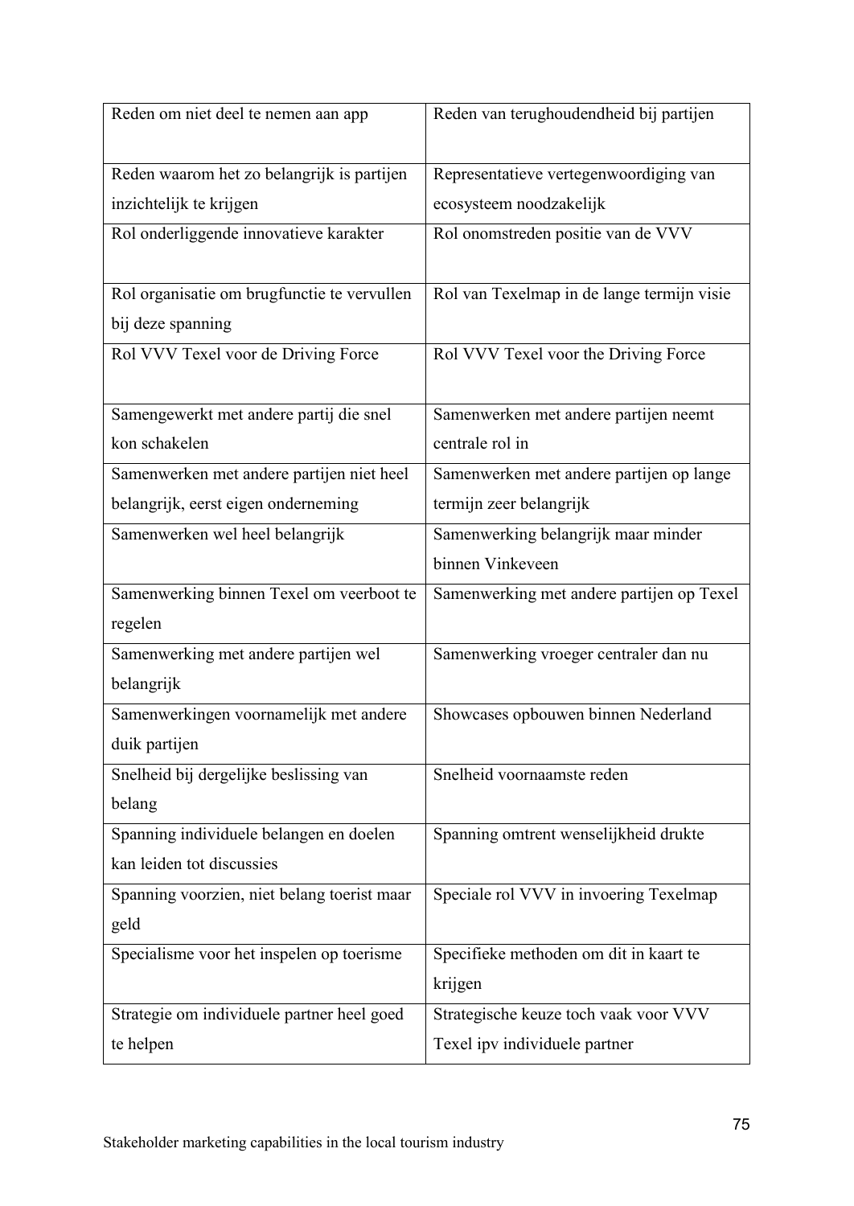| Reden om niet deel te nemen aan app | Reden van terughoudendheid bij partijen |
|---|---|
| Reden waarom het zo belangrijk is partijen inzichtelijk te krijgen | Representatieve vertegenwoordiging van ecosysteem noodzakelijk |
| Rol onderliggende innovatieve karakter | Rol onomstreden positie van de VVV |
| Rol organisatie om brugfunctie te vervullen bij deze spanning | Rol van Texelmap in de lange termijn visie |
| Rol VVV Texel voor de Driving Force | Rol VVV Texel voor the Driving Force |
| Samengewerkt met andere partij die snel kon schakelen | Samenwerken met andere partijen neemt centrale rol in |
| Samenwerken met andere partijen niet heel belangrijk, eerst eigen onderneming | Samenwerken met andere partijen op lange termijn zeer belangrijk |
| Samenwerken wel heel belangrijk | Samenwerking belangrijk maar minder binnen Vinkeveen |
| Samenwerking binnen Texel om veerboot te regelen | Samenwerking met andere partijen op Texel |
| Samenwerking met andere partijen wel belangrijk | Samenwerking vroeger centraler dan nu |
| Samenwerkingen voornamelijk met andere duik partijen | Showcases opbouwen binnen Nederland |
| Snelheid bij dergelijke beslissing van belang | Snelheid voornaamste reden |
| Spanning individuele belangen en doelen kan leiden tot discussies | Spanning omtrent wenselijkheid drukte |
| Spanning voorzien, niet belang toerist maar geld | Speciale rol VVV in invoering Texelmap |
| Specialisme voor het inspelen op toerisme | Specifieke methoden om dit in kaart te krijgen |
| Strategie om individuele partner heel goed te helpen | Strategische keuze toch vaak voor VVV Texel ipv individuele partner |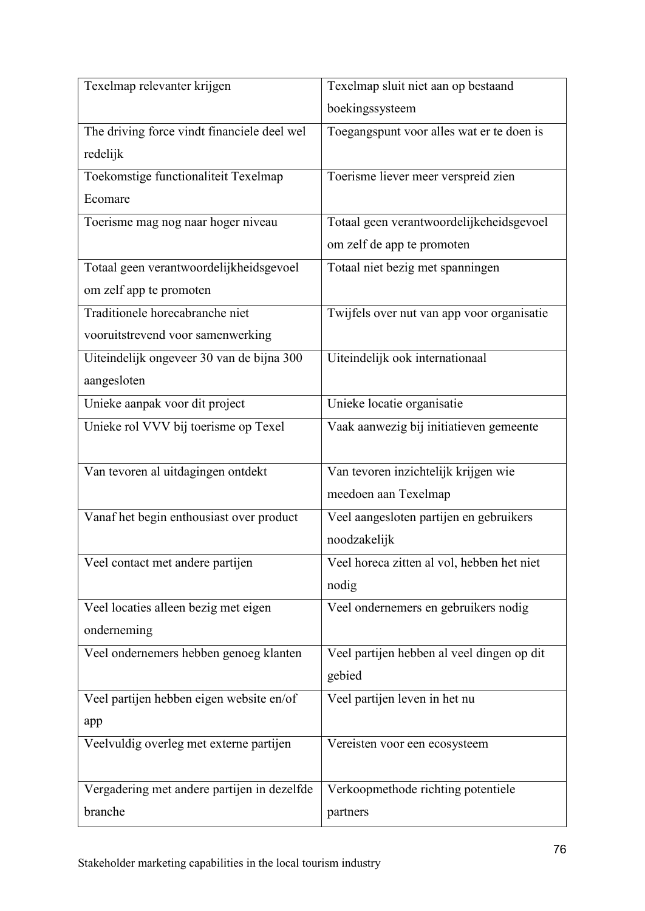| | |
|---|---|
| Texelmap relevanter krijgen | Texelmap sluit niet aan op bestaand boekingssysteem |
| The driving force vindt financiele deel wel redelijk | Toegangspunt voor alles wat er te doen is |
| Toekomstige functionaliteit Texelmap Ecomare | Toerisme liever meer verspreid zien |
| Toerisme mag nog naar hoger niveau | Totaal geen verantwoordelijkeheidsgevoel om zelf de app te promoten |
| Totaal geen verantwoordelijkheidsgevoel om zelf app te promoten | Totaal niet bezig met spanningen |
| Traditionele horecabranche niet vooruitstrevend voor samenwerking | Twijfels over nut van app voor organisatie |
| Uiteindelijk ongeveer 30 van de bijna 300 aangesloten | Uiteindelijk ook internationaal |
| Unieke aanpak voor dit project | Unieke locatie organisatie |
| Unieke rol VVV bij toerisme op Texel | Vaak aanwezig bij initiatieven gemeente |
| Van tevoren al uitdagingen ontdekt | Van tevoren inzichtelijk krijgen wie meedoen aan Texelmap |
| Vanaf het begin enthousiast over product | Veel aangesloten partijen en gebruikers noodzakelijk |
| Veel contact met andere partijen | Veel horeca zitten al vol, hebben het niet nodig |
| Veel locaties alleen bezig met eigen onderneming | Veel ondernemers en gebruikers nodig |
| Veel ondernemers hebben genoeg klanten | Veel partijen hebben al veel dingen op dit gebied |
| Veel partijen hebben eigen website en/of app | Veel partijen leven in het nu |
| Veelvuldig overleg met externe partijen | Vereisten voor een ecosysteem |
| Vergadering met andere partijen in dezelfde branche | Verkoopmethode richting potentiele partners |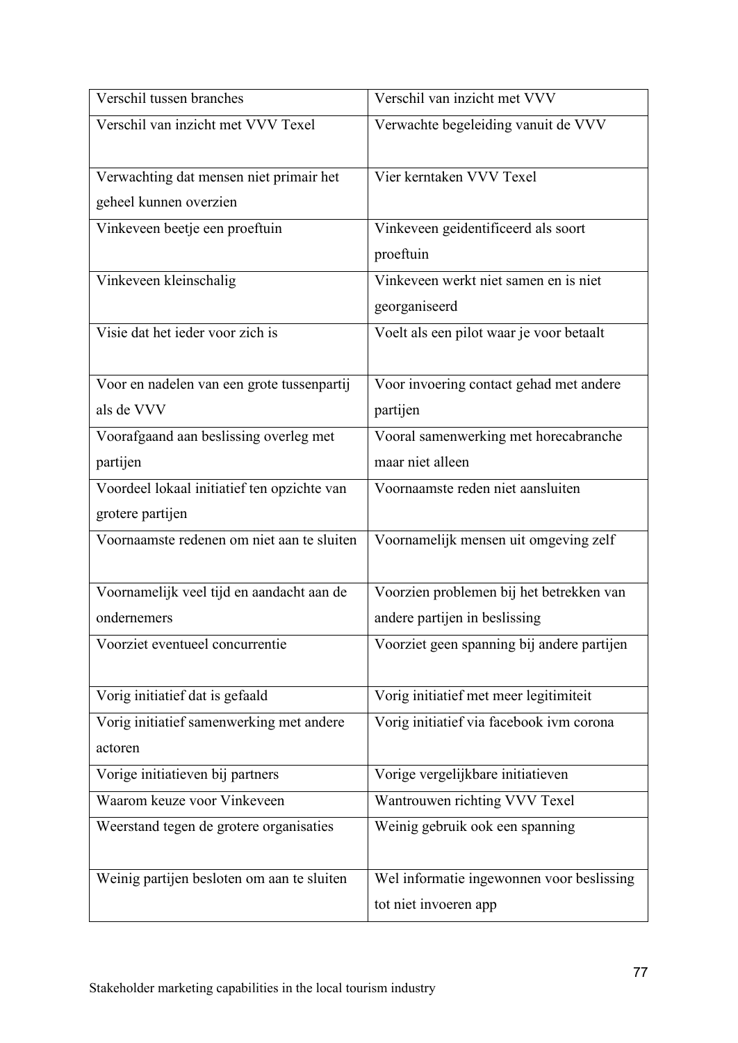| Verschil tussen branches | Verschil van inzicht met VVV |
|---|---|
| Verschil van inzicht met VVV Texel | Verwachte begeleiding vanuit de VVV |
| Verwachting dat mensen niet primair het geheel kunnen overzien | Vier kerntaken VVV Texel |
| Vinkeveen beetje een proeftuin | Vinkeveen geidentificeerd als soort proeftuin |
| Vinkeveen kleinschalig | Vinkeveen werkt niet samen en is niet georganiseerd |
| Visie dat het ieder voor zich is | Voelt als een pilot waar je voor betaalt |
| Voor en nadelen van een grote tussenpartij als de VVV | Voor invoering contact gehad met andere partijen |
| Voorafgaand aan beslissing overleg met partijen | Vooral samenwerking met horecabranche maar niet alleen |
| Voordeel lokaal initiatief ten opzichte van grotere partijen | Voornaamste reden niet aansluiten |
| Voornaamste redenen om niet aan te sluiten | Voornamelijk mensen uit omgeving zelf |
| Voornamelijk veel tijd en aandacht aan de ondernemers | Voorzien problemen bij het betrekken van andere partijen in beslissing |
| Voorziet eventueel concurrentie | Voorziet geen spanning bij andere partijen |
| Vorig initiatief dat is gefaald | Vorig initiatief met meer legitimiteit |
| Vorig initiatief samenwerking met andere actoren | Vorig initiatief via facebook ivm corona |
| Vorige initiatieven bij partners | Vorige vergelijkbare initiatieven |
| Waarom keuze voor Vinkeveen | Wantrouwen richting VVV Texel |
| Weerstand tegen de grotere organisaties | Weinig gebruik ook een spanning |
| Weinig partijen besloten om aan te sluiten | Wel informatie ingewonnen voor beslissing tot niet invoeren app |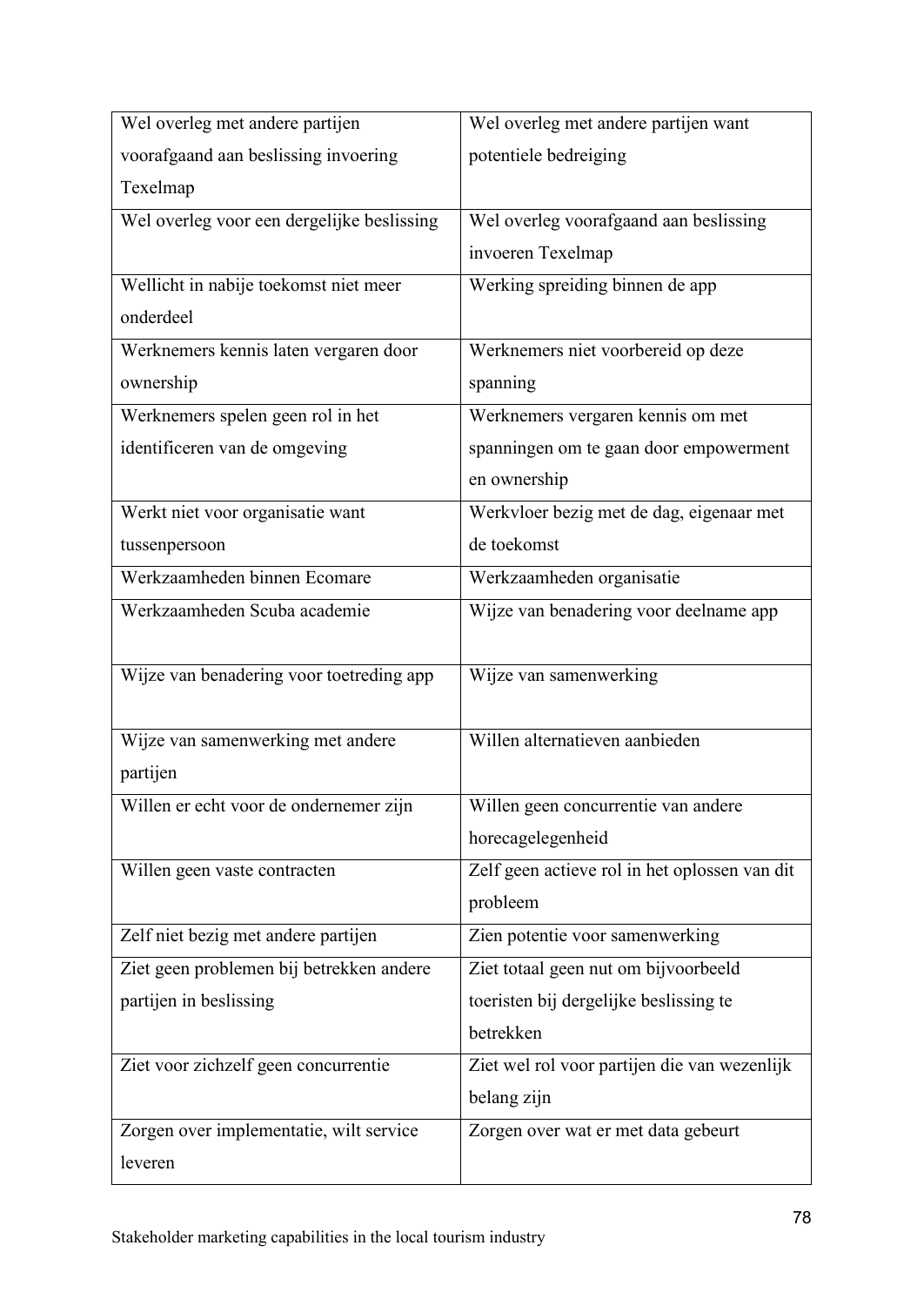| Wel overleg met andere partijen voorafgaand aan beslissing invoering Texelmap | Wel overleg met andere partijen want potentiele bedreiging |
|---|---|
| Wel overleg voor een dergelijke beslissing | Wel overleg voorafgaand aan beslissing invoeren Texelmap |
| Wellicht in nabije toekomst niet meer onderdeel | Werking spreiding binnen de app |
| Werknemers kennis laten vergaren door ownership | Werknemers niet voorbereid op deze spanning |
| Werknemers spelen geen rol in het identificeren van de omgeving | Werknemers vergaren kennis om met spanningen om te gaan door empowerment en ownership |
| Werkt niet voor organisatie want tussenpersoon | Werkvloer bezig met de dag, eigenaar met de toekomst |
| Werkzaamheden binnen Ecomare | Werkzaamheden organisatie |
| Werkzaamheden Scuba academie | Wijze van benadering voor deelname app |
| Wijze van benadering voor toetreding app | Wijze van samenwerking |
| Wijze van samenwerking met andere partijen | Willen alternatieven aanbieden |
| Willen er echt voor de ondernemer zijn | Willen geen concurrentie van andere horecagelegenheid |
| Willen geen vaste contracten | Zelf geen actieve rol in het oplossen van dit probleem |
| Zelf niet bezig met andere partijen | Zien potentie voor samenwerking |
| Ziet geen problemen bij betrekken andere partijen in beslissing | Ziet totaal geen nut om bijvoorbeeld toeristen bij dergelijke beslissing te betrekken |
| Ziet voor zichzelf geen concurrentie | Ziet wel rol voor partijen die van wezenlijk belang zijn |
| Zorgen over implementatie, wilt service leveren | Zorgen over wat er met data gebeurt |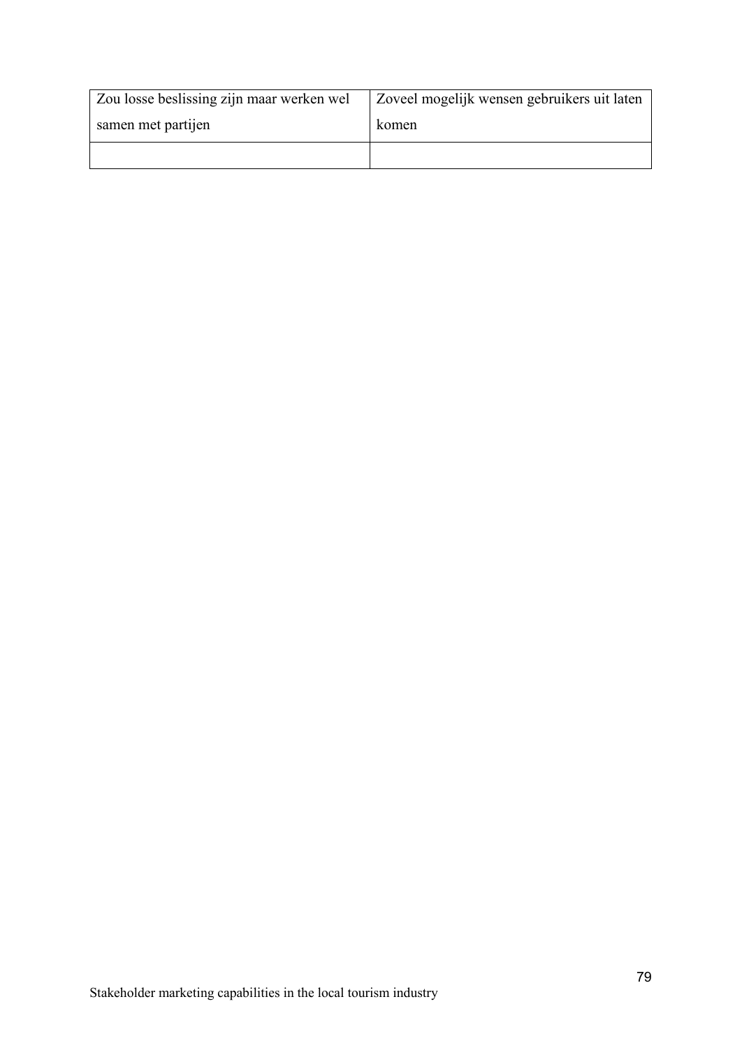| Zou losse beslissing zijn maar werken wel samen met partijen | Zoveel mogelijk wensen gebruikers uit laten komen |
|---|---|
| | |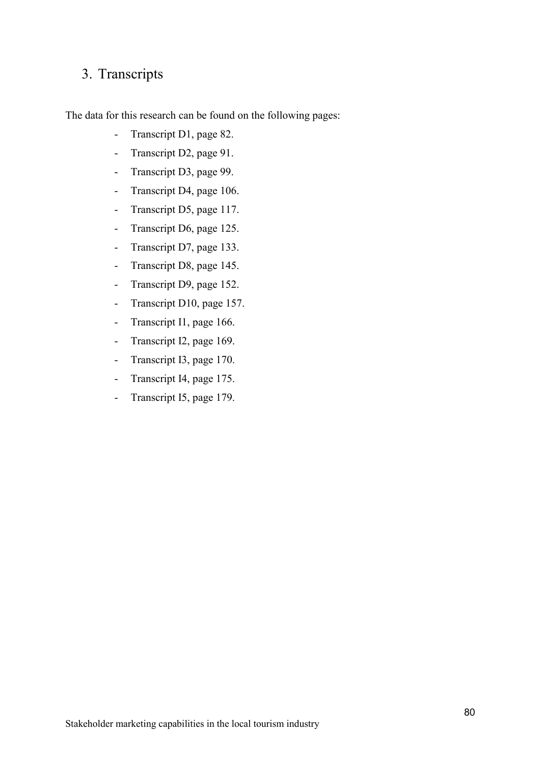## 3. Transcripts

The data for this research can be found on the following pages:

- Transcript D1, page 82.
- Transcript D2, page 91.
- Transcript D3, page 99.
- Transcript D4, page 106.
- Transcript D5, page 117.
- Transcript D6, page 125.
- Transcript D7, page 133.
- Transcript D8, page 145.
- Transcript D9, page 152.
- Transcript D10, page 157.
- Transcript I1, page 166.
- Transcript I2, page 169.
- Transcript I3, page 170.
- Transcript I4, page 175.
- Transcript I5, page 179.